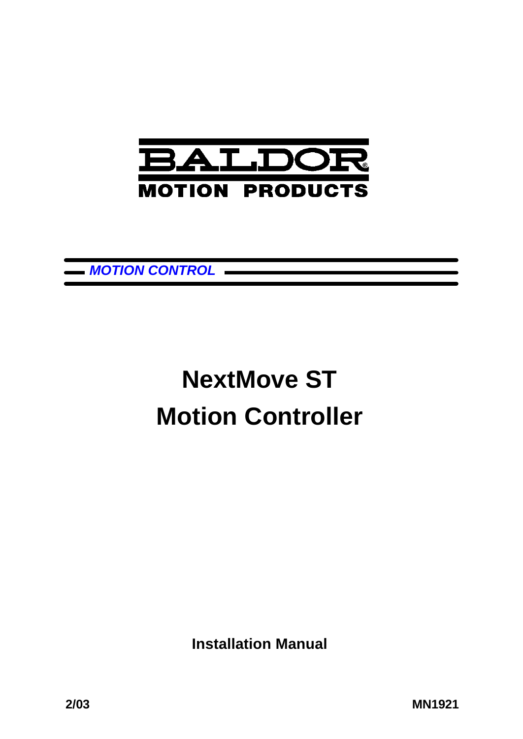BALDOR

MOTION PRODUCTS

*MOTION CONTROL*

# NextMove ST Motion Controller

**Installation Manual**

**2/03**

**MN1921**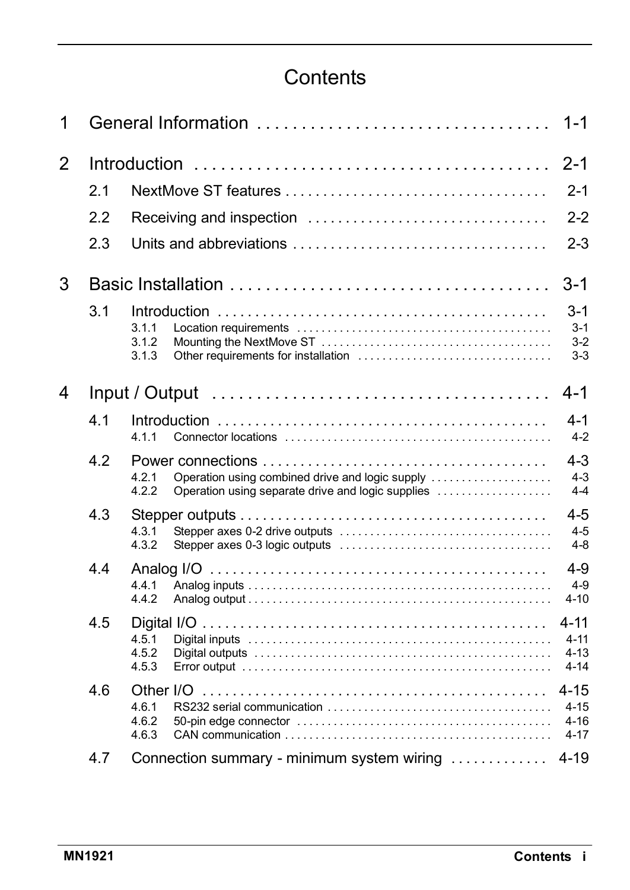# Contents

1 General Information . . . . . . . . . . . . . . . . . . . . . . . . . . . . . . . . 1-1

2 Introduction . . . . . . . . . . . . . . . . . . . . . . . . . . . . . . . . . . . . . . . . 2-1

- 2.1 NextMove ST features . . . . . . . . . . . . . . . . . . . . . . . . . . . . . . . . . . 2-1
- 2.2 Receiving and inspection . . . . . . . . . . . . . . . . . . . . . . . . . . . . . . . 2-2
- 2.3 Units and abbreviations . . . . . . . . . . . . . . . . . . . . . . . . . . . . . . . . . 2-3

3 Basic Installation . . . . . . . . . . . . . . . . . . . . . . . . . . . . . . . . . . . . 3-1

- 3.1 Introduction . . . . . . . . . . . . . . . . . . . . . . . . . . . . . . . . . . . . . . . . . . . 3-1
  - 3.1.1 Location requirements . . . . . . . . . . . . . . . . . . . . . . . . . . . . . . . . . . . . . . . 3-1
  - 3.1.2 Mounting the NextMove ST . . . . . . . . . . . . . . . . . . . . . . . . . . . . . . . . . . . 3-2
  - 3.1.3 Other requirements for installation . . . . . . . . . . . . . . . . . . . . . . . . . . . . . . . 3-3

4 Input / Output . . . . . . . . . . . . . . . . . . . . . . . . . . . . . . . . . . . . . . . 4-1

- 4.1 Introduction . . . . . . . . . . . . . . . . . . . . . . . . . . . . . . . . . . . . . . . . . . . 4-1
  - 4.1.1 Connector locations . . . . . . . . . . . . . . . . . . . . . . . . . . . . . . . . . . . . . . . . . 4-2
- 4.2 Power connections . . . . . . . . . . . . . . . . . . . . . . . . . . . . . . . . . . . . . 4-3
  - 4.2.1 Operation using combined drive and logic supply . . . . . . . . . . . . . . . . . . . 4-3
  - 4.2.2 Operation using separate drive and logic supplies . . . . . . . . . . . . . . . . . . 4-4
- 4.3 Stepper outputs . . . . . . . . . . . . . . . . . . . . . . . . . . . . . . . . . . . . . . . . 4-5
  - 4.3.1 Stepper axes 0-2 drive outputs . . . . . . . . . . . . . . . . . . . . . . . . . . . . . . . . . 4-5
  - 4.3.2 Stepper axes 0-3 logic outputs . . . . . . . . . . . . . . . . . . . . . . . . . . . . . . . . . 4-8
- 4.4 Analog I/O . . . . . . . . . . . . . . . . . . . . . . . . . . . . . . . . . . . . . . . . . . . . 4-9
  - 4.4.1 Analog inputs . . . . . . . . . . . . . . . . . . . . . . . . . . . . . . . . . . . . . . . . . . . . . . . 4-9
  - 4.4.2 Analog output . . . . . . . . . . . . . . . . . . . . . . . . . . . . . . . . . . . . . . . . . . . . . . 4-10
- 4.5 Digital I/O . . . . . . . . . . . . . . . . . . . . . . . . . . . . . . . . . . . . . . . . . . . . 4-11
  - 4.5.1 Digital inputs . . . . . . . . . . . . . . . . . . . . . . . . . . . . . . . . . . . . . . . . . . . . . . . 4-11
  - 4.5.2 Digital outputs . . . . . . . . . . . . . . . . . . . . . . . . . . . . . . . . . . . . . . . . . . . . . . 4-13
  - 4.5.3 Error output . . . . . . . . . . . . . . . . . . . . . . . . . . . . . . . . . . . . . . . . . . . . . . . . 4-14
- 4.6 Other I/O . . . . . . . . . . . . . . . . . . . . . . . . . . . . . . . . . . . . . . . . . . . . . 4-15
  - 4.6.1 RS232 serial communication . . . . . . . . . . . . . . . . . . . . . . . . . . . . . . . . . . . 4-15
  - 4.6.2 50-pin edge connector . . . . . . . . . . . . . . . . . . . . . . . . . . . . . . . . . . . . . . . . 4-16
  - 4.6.3 CAN communication . . . . . . . . . . . . . . . . . . . . . . . . . . . . . . . . . . . . . . . . . 4-17
- 4.7 Connection summary - minimum system wiring . . . . . . . . . . . . 4-19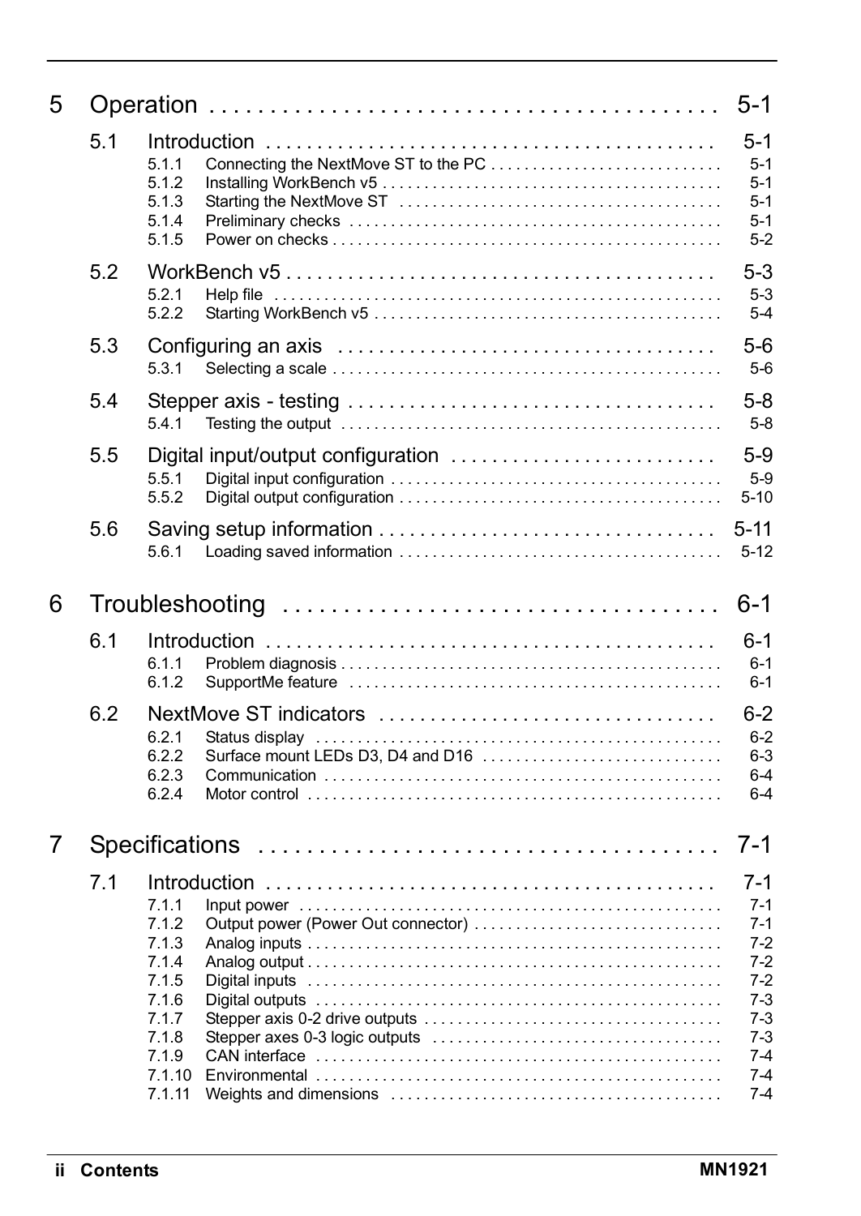# 5 Operation . . . . . . . . . . . . . . . . . . . . . . . . . . . . . . . . . . . . . . . . . 5-1

## 5.1 Introduction . . . . . . . . . . . . . . . . . . . . . . . . . . . . . . . . . . . . . . . . . . . 5-1

5.1.1 Connecting the NextMove ST to the PC . . . . . . . . . . . . . . . . . . . . . . . . . . . . 5-1
5.1.2 Installing WorkBench v5 . . . . . . . . . . . . . . . . . . . . . . . . . . . . . . . . . . . . . . . . 5-1
5.1.3 Starting the NextMove ST . . . . . . . . . . . . . . . . . . . . . . . . . . . . . . . . . . . . . . . 5-1
5.1.4 Preliminary checks . . . . . . . . . . . . . . . . . . . . . . . . . . . . . . . . . . . . . . . . . . . . 5-1
5.1.5 Power on checks . . . . . . . . . . . . . . . . . . . . . . . . . . . . . . . . . . . . . . . . . . . . . . 5-2

## 5.2 WorkBench v5 . . . . . . . . . . . . . . . . . . . . . . . . . . . . . . . . . . . . . . . . . . 5-3

5.2.1 Help file . . . . . . . . . . . . . . . . . . . . . . . . . . . . . . . . . . . . . . . . . . . . . . . . . . . . 5-3
5.2.2 Starting WorkBench v5 . . . . . . . . . . . . . . . . . . . . . . . . . . . . . . . . . . . . . . . . . 5-4

## 5.3 Configuring an axis . . . . . . . . . . . . . . . . . . . . . . . . . . . . . . . . . . . . . 5-6

5.3.1 Selecting a scale . . . . . . . . . . . . . . . . . . . . . . . . . . . . . . . . . . . . . . . . . . . . . 5-6

## 5.4 Stepper axis - testing . . . . . . . . . . . . . . . . . . . . . . . . . . . . . . . . . . . . 5-8

5.4.1 Testing the output . . . . . . . . . . . . . . . . . . . . . . . . . . . . . . . . . . . . . . . . . . . . . 5-8

## 5.5 Digital input/output configuration . . . . . . . . . . . . . . . . . . . . . . . . . . 5-9

5.5.1 Digital input configuration . . . . . . . . . . . . . . . . . . . . . . . . . . . . . . . . . . . . . . . 5-9
5.5.2 Digital output configuration . . . . . . . . . . . . . . . . . . . . . . . . . . . . . . . . . . . . . . 5-10

## 5.6 Saving setup information . . . . . . . . . . . . . . . . . . . . . . . . . . . . . . . . 5-11

5.6.1 Loading saved information . . . . . . . . . . . . . . . . . . . . . . . . . . . . . . . . . . . . . . 5-12

# 6 Troubleshooting . . . . . . . . . . . . . . . . . . . . . . . . . . . . . . . . . . . . 6-1

## 6.1 Introduction . . . . . . . . . . . . . . . . . . . . . . . . . . . . . . . . . . . . . . . . . . . 6-1

6.1.1 Problem diagnosis . . . . . . . . . . . . . . . . . . . . . . . . . . . . . . . . . . . . . . . . . . . . . 6-1
6.1.2 SupportMe feature . . . . . . . . . . . . . . . . . . . . . . . . . . . . . . . . . . . . . . . . . . . . 6-1

## 6.2 NextMove ST indicators . . . . . . . . . . . . . . . . . . . . . . . . . . . . . . . . . 6-2

6.2.1 Status display . . . . . . . . . . . . . . . . . . . . . . . . . . . . . . . . . . . . . . . . . . . . . . . . 6-2
6.2.2 Surface mount LEDs D3, D4 and D16 . . . . . . . . . . . . . . . . . . . . . . . . . . . . . 6-3
6.2.3 Communication . . . . . . . . . . . . . . . . . . . . . . . . . . . . . . . . . . . . . . . . . . . . . . . 6-4
6.2.4 Motor control . . . . . . . . . . . . . . . . . . . . . . . . . . . . . . . . . . . . . . . . . . . . . . . . . 6-4

# 7 Specifications . . . . . . . . . . . . . . . . . . . . . . . . . . . . . . . . . . . . . . . 7-1

## 7.1 Introduction . . . . . . . . . . . . . . . . . . . . . . . . . . . . . . . . . . . . . . . . . . . 7-1

7.1.1 Input power . . . . . . . . . . . . . . . . . . . . . . . . . . . . . . . . . . . . . . . . . . . . . . . . . . 7-1
7.1.2 Output power (Power Out connector) . . . . . . . . . . . . . . . . . . . . . . . . . . . . . . 7-1
7.1.3 Analog inputs . . . . . . . . . . . . . . . . . . . . . . . . . . . . . . . . . . . . . . . . . . . . . . . . . 7-2
7.1.4 Analog output . . . . . . . . . . . . . . . . . . . . . . . . . . . . . . . . . . . . . . . . . . . . . . . . . 7-2
7.1.5 Digital inputs . . . . . . . . . . . . . . . . . . . . . . . . . . . . . . . . . . . . . . . . . . . . . . . . . 7-2
7.1.6 Digital outputs . . . . . . . . . . . . . . . . . . . . . . . . . . . . . . . . . . . . . . . . . . . . . . . . 7-3
7.1.7 Stepper axis 0-2 drive outputs . . . . . . . . . . . . . . . . . . . . . . . . . . . . . . . . . . . . 7-3
7.1.8 Stepper axes 0-3 logic outputs . . . . . . . . . . . . . . . . . . . . . . . . . . . . . . . . . . . 7-3
7.1.9 CAN interface . . . . . . . . . . . . . . . . . . . . . . . . . . . . . . . . . . . . . . . . . . . . . . . . 7-4
7.1.10 Environmental . . . . . . . . . . . . . . . . . . . . . . . . . . . . . . . . . . . . . . . . . . . . . . . . 7-4
7.1.11 Weights and dimensions . . . . . . . . . . . . . . . . . . . . . . . . . . . . . . . . . . . . . . . 7-4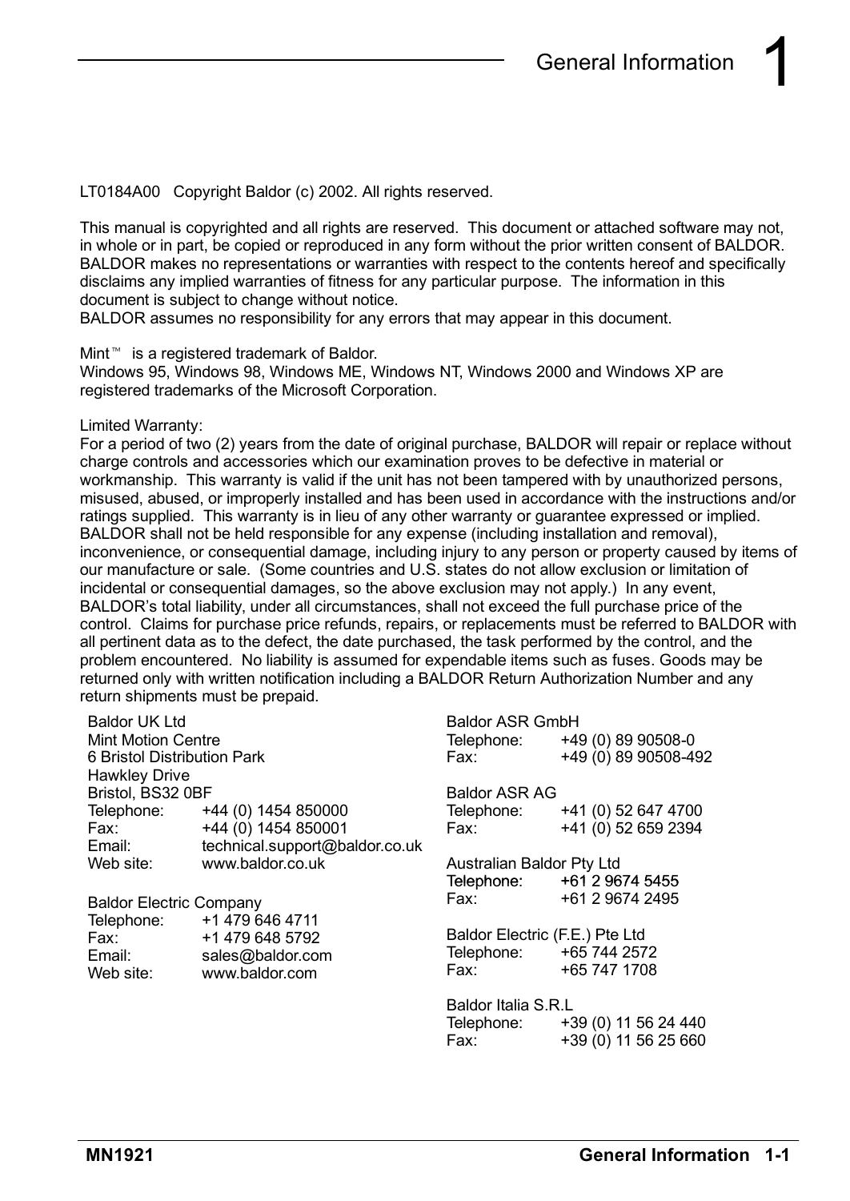# 1 General Information

LT0184A00 Copyright Baldor (c) 2002. All rights reserved.

This manual is copyrighted and all rights are reserved. This document or attached software may not, in whole or in part, be copied or reproduced in any form without the prior written consent of BALDOR. BALDOR makes no representations or warranties with respect to the contents hereof and specifically disclaims any implied warranties of fitness for any particular purpose. The information in this document is subject to change without notice.
BALDOR assumes no responsibility for any errors that may appear in this document.

Mint™ is a registered trademark of Baldor.
Windows 95, Windows 98, Windows ME, Windows NT, Windows 2000 and Windows XP are registered trademarks of the Microsoft Corporation.

Limited Warranty:
For a period of two (2) years from the date of original purchase, BALDOR will repair or replace without charge controls and accessories which our examination proves to be defective in material or workmanship. This warranty is valid if the unit has not been tampered with by unauthorized persons, misused, abused, or improperly installed and has been used in accordance with the instructions and/or ratings supplied. This warranty is in lieu of any other warranty or guarantee expressed or implied. BALDOR shall not be held responsible for any expense (including installation and removal), inconvenience, or consequential damage, including injury to any person or property caused by items of our manufacture or sale. (Some countries and U.S. states do not allow exclusion or limitation of incidental or consequential damages, so the above exclusion may not apply.) In any event, BALDOR's total liability, under all circumstances, shall not exceed the full purchase price of the control. Claims for purchase price refunds, repairs, or replacements must be referred to BALDOR with all pertinent data as to the defect, the date purchased, the task performed by the control, and the problem encountered. No liability is assumed for expendable items such as fuses. Goods may be returned only with written notification including a BALDOR Return Authorization Number and any return shipments must be prepaid.

Baldor UK Ltd
Mint Motion Centre
6 Bristol Distribution Park
Hawkley Drive
Bristol, BS32 0BF
Telephone: +44 (0) 1454 850000
Fax: +44 (0) 1454 850001
Email: technical.support@baldor.co.uk
Web site: www.baldor.co.uk

Baldor Electric Company
Telephone: +1 479 646 4711
Fax: +1 479 648 5792
Email: sales@baldor.com
Web site: www.baldor.com

Baldor ASR GmbH
Telephone: +49 (0) 89 90508-0
Fax: +49 (0) 89 90508-492

Baldor ASR AG
Telephone: +41 (0) 52 647 4700
Fax: +41 (0) 52 659 2394

Australian Baldor Pty Ltd
Telephone: +61 2 9674 5455
Fax: +61 2 9674 2495

Baldor Electric (F.E.) Pte Ltd
Telephone: +65 744 2572
Fax: +65 747 1708

Baldor Italia S.R.L
Telephone: +39 (0) 11 56 24 440
Fax: +39 (0) 11 56 25 660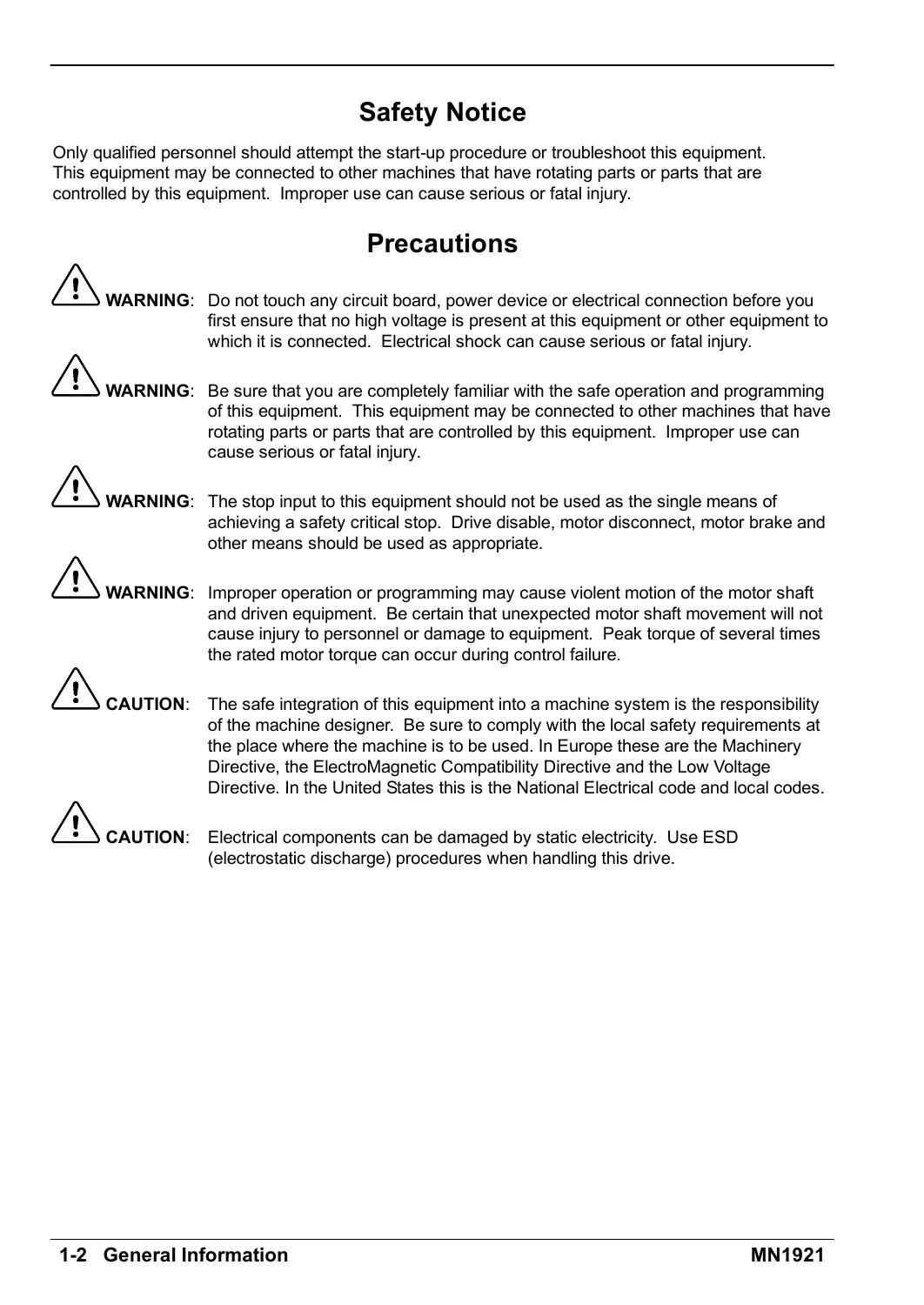## Safety Notice

Only qualified personnel should attempt the start-up procedure or troubleshoot this equipment. This equipment may be connected to other machines that have rotating parts or parts that are controlled by this equipment. Improper use can cause serious or fatal injury.

## Precautions

**WARNING**: Do not touch any circuit board, power device or electrical connection before you first ensure that no high voltage is present at this equipment or other equipment to which it is connected. Electrical shock can cause serious or fatal injury.

**WARNING**: Be sure that you are completely familiar with the safe operation and programming of this equipment. This equipment may be connected to other machines that have rotating parts or parts that are controlled by this equipment. Improper use can cause serious or fatal injury.

**WARNING**: The stop input to this equipment should not be used as the single means of achieving a safety critical stop. Drive disable, motor disconnect, motor brake and other means should be used as appropriate.

**WARNING**: Improper operation or programming may cause violent motion of the motor shaft and driven equipment. Be certain that unexpected motor shaft movement will not cause injury to personnel or damage to equipment. Peak torque of several times the rated motor torque can occur during control failure.

**CAUTION**: The safe integration of this equipment into a machine system is the responsibility of the machine designer. Be sure to comply with the local safety requirements at the place where the machine is to be used. In Europe these are the Machinery Directive, the ElectroMagnetic Compatibility Directive and the Low Voltage Directive. In the United States this is the National Electrical code and local codes.

**CAUTION**: Electrical components can be damaged by static electricity. Use ESD (electrostatic discharge) procedures when handling this drive.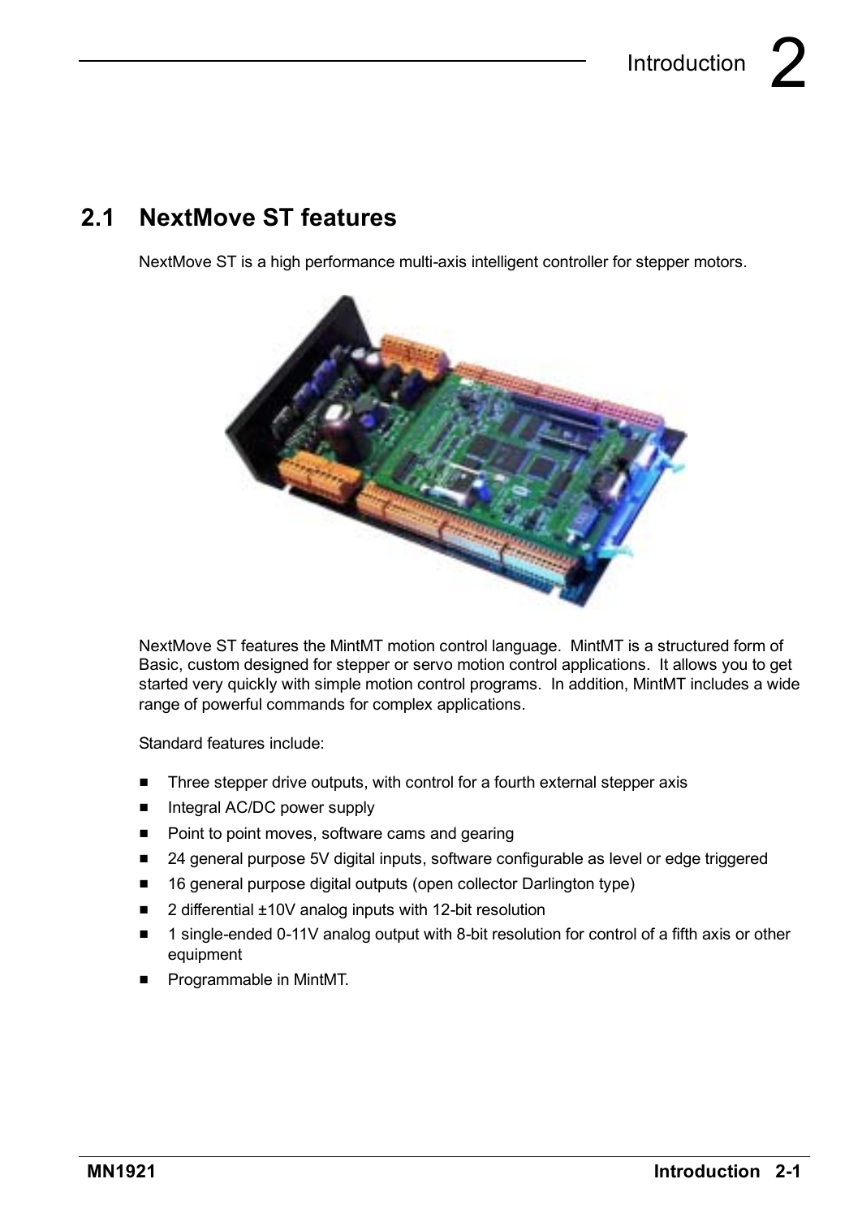## 2.1 NextMove ST features

NextMove ST is a high performance multi-axis intelligent controller for stepper motors.

NextMove ST features the MintMT motion control language. MintMT is a structured form of Basic, custom designed for stepper or servo motion control applications. It allows you to get started very quickly with simple motion control programs. In addition, MintMT includes a wide range of powerful commands for complex applications.

Standard features include:

- Three stepper drive outputs, with control for a fourth external stepper axis
- Integral AC/DC power supply
- Point to point moves, software cams and gearing
- 24 general purpose 5V digital inputs, software configurable as level or edge triggered
- 16 general purpose digital outputs (open collector Darlington type)
- 2 differential ±10V analog inputs with 12-bit resolution
- 1 single-ended 0-11V analog output with 8-bit resolution for control of a fifth axis or other equipment
- Programmable in MintMT.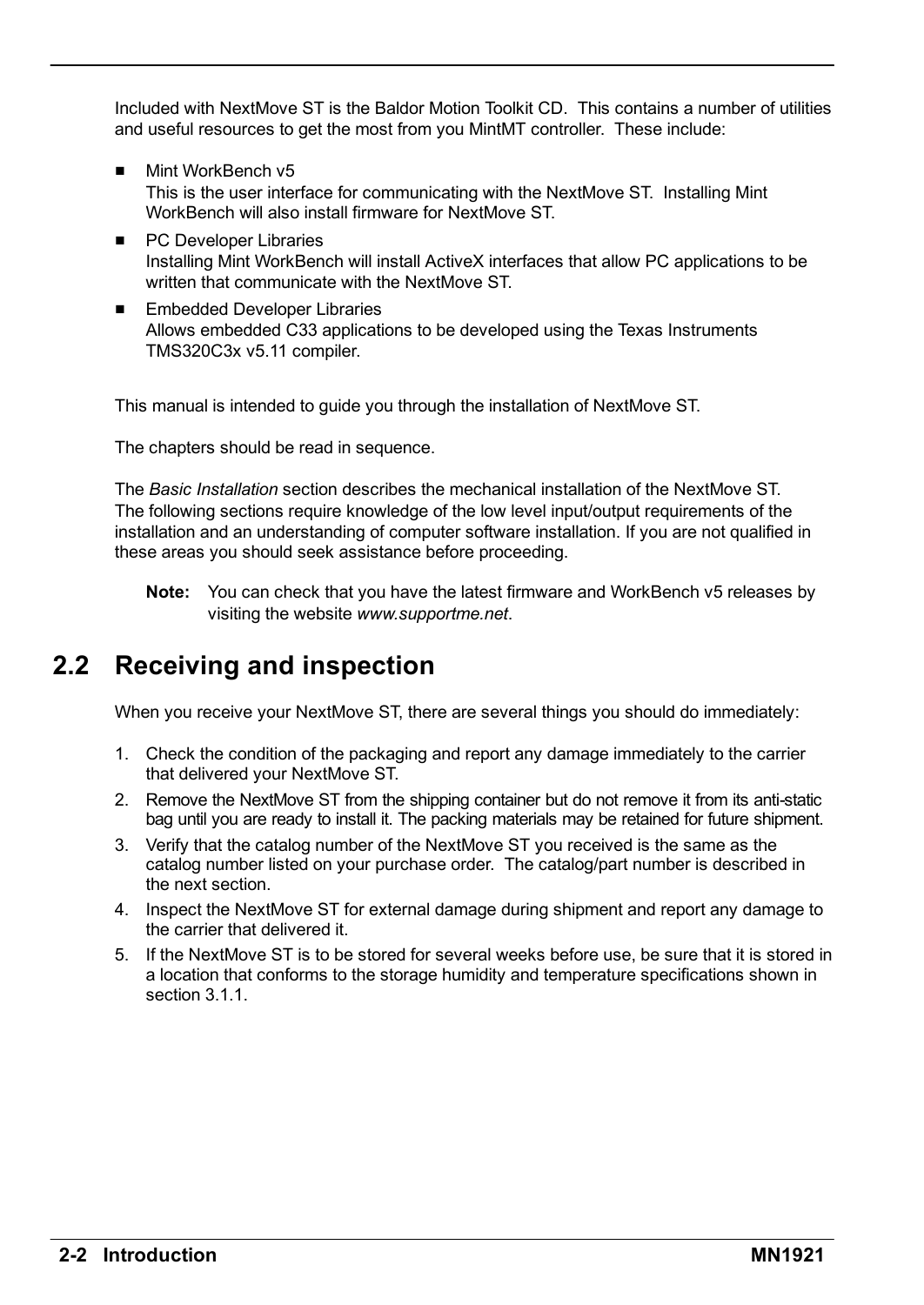Included with NextMove ST is the Baldor Motion Toolkit CD. This contains a number of utilities and useful resources to get the most from you MintMT controller. These include:

- Mint WorkBench v5
  This is the user interface for communicating with the NextMove ST. Installing Mint WorkBench will also install firmware for NextMove ST.
- PC Developer Libraries
  Installing Mint WorkBench will install ActiveX interfaces that allow PC applications to be written that communicate with the NextMove ST.
- Embedded Developer Libraries
  Allows embedded C33 applications to be developed using the Texas Instruments TMS320C3x v5.11 compiler.

This manual is intended to guide you through the installation of NextMove ST.

The chapters should be read in sequence.

The *Basic Installation* section describes the mechanical installation of the NextMove ST. The following sections require knowledge of the low level input/output requirements of the installation and an understanding of computer software installation. If you are not qualified in these areas you should seek assistance before proceeding.

> **Note:** You can check that you have the latest firmware and WorkBench v5 releases by visiting the website *www.supportme.net*.

## 2.2 Receiving and inspection

When you receive your NextMove ST, there are several things you should do immediately:

1. Check the condition of the packaging and report any damage immediately to the carrier that delivered your NextMove ST.
2. Remove the NextMove ST from the shipping container but do not remove it from its anti-static bag until you are ready to install it. The packing materials may be retained for future shipment.
3. Verify that the catalog number of the NextMove ST you received is the same as the catalog number listed on your purchase order. The catalog/part number is described in the next section.
4. Inspect the NextMove ST for external damage during shipment and report any damage to the carrier that delivered it.
5. If the NextMove ST is to be stored for several weeks before use, be sure that it is stored in a location that conforms to the storage humidity and temperature specifications shown in section 3.1.1.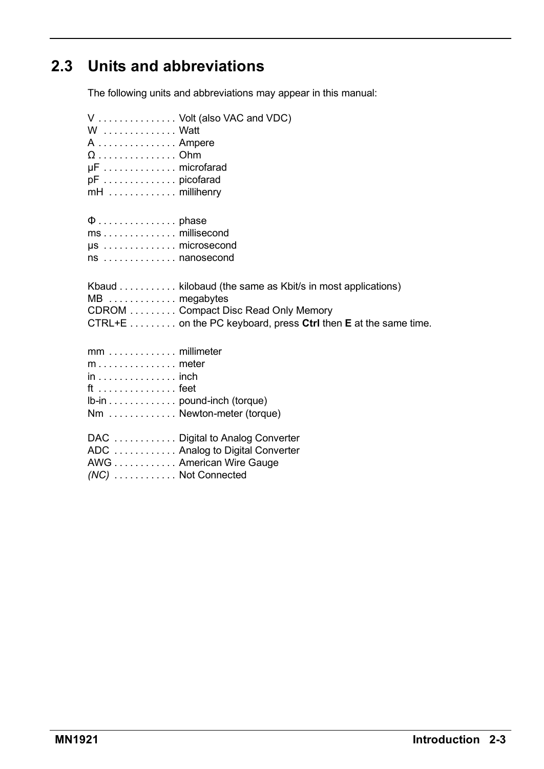## 2.3 Units and abbreviations

The following units and abbreviations may appear in this manual:

V . . . . . . . . . . . . . . Volt (also VAC and VDC)
W . . . . . . . . . . . . . Watt
A . . . . . . . . . . . . . . Ampere
Ω . . . . . . . . . . . . . . Ohm
μF . . . . . . . . . . . . . microfarad
pF . . . . . . . . . . . . . picofarad
mH . . . . . . . . . . . . millihenry

Φ . . . . . . . . . . . . . . phase
ms . . . . . . . . . . . . . millisecond
μs . . . . . . . . . . . . . microsecond
ns . . . . . . . . . . . . . nanosecond

Kbaud . . . . . . . . . . . kilobaud (the same as Kbit/s in most applications)
MB . . . . . . . . . . . . megabytes
CDROM . . . . . . . . . Compact Disc Read Only Memory
CTRL+E . . . . . . . . . on the PC keyboard, press **Ctrl** then **E** at the same time.

mm . . . . . . . . . . . . millimeter
m . . . . . . . . . . . . . . meter
in . . . . . . . . . . . . . . inch
ft . . . . . . . . . . . . . . feet
lb-in . . . . . . . . . . . . pound-inch (torque)
Nm . . . . . . . . . . . . Newton-meter (torque)

DAC . . . . . . . . . . . . Digital to Analog Converter
ADC . . . . . . . . . . . . Analog to Digital Converter
AWG . . . . . . . . . . . American Wire Gauge
*(NC)* . . . . . . . . . . . Not Connected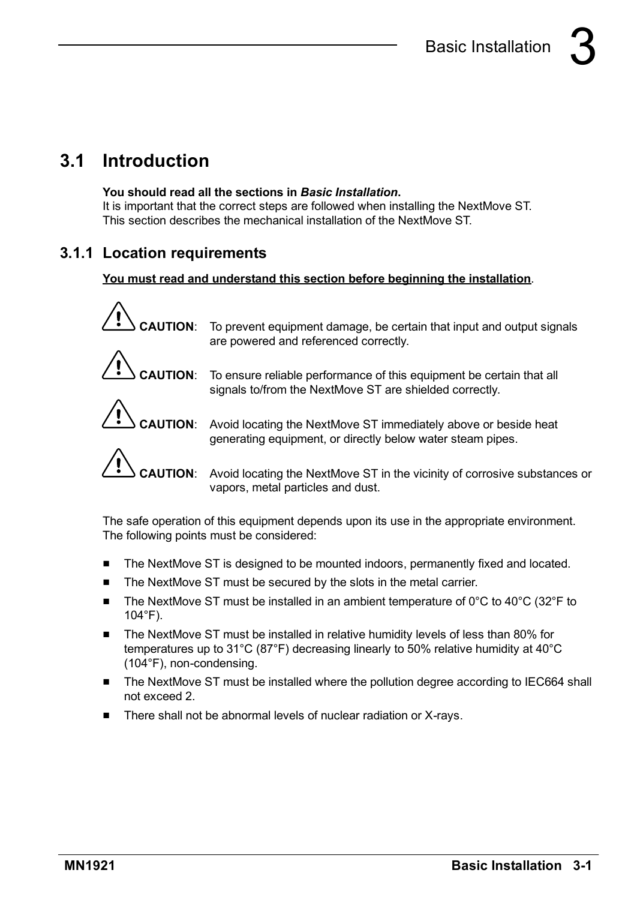# 3 Basic Installation

## 3.1 Introduction

**You should read all the sections in *Basic Installation*.**
It is important that the correct steps are followed when installing the NextMove ST.
This section describes the mechanical installation of the NextMove ST.

### 3.1.1 Location requirements

**<u>You must read and understand this section before beginning the installation</u>**.

**CAUTION**: To prevent equipment damage, be certain that input and output signals are powered and referenced correctly.

**CAUTION**: To ensure reliable performance of this equipment be certain that all signals to/from the NextMove ST are shielded correctly.

**CAUTION**: Avoid locating the NextMove ST immediately above or beside heat generating equipment, or directly below water steam pipes.

**CAUTION**: Avoid locating the NextMove ST in the vicinity of corrosive substances or vapors, metal particles and dust.

The safe operation of this equipment depends upon its use in the appropriate environment. The following points must be considered:

- The NextMove ST is designed to be mounted indoors, permanently fixed and located.
- The NextMove ST must be secured by the slots in the metal carrier.
- The NextMove ST must be installed in an ambient temperature of 0°C to 40°C (32°F to 104°F).
- The NextMove ST must be installed in relative humidity levels of less than 80% for temperatures up to 31°C (87°F) decreasing linearly to 50% relative humidity at 40°C (104°F), non-condensing.
- The NextMove ST must be installed where the pollution degree according to IEC664 shall not exceed 2.
- There shall not be abnormal levels of nuclear radiation or X-rays.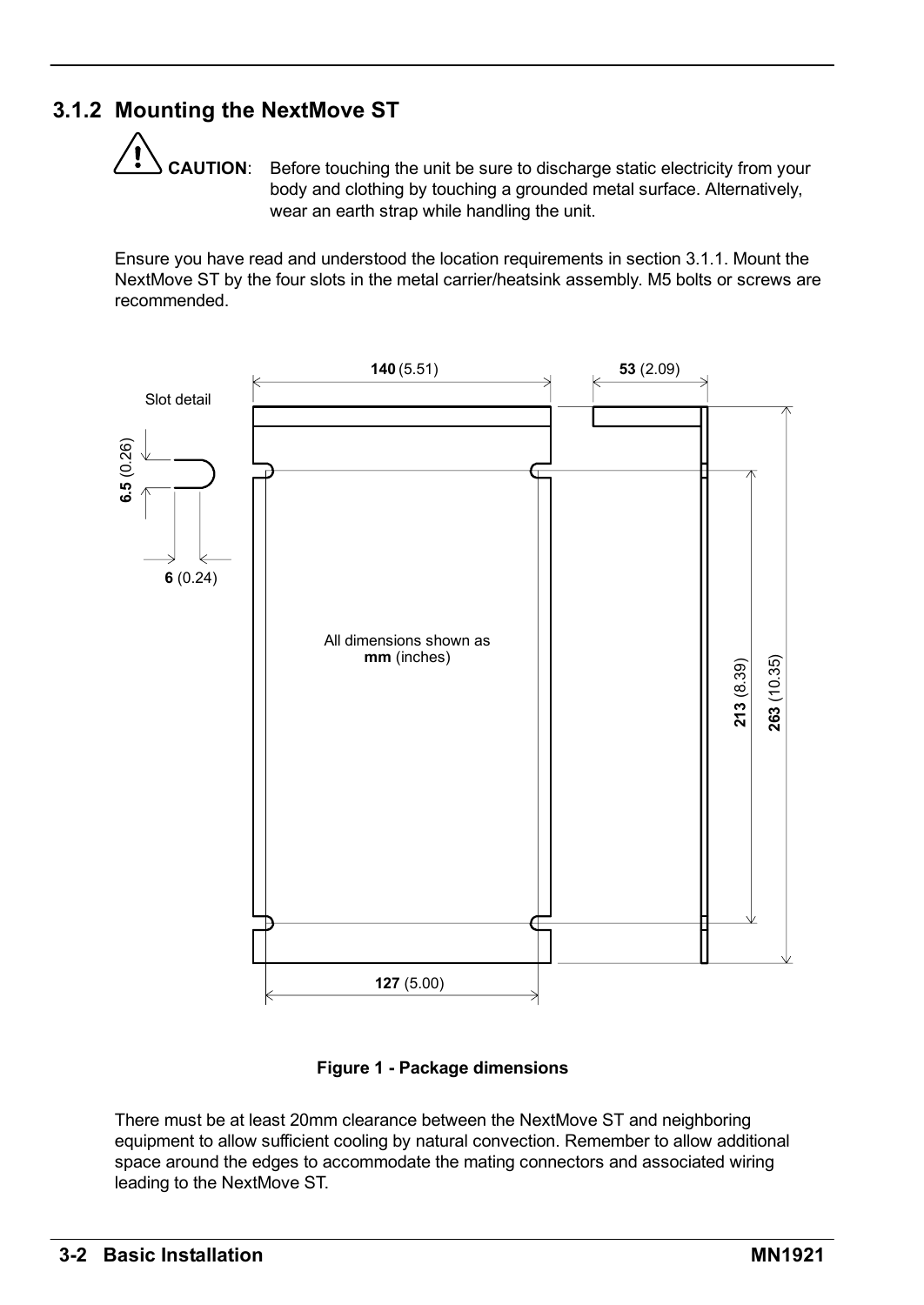### 3.1.2 Mounting the NextMove ST

**CAUTION**: Before touching the unit be sure to discharge static electricity from your body and clothing by touching a grounded metal surface. Alternatively, wear an earth strap while handling the unit.

Ensure you have read and understood the location requirements in section 3.1.1. Mount the NextMove ST by the four slots in the metal carrier/heatsink assembly. M5 bolts or screws are recommended.

Slot detail

**6.5** (0.26)

**6** (0.24)

**140** (5.51)

**53** (2.09)

All dimensions shown as **mm** (inches)

**213** (8.39)

**263** (10.35)

**127** (5.00)

**Figure 1 - Package dimensions**

There must be at least 20mm clearance between the NextMove ST and neighboring equipment to allow sufficient cooling by natural convection. Remember to allow additional space around the edges to accommodate the mating connectors and associated wiring leading to the NextMove ST.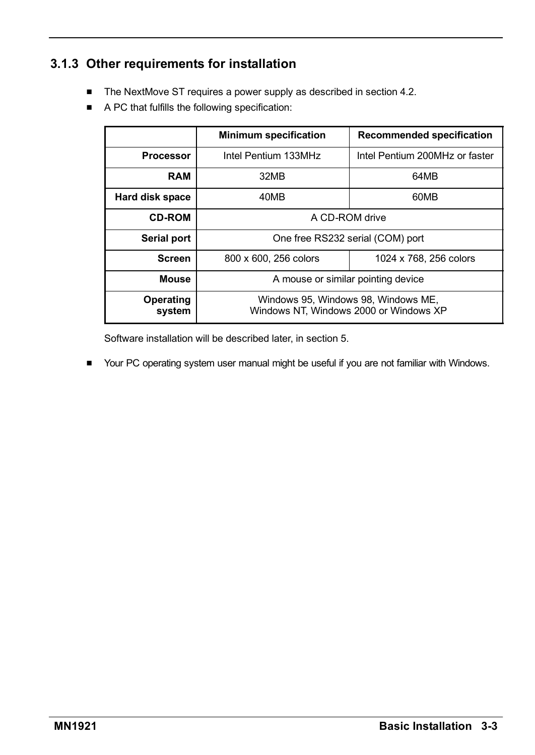### 3.1.3 Other requirements for installation

- The NextMove ST requires a power supply as described in section 4.2.
- A PC that fulfills the following specification:

| | Minimum specification | Recommended specification |
|---|---|---|
| **Processor** | Intel Pentium 133MHz | Intel Pentium 200MHz or faster |
| **RAM** | 32MB | 64MB |
| **Hard disk space** | 40MB | 60MB |
| **CD-ROM** | A CD-ROM drive | |
| **Serial port** | One free RS232 serial (COM) port | |
| **Screen** | 800 x 600, 256 colors | 1024 x 768, 256 colors |
| **Mouse** | A mouse or similar pointing device | |
| **Operating system** | Windows 95, Windows 98, Windows ME, Windows NT, Windows 2000 or Windows XP | |

Software installation will be described later, in section 5.

- Your PC operating system user manual might be useful if you are not familiar with Windows.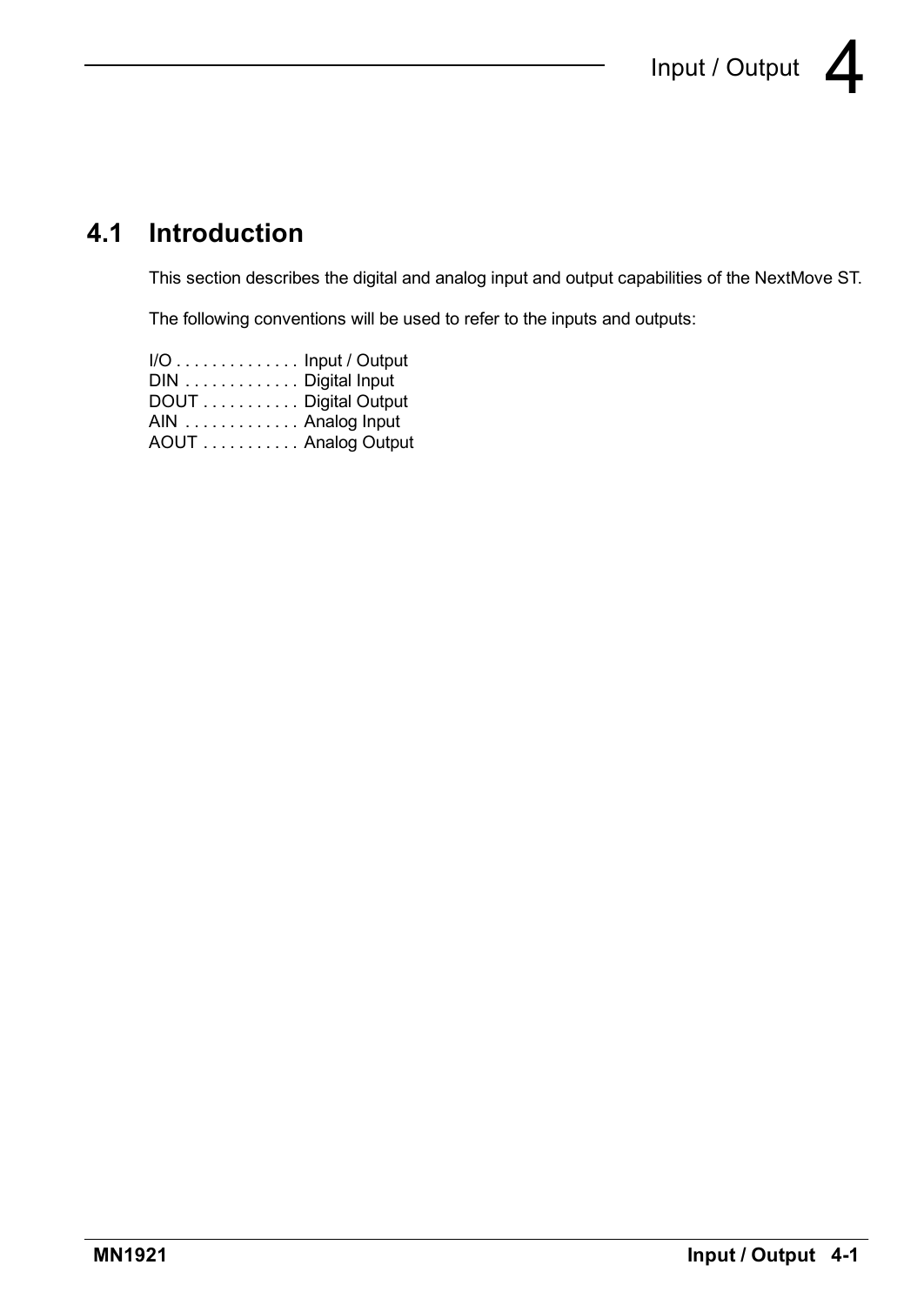# 4 Input / Output

## 4.1 Introduction

This section describes the digital and analog input and output capabilities of the NextMove ST.

The following conventions will be used to refer to the inputs and outputs:

I/O . . . . . . . . . . . . . . Input / Output
DIN . . . . . . . . . . . . . Digital Input
DOUT . . . . . . . . . . . Digital Output
AIN . . . . . . . . . . . . . Analog Input
AOUT . . . . . . . . . . . Analog Output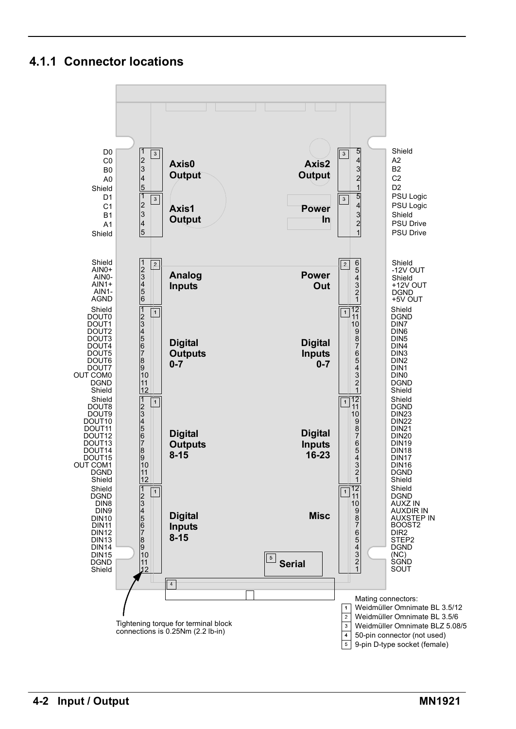### 4.1.1 Connector locations

**Left side connectors**

| Connector | Pin | Signal |
|---|---|---|
| Axis0 Output (3) | 1 | D0 |
| | 2 | C0 |
| | 3 | B0 |
| | 4 | A0 |
| | 5 | Shield |
| Axis1 Output (3) | 1 | D1 |
| | 2 | C1 |
| | 3 | B1 |
| | 4 | A1 |
| | 5 | Shield |
| Analog Inputs (2) | 1 | Shield |
| | 2 | AIN0+ |
| | 3 | AIN0- |
| | 4 | AIN1+ |
| | 5 | AIN1- |
| | 6 | AGND |
| Digital Outputs 0-7 (1) | 1 | Shield |
| | 2 | DOUT0 |
| | 3 | DOUT1 |
| | 4 | DOUT2 |
| | 5 | DOUT3 |
| | 6 | DOUT4 |
| | 7 | DOUT5 |
| | 8 | DOUT6 |
| | 9 | DOUT7 |
| | 10 | OUT COM0 |
| | 11 | DGND |
| | 12 | Shield |
| Digital Outputs 8-15 (1) | 1 | Shield |
| | 2 | DOUT8 |
| | 3 | DOUT9 |
| | 4 | DOUT10 |
| | 5 | DOUT11 |
| | 6 | DOUT12 |
| | 7 | DOUT13 |
| | 8 | DOUT14 |
| | 9 | DOUT15 |
| | 10 | OUT COM1 |
| | 11 | DGND |
| | 12 | Shield |
| Digital Inputs 8-15 (1) | 1 | Shield |
| | 2 | DGND |
| | 3 | DIN8 |
| | 4 | DIN9 |
| | 5 | DIN10 |
| | 6 | DIN11 |
| | 7 | DIN12 |
| | 8 | DIN13 |
| | 9 | DIN14 |
| | 10 | DIN15 |
| | 11 | DGND |
| | 12 | Shield |

**Right side connectors**

| Connector | Pin | Signal |
|---|---|---|
| Axis2 Output (3) | 5 | Shield |
| | 4 | A2 |
| | 3 | B2 |
| | 2 | C2 |
| | 1 | D2 |
| Power In (3) | 5 | PSU Logic |
| | 4 | PSU Logic |
| | 3 | Shield |
| | 2 | PSU Drive |
| | 1 | PSU Drive |
| Power Out (2) | 6 | Shield |
| | 5 | -12V OUT |
| | 4 | Shield |
| | 3 | +12V OUT |
| | 2 | DGND |
| | 1 | +5V OUT |
| Digital Inputs 0-7 (1) | 12 | Shield |
| | 11 | DGND |
| | 10 | DIN7 |
| | 9 | DIN6 |
| | 8 | DIN5 |
| | 7 | DIN4 |
| | 6 | DIN3 |
| | 5 | DIN2 |
| | 4 | DIN1 |
| | 3 | DIN0 |
| | 2 | DGND |
| | 1 | Shield |
| Digital Inputs 16-23 (1) | 12 | Shield |
| | 11 | DGND |
| | 10 | DIN23 |
| | 9 | DIN22 |
| | 8 | DIN21 |
| | 7 | DIN20 |
| | 6 | DIN19 |
| | 5 | DIN18 |
| | 4 | DIN17 |
| | 3 | DIN16 |
| | 2 | DGND |
| | 1 | Shield |
| Misc (1) | 12 | Shield |
| | 11 | DGND |
| | 10 | AUXZ IN |
| | 9 | AUXDIR IN |
| | 8 | AUXSTEP IN |
| | 7 | BOOST2 |
| | 6 | DIR2 |
| | 5 | STEP2 |
| | 4 | DGND |
| | 3 | (NC) |
| | 2 | SGND |
| | 1 | SOUT |

Serial (5)

(4) 50-pin connector

Tightening torque for terminal block connections is 0.25Nm (2.2 lb-in)

Mating connectors:

1. Weidmüller Omnimate BL 3.5/12
2. Weidmüller Omnimate BL 3.5/6
3. Weidmüller Omnimate BLZ 5.08/5
4. 50-pin connector (not used)
5. 9-pin D-type socket (female)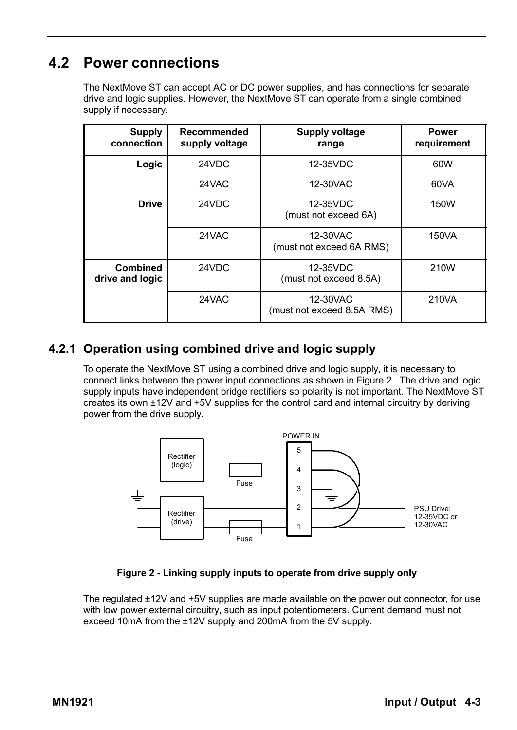## 4.2 Power connections

The NextMove ST can accept AC or DC power supplies, and has connections for separate drive and logic supplies. However, the NextMove ST can operate from a single combined supply if necessary.

| Supply connection | Recommended supply voltage | Supply voltage range | Power requirement |
|---|---|---|---|
| **Logic** | 24VDC | 12-35VDC | 60W |
| | 24VAC | 12-30VAC | 60VA |
| **Drive** | 24VDC | 12-35VDC (must not exceed 6A) | 150W |
| | 24VAC | 12-30VAC (must not exceed 6A RMS) | 150VA |
| **Combined drive and logic** | 24VDC | 12-35VDC (must not exceed 8.5A) | 210W |
| | 24VAC | 12-30VAC (must not exceed 8.5A RMS) | 210VA |

### 4.2.1 Operation using combined drive and logic supply

To operate the NextMove ST using a combined drive and logic supply, it is necessary to connect links between the power input connections as shown in Figure 2. The drive and logic supply inputs have independent bridge rectifiers so polarity is not important. The NextMove ST creates its own ±12V and +5V supplies for the control card and internal circuitry by deriving power from the drive supply.

**Figure 2 - Linking supply inputs to operate from drive supply only**

The regulated ±12V and +5V supplies are made available on the power out connector, for use with low power external circuitry, such as input potentiometers. Current demand must not exceed 10mA from the ±12V supply and 200mA from the 5V supply.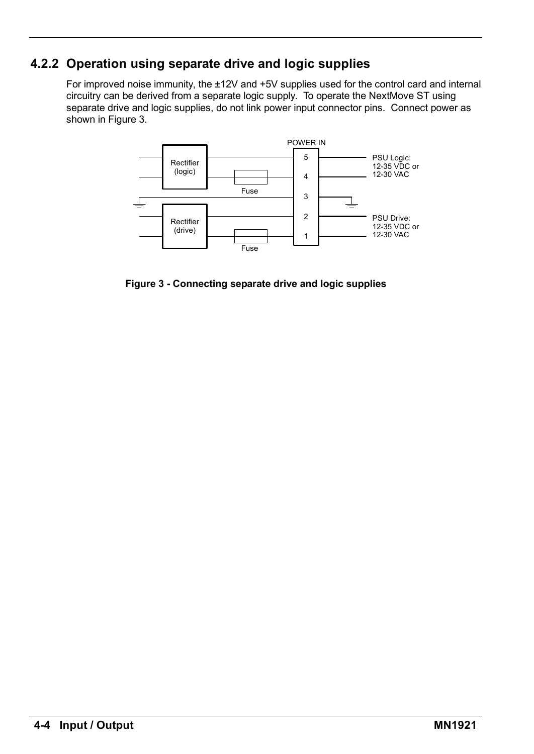## 4.2.2 Operation using separate drive and logic supplies

For improved noise immunity, the ±12V and +5V supplies used for the control card and internal circuitry can be derived from a separate logic supply. To operate the NextMove ST using separate drive and logic supplies, do not link power input connector pins. Connect power as shown in Figure 3.

**Figure 3 - Connecting separate drive and logic supplies**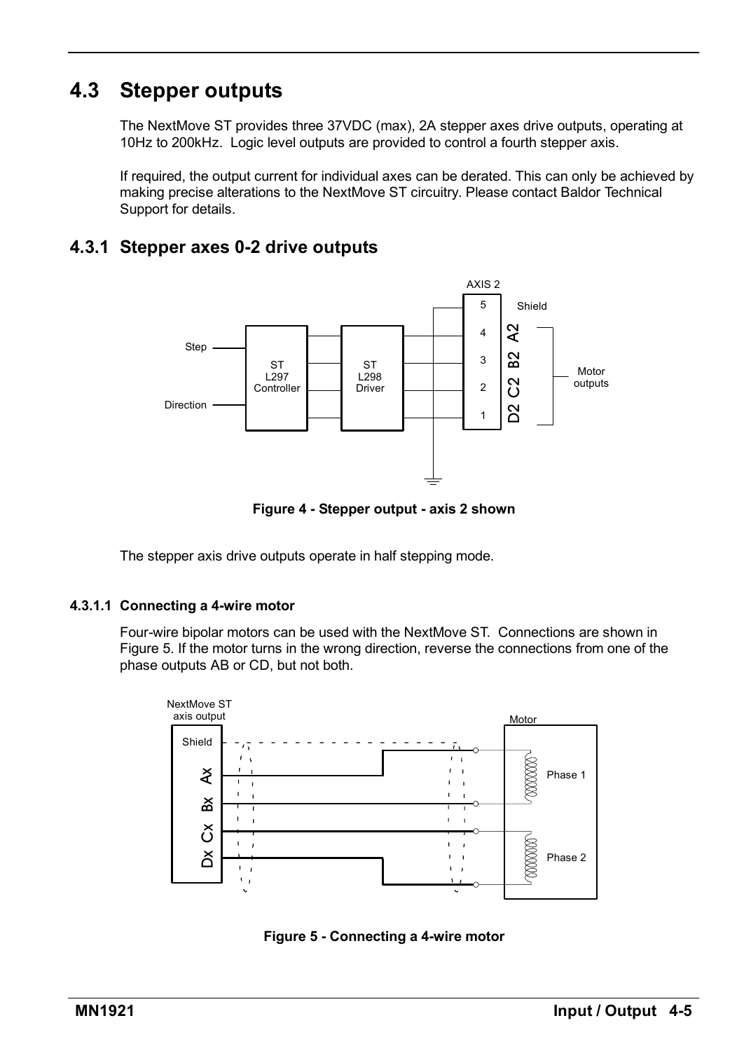## 4.3 Stepper outputs

The NextMove ST provides three 37VDC (max), 2A stepper axes drive outputs, operating at 10Hz to 200kHz. Logic level outputs are provided to control a fourth stepper axis.

If required, the output current for individual axes can be derated. This can only be achieved by making precise alterations to the NextMove ST circuitry. Please contact Baldor Technical Support for details.

### 4.3.1 Stepper axes 0-2 drive outputs

**Figure 4 - Stepper output - axis 2 shown**

The stepper axis drive outputs operate in half stepping mode.

#### 4.3.1.1 Connecting a 4-wire motor

Four-wire bipolar motors can be used with the NextMove ST. Connections are shown in Figure 5. If the motor turns in the wrong direction, reverse the connections from one of the phase outputs AB or CD, but not both.

**Figure 5 - Connecting a 4-wire motor**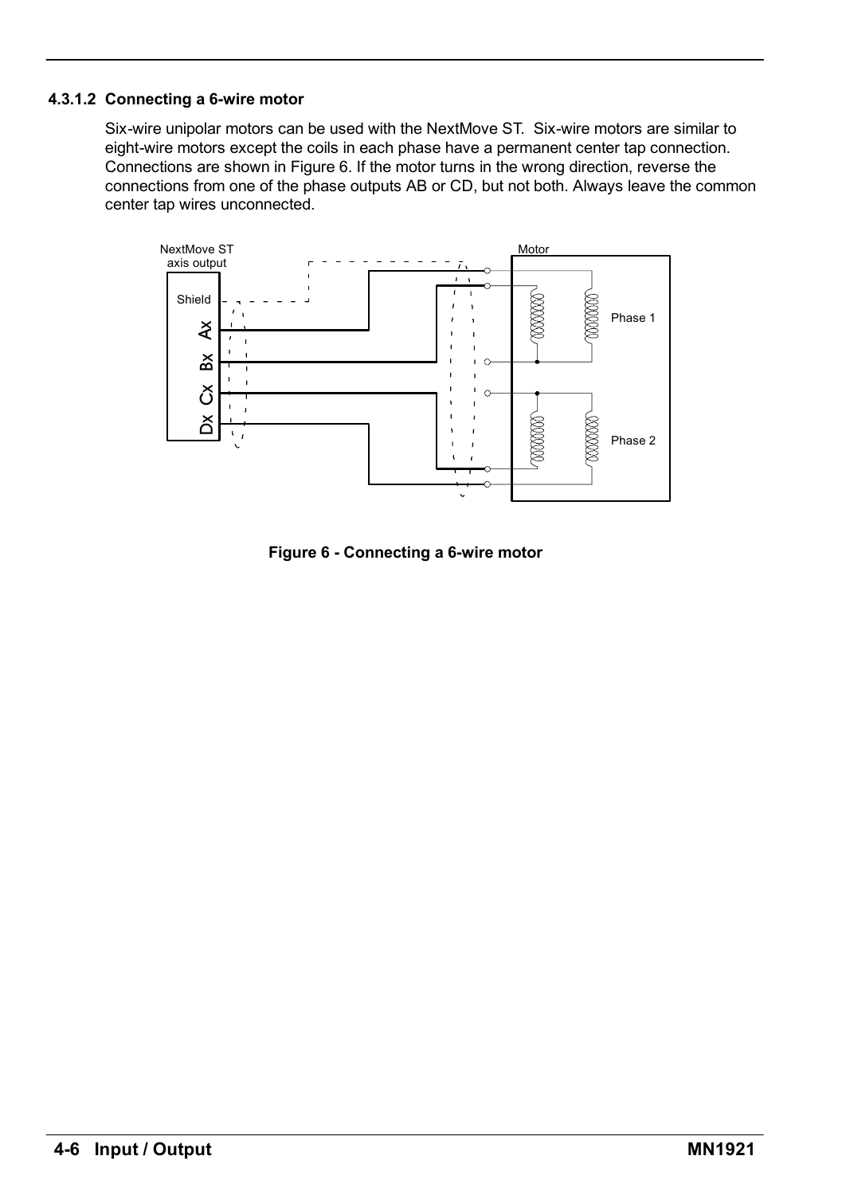#### 4.3.1.2 Connecting a 6-wire motor

Six-wire unipolar motors can be used with the NextMove ST. Six-wire motors are similar to eight-wire motors except the coils in each phase have a permanent center tap connection. Connections are shown in Figure 6. If the motor turns in the wrong direction, reverse the connections from one of the phase outputs AB or CD, but not both. Always leave the common center tap wires unconnected.

**Figure 6 - Connecting a 6-wire motor**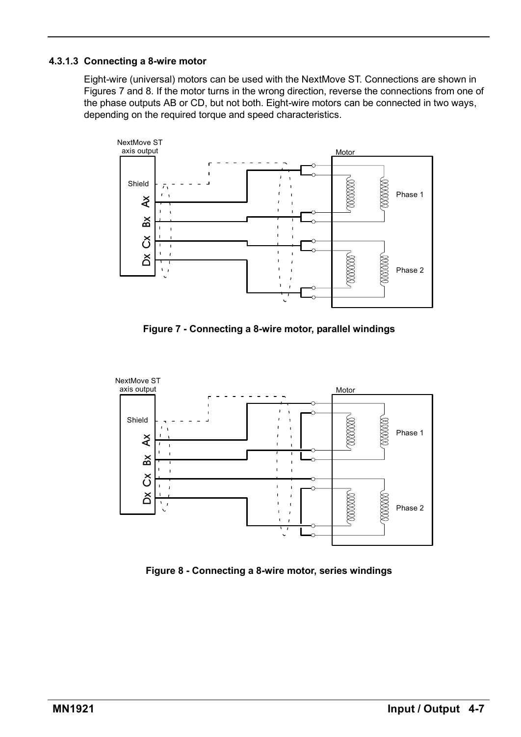#### 4.3.1.3 Connecting a 8-wire motor

Eight-wire (universal) motors can be used with the NextMove ST. Connections are shown in Figures 7 and 8. If the motor turns in the wrong direction, reverse the connections from one of the phase outputs AB or CD, but not both. Eight-wire motors can be connected in two ways, depending on the required torque and speed characteristics.

**Figure 7 - Connecting a 8-wire motor, parallel windings**

**Figure 8 - Connecting a 8-wire motor, series windings**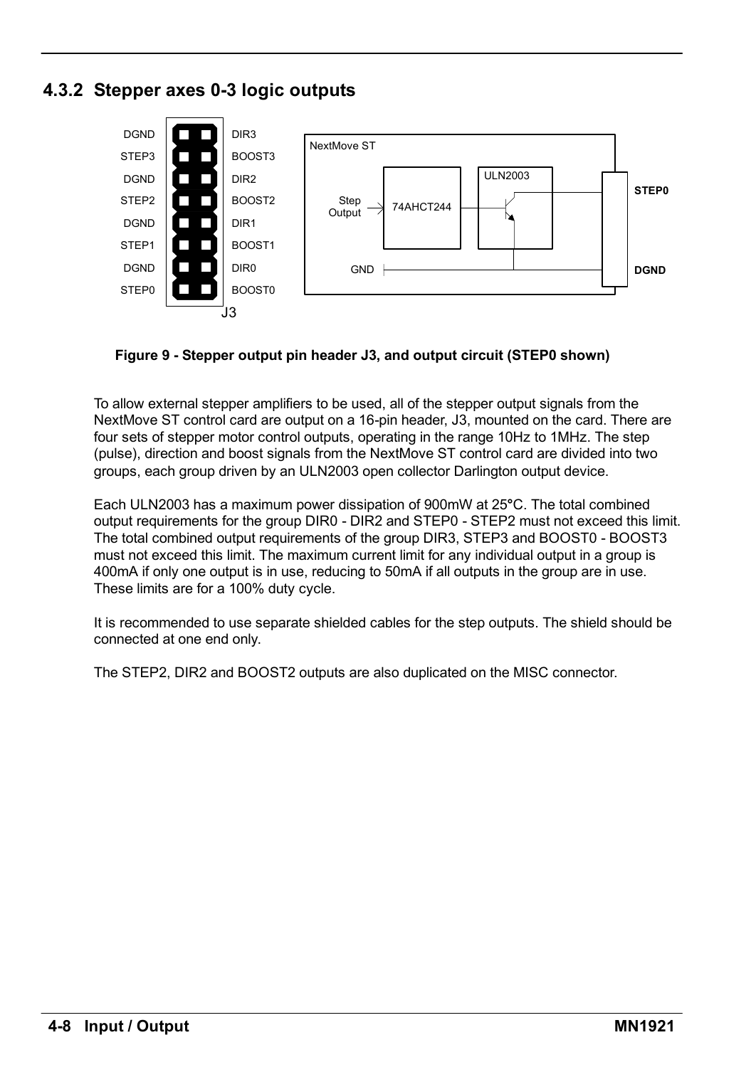## 4.3.2 Stepper axes 0-3 logic outputs

| | |
|---|---|
| DGND | DIR3 |
| STEP3 | BOOST3 |
| DGND | DIR2 |
| STEP2 | BOOST2 |
| DGND | DIR1 |
| STEP1 | BOOST1 |
| DGND | DIR0 |
| STEP0 | BOOST0 |

J3

NextMove ST — Step Output → 74AHCT244 → ULN2003 → STEP0; GND → DGND

**Figure 9 - Stepper output pin header J3, and output circuit (STEP0 shown)**

To allow external stepper amplifiers to be used, all of the stepper output signals from the NextMove ST control card are output on a 16-pin header, J3, mounted on the card. There are four sets of stepper motor control outputs, operating in the range 10Hz to 1MHz. The step (pulse), direction and boost signals from the NextMove ST control card are divided into two groups, each group driven by an ULN2003 open collector Darlington output device.

Each ULN2003 has a maximum power dissipation of 900mW at 25°C. The total combined output requirements for the group DIR0 - DIR2 and STEP0 - STEP2 must not exceed this limit. The total combined output requirements of the group DIR3, STEP3 and BOOST0 - BOOST3 must not exceed this limit. The maximum current limit for any individual output in a group is 400mA if only one output is in use, reducing to 50mA if all outputs in the group are in use. These limits are for a 100% duty cycle.

It is recommended to use separate shielded cables for the step outputs. The shield should be connected at one end only.

The STEP2, DIR2 and BOOST2 outputs are also duplicated on the MISC connector.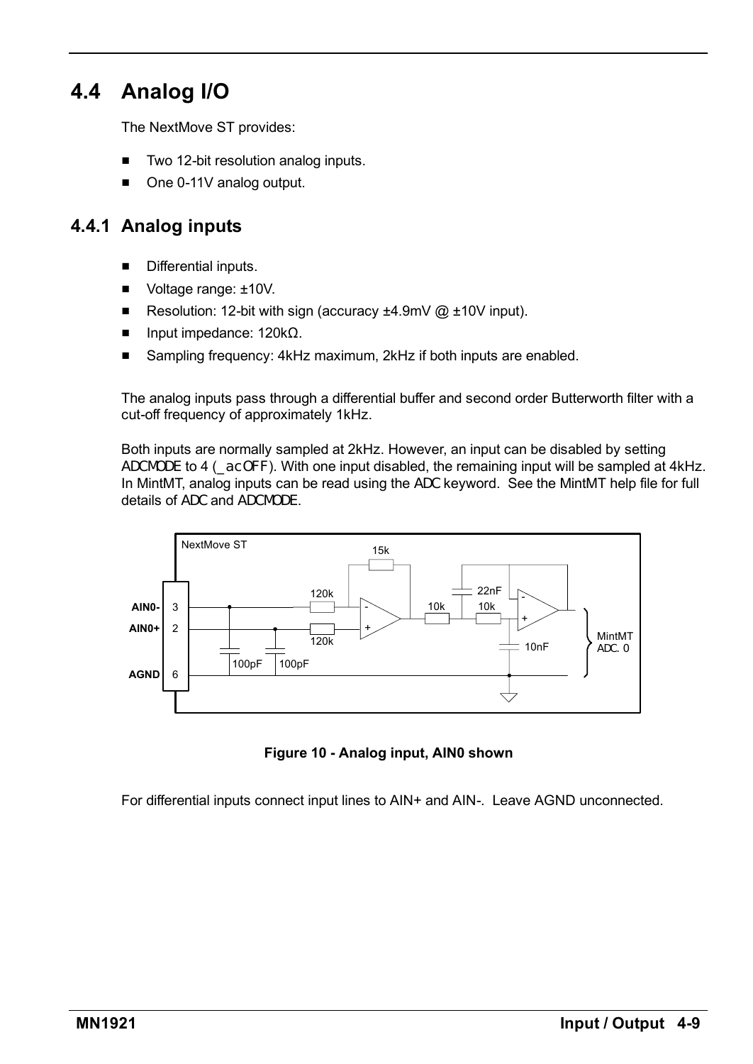## 4.4 Analog I/O

The NextMove ST provides:

- Two 12-bit resolution analog inputs.
- One 0-11V analog output.

### 4.4.1 Analog inputs

- Differential inputs.
- Voltage range: ±10V.
- Resolution: 12-bit with sign (accuracy ±4.9mV @ ±10V input).
- Input impedance: 120kΩ.
- Sampling frequency: 4kHz maximum, 2kHz if both inputs are enabled.

The analog inputs pass through a differential buffer and second order Butterworth filter with a cut-off frequency of approximately 1kHz.

Both inputs are normally sampled at 2kHz. However, an input can be disabled by setting ADCMODE to 4 (_acOFF). With one input disabled, the remaining input will be sampled at 4kHz. In MintMT, analog inputs can be read using the ADC keyword. See the MintMT help file for full details of ADC and ADCMODE.

NextMove ST
AIN0- 3
AIN0+ 2
AGND 6
100pF 100pF
120k 120k 15k
10k 10k 22nF 10nF
MintMT ADC.0

**Figure 10 - Analog input, AIN0 shown**

For differential inputs connect input lines to AIN+ and AIN-. Leave AGND unconnected.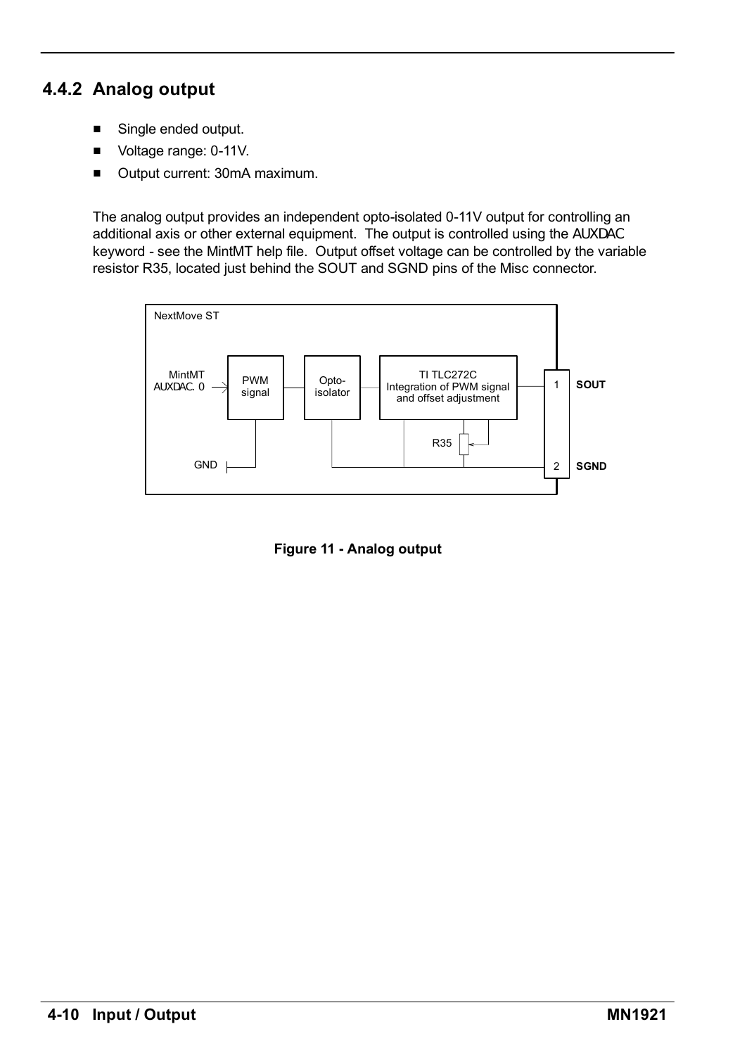## 4.4.2 Analog output

- Single ended output.
- Voltage range: 0-11V.
- Output current: 30mA maximum.

The analog output provides an independent opto-isolated 0-11V output for controlling an additional axis or other external equipment. The output is controlled using the AUXDAC keyword - see the MintMT help file. Output offset voltage can be controlled by the variable resistor R35, located just behind the SOUT and SGND pins of the Misc connector.

NextMove ST

MintMT AUXDAC.0 → PWM signal → Opto-isolator → TI TLC272C Integration of PWM signal and offset adjustment → 1 SOUT

GND

R35

2 SGND

**Figure 11 - Analog output**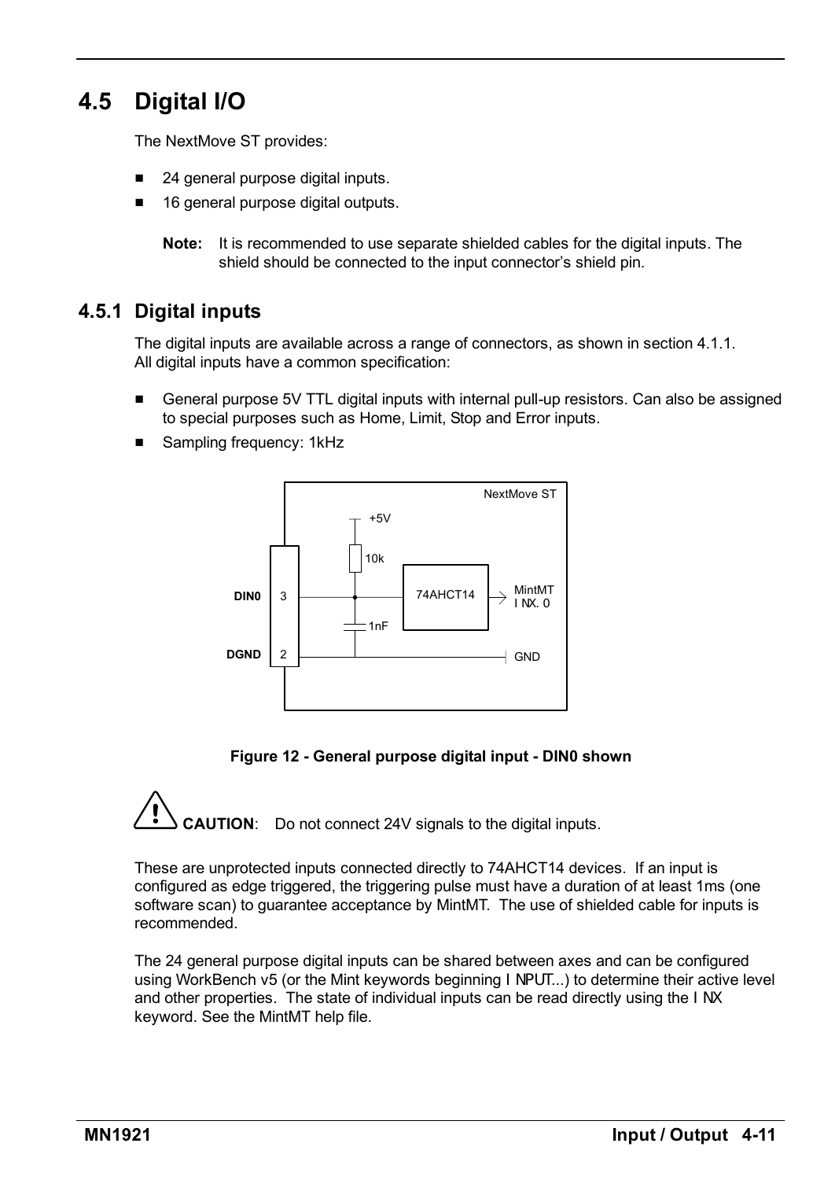## 4.5 Digital I/O

The NextMove ST provides:

- 24 general purpose digital inputs.
- 16 general purpose digital outputs.

**Note:** It is recommended to use separate shielded cables for the digital inputs. The shield should be connected to the input connector's shield pin.

### 4.5.1 Digital inputs

The digital inputs are available across a range of connectors, as shown in section 4.1.1. All digital inputs have a common specification:

- General purpose 5V TTL digital inputs with internal pull-up resistors. Can also be assigned to special purposes such as Home, Limit, Stop and Error inputs.
- Sampling frequency: 1kHz

**Figure 12 - General purpose digital input - DIN0 shown**

**CAUTION**: Do not connect 24V signals to the digital inputs.

These are unprotected inputs connected directly to 74AHCT14 devices. If an input is configured as edge triggered, the triggering pulse must have a duration of at least 1ms (one software scan) to guarantee acceptance by MintMT. The use of shielded cable for inputs is recommended.

The 24 general purpose digital inputs can be shared between axes and can be configured using WorkBench v5 (or the Mint keywords beginning INPUT...) to determine their active level and other properties. The state of individual inputs can be read directly using the INX keyword. See the MintMT help file.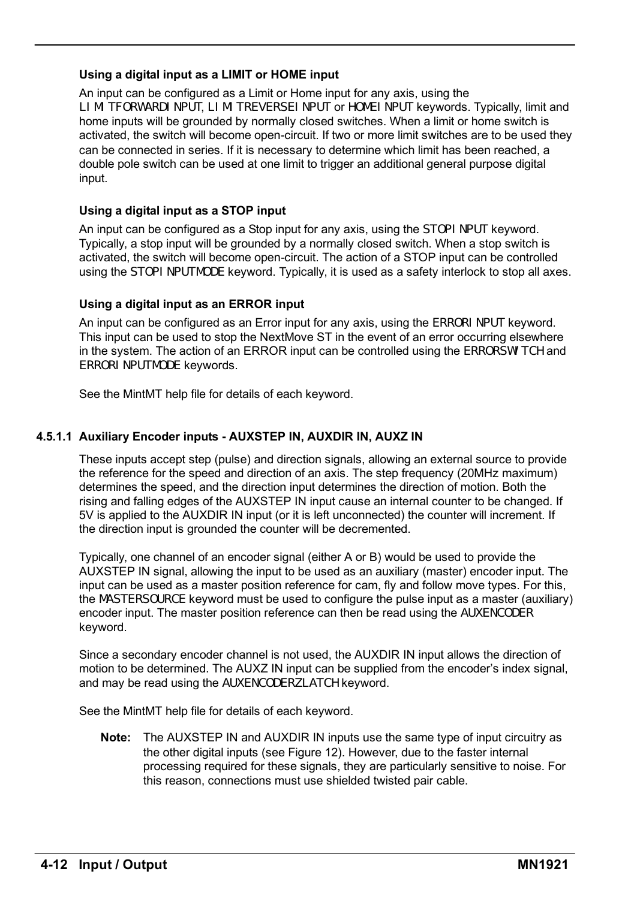**Using a digital input as a LIMIT or HOME input**

An input can be configured as a Limit or Home input for any axis, using the LIMITFORWARDINPUT, LIMITREVERSEINPUT or HOMEINPUT keywords. Typically, limit and home inputs will be grounded by normally closed switches. When a limit or home switch is activated, the switch will become open-circuit. If two or more limit switches are to be used they can be connected in series. If it is necessary to determine which limit has been reached, a double pole switch can be used at one limit to trigger an additional general purpose digital input.

**Using a digital input as a STOP input**

An input can be configured as a Stop input for any axis, using the STOPINPUT keyword. Typically, a stop input will be grounded by a normally closed switch. When a stop switch is activated, the switch will become open-circuit. The action of a STOP input can be controlled using the STOPINPUTMODE keyword. Typically, it is used as a safety interlock to stop all axes.

**Using a digital input as an ERROR input**

An input can be configured as an Error input for any axis, using the ERRORINPUT keyword. This input can be used to stop the NextMove ST in the event of an error occurring elsewhere in the system. The action of an ERROR input can be controlled using the ERRORSWITCH and ERRORINPUTMODE keywords.

See the MintMT help file for details of each keyword.

### 4.5.1.1 Auxiliary Encoder inputs - AUXSTEP IN, AUXDIR IN, AUXZ IN

These inputs accept step (pulse) and direction signals, allowing an external source to provide the reference for the speed and direction of an axis. The step frequency (20MHz maximum) determines the speed, and the direction input determines the direction of motion. Both the rising and falling edges of the AUXSTEP IN input cause an internal counter to be changed. If 5V is applied to the AUXDIR IN input (or it is left unconnected) the counter will increment. If the direction input is grounded the counter will be decremented.

Typically, one channel of an encoder signal (either A or B) would be used to provide the AUXSTEP IN signal, allowing the input to be used as an auxiliary (master) encoder input. The input can be used as a master position reference for cam, fly and follow move types. For this, the MASTERSOURCE keyword must be used to configure the pulse input as a master (auxiliary) encoder input. The master position reference can then be read using the AUXENCODER keyword.

Since a secondary encoder channel is not used, the AUXDIR IN input allows the direction of motion to be determined. The AUXZ IN input can be supplied from the encoder's index signal, and may be read using the AUXENCODERZLATCH keyword.

See the MintMT help file for details of each keyword.

**Note:** The AUXSTEP IN and AUXDIR IN inputs use the same type of input circuitry as the other digital inputs (see Figure 12). However, due to the faster internal processing required for these signals, they are particularly sensitive to noise. For this reason, connections must use shielded twisted pair cable.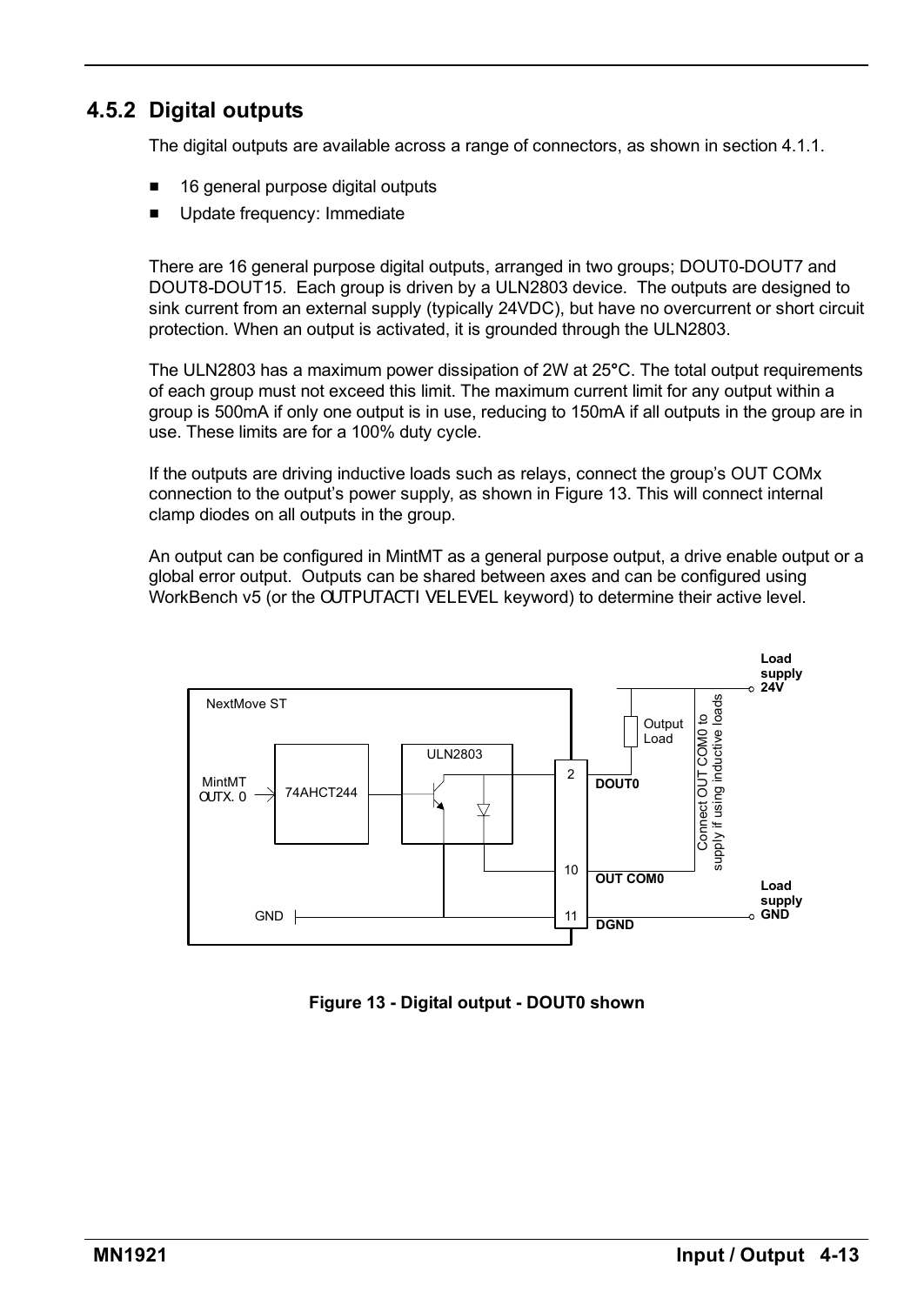## 4.5.2 Digital outputs

The digital outputs are available across a range of connectors, as shown in section 4.1.1.

- 16 general purpose digital outputs
- Update frequency: Immediate

There are 16 general purpose digital outputs, arranged in two groups; DOUT0-DOUT7 and DOUT8-DOUT15. Each group is driven by a ULN2803 device. The outputs are designed to sink current from an external supply (typically 24VDC), but have no overcurrent or short circuit protection. When an output is activated, it is grounded through the ULN2803.

The ULN2803 has a maximum power dissipation of 2W at 25°C. The total output requirements of each group must not exceed this limit. The maximum current limit for any output within a group is 500mA if only one output is in use, reducing to 150mA if all outputs in the group are in use. These limits are for a 100% duty cycle.

If the outputs are driving inductive loads such as relays, connect the group's OUT COMx connection to the output's power supply, as shown in Figure 13. This will connect internal clamp diodes on all outputs in the group.

An output can be configured in MintMT as a general purpose output, a drive enable output or a global error output. Outputs can be shared between axes and can be configured using WorkBench v5 (or the OUTPUTACTIVELEVEL keyword) to determine their active level.

**Figure 13 - Digital output - DOUT0 shown**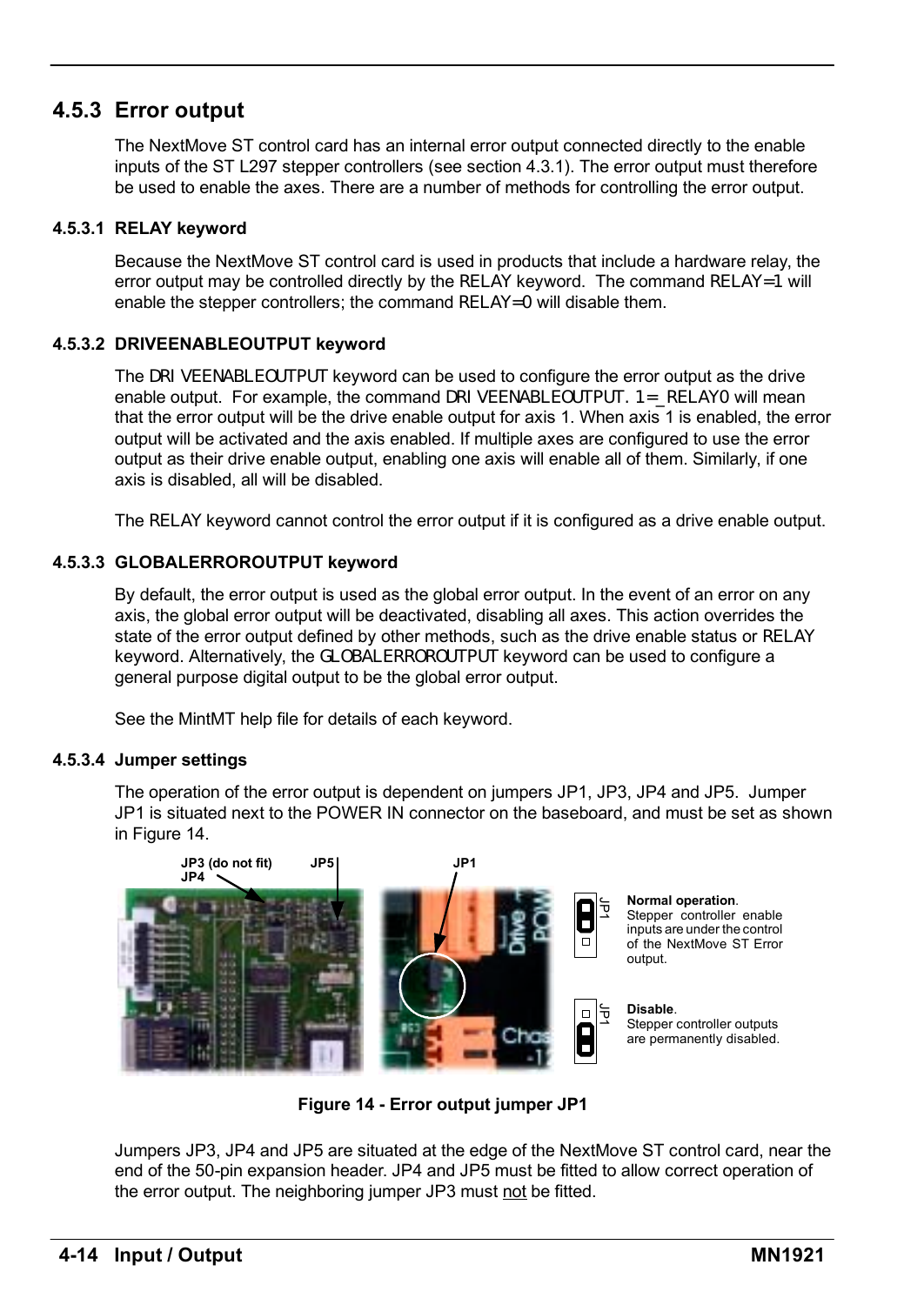## 4.5.3 Error output

The NextMove ST control card has an internal error output connected directly to the enable inputs of the ST L297 stepper controllers (see section 4.3.1). The error output must therefore be used to enable the axes. There are a number of methods for controlling the error output.

### 4.5.3.1 RELAY keyword

Because the NextMove ST control card is used in products that include a hardware relay, the error output may be controlled directly by the RELAY keyword. The command RELAY=1 will enable the stepper controllers; the command RELAY=0 will disable them.

### 4.5.3.2 DRIVEENABLEOUTPUT keyword

The DRIVEENABLEOUTPUT keyword can be used to configure the error output as the drive enable output. For example, the command DRIVEENABLEOUTPUT.1=_RELAY0 will mean that the error output will be the drive enable output for axis 1. When axis 1 is enabled, the error output will be activated and the axis enabled. If multiple axes are configured to use the error output as their drive enable output, enabling one axis will enable all of them. Similarly, if one axis is disabled, all will be disabled.

The RELAY keyword cannot control the error output if it is configured as a drive enable output.

### 4.5.3.3 GLOBALERROROUTPUT keyword

By default, the error output is used as the global error output. In the event of an error on any axis, the global error output will be deactivated, disabling all axes. This action overrides the state of the error output defined by other methods, such as the drive enable status or RELAY keyword. Alternatively, the GLOBALERROROUTPUT keyword can be used to configure a general purpose digital output to be the global error output.

See the MintMT help file for details of each keyword.

### 4.5.3.4 Jumper settings

The operation of the error output is dependent on jumpers JP1, JP3, JP4 and JP5. Jumper JP1 is situated next to the POWER IN connector on the baseboard, and must be set as shown in Figure 14.

JP3 (do not fit) JP4 JP5 JP1

**Normal operation**. Stepper controller enable inputs are under the control of the NextMove ST Error output.

**Disable**. Stepper controller outputs are permanently disabled.

**Figure 14 - Error output jumper JP1**

Jumpers JP3, JP4 and JP5 are situated at the edge of the NextMove ST control card, near the end of the 50-pin expansion header. JP4 and JP5 must be fitted to allow correct operation of the error output. The neighboring jumper JP3 must not be fitted.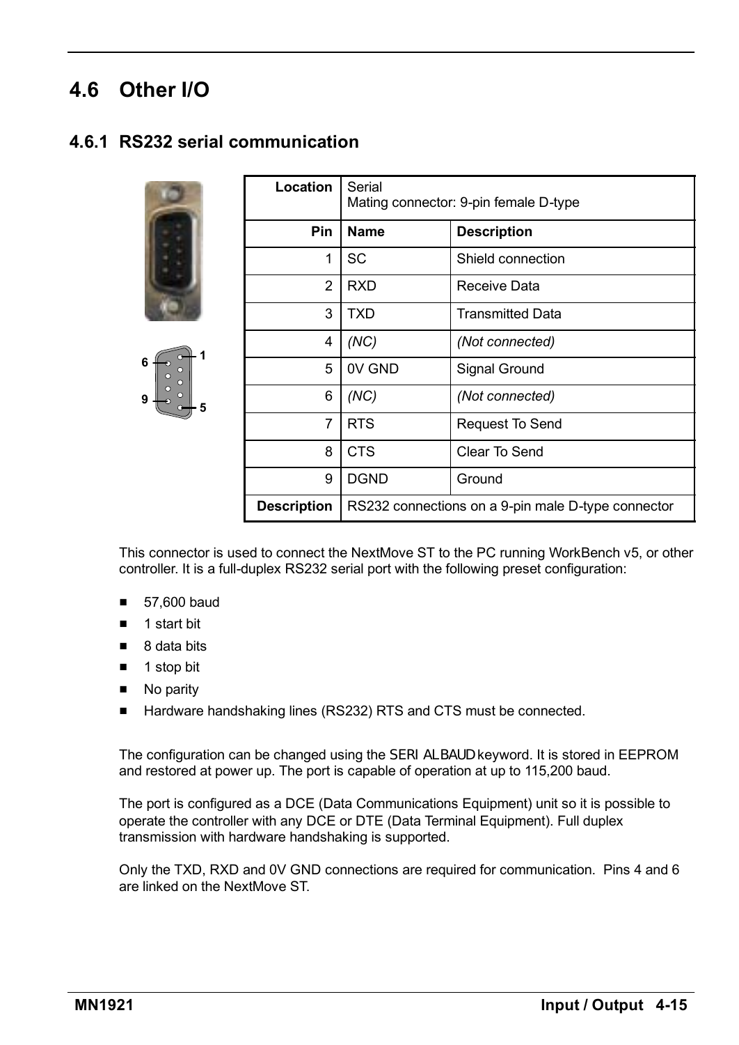## 4.6 Other I/O

### 4.6.1 RS232 serial communication

| Location | Serial<br>Mating connector: 9-pin female D-type | |
|---|---|---|
| **Pin** | **Name** | **Description** |
| 1 | SC | Shield connection |
| 2 | RXD | Receive Data |
| 3 | TXD | Transmitted Data |
| 4 | *(NC)* | *(Not connected)* |
| 5 | 0V GND | Signal Ground |
| 6 | *(NC)* | *(Not connected)* |
| 7 | RTS | Request To Send |
| 8 | CTS | Clear To Send |
| 9 | DGND | Ground |
| **Description** | RS232 connections on a 9-pin male D-type connector | |

This connector is used to connect the NextMove ST to the PC running WorkBench v5, or other controller. It is a full-duplex RS232 serial port with the following preset configuration:

- 57,600 baud
- 1 start bit
- 8 data bits
- 1 stop bit
- No parity
- Hardware handshaking lines (RS232) RTS and CTS must be connected.

The configuration can be changed using the SERIALBAUD keyword. It is stored in EEPROM and restored at power up. The port is capable of operation at up to 115,200 baud.

The port is configured as a DCE (Data Communications Equipment) unit so it is possible to operate the controller with any DCE or DTE (Data Terminal Equipment). Full duplex transmission with hardware handshaking is supported.

Only the TXD, RXD and 0V GND connections are required for communication. Pins 4 and 6 are linked on the NextMove ST.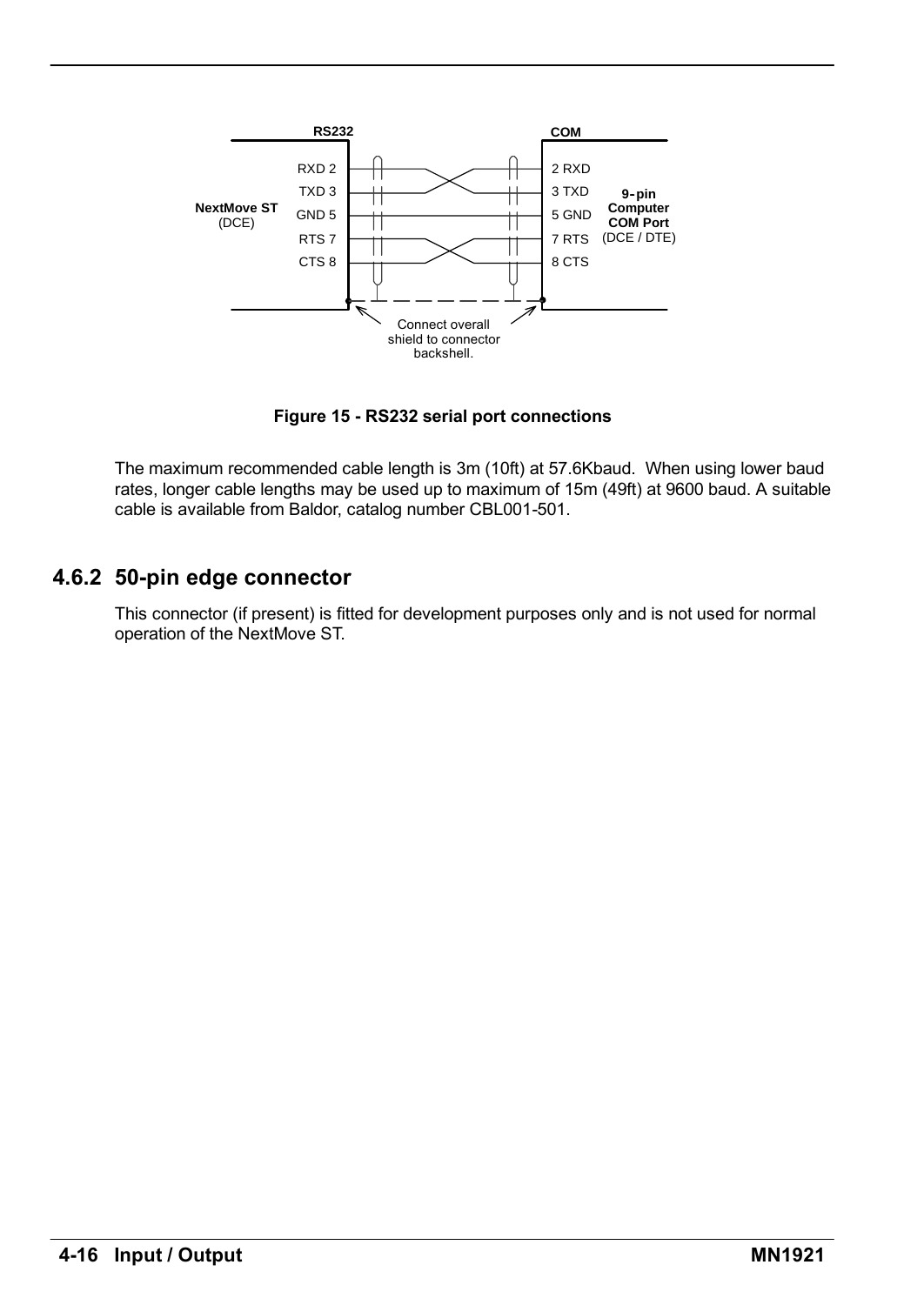Figure 15 - RS232 serial port connections

The maximum recommended cable length is 3m (10ft) at 57.6Kbaud. When using lower baud rates, longer cable lengths may be used up to maximum of 15m (49ft) at 9600 baud. A suitable cable is available from Baldor, catalog number CBL001-501.

## 4.6.2 50-pin edge connector

This connector (if present) is fitted for development purposes only and is not used for normal operation of the NextMove ST.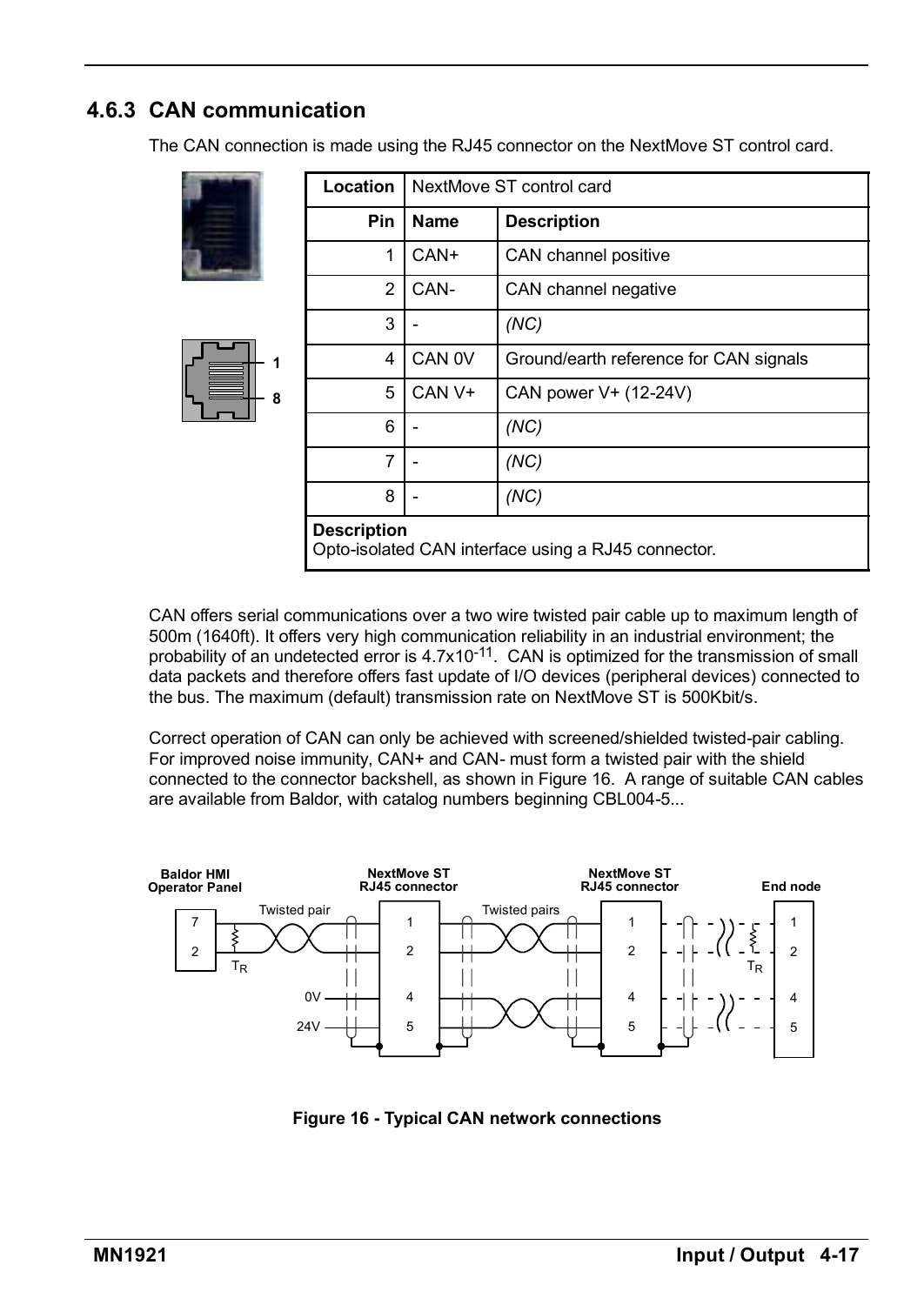### 4.6.3 CAN communication

The CAN connection is made using the RJ45 connector on the NextMove ST control card.

| Location | NextMove ST control card | |
|---|---|---|
| **Pin** | **Name** | **Description** |
| 1 | CAN+ | CAN channel positive |
| 2 | CAN- | CAN channel negative |
| 3 | - | *(NC)* |
| 4 | CAN 0V | Ground/earth reference for CAN signals |
| 5 | CAN V+ | CAN power V+ (12-24V) |
| 6 | - | *(NC)* |
| 7 | - | *(NC)* |
| 8 | - | *(NC)* |
| **Description** Opto-isolated CAN interface using a RJ45 connector. | | |

CAN offers serial communications over a two wire twisted pair cable up to maximum length of 500m (1640ft). It offers very high communication reliability in an industrial environment; the probability of an undetected error is $4.7 \times 10^{-11}$. CAN is optimized for the transmission of small data packets and therefore offers fast update of I/O devices (peripheral devices) connected to the bus. The maximum (default) transmission rate on NextMove ST is 500Kbit/s.

Correct operation of CAN can only be achieved with screened/shielded twisted-pair cabling. For improved noise immunity, CAN+ and CAN- must form a twisted pair with the shield connected to the connector backshell, as shown in Figure 16. A range of suitable CAN cables are available from Baldor, with catalog numbers beginning CBL004-5...

**Figure 16 - Typical CAN network connections**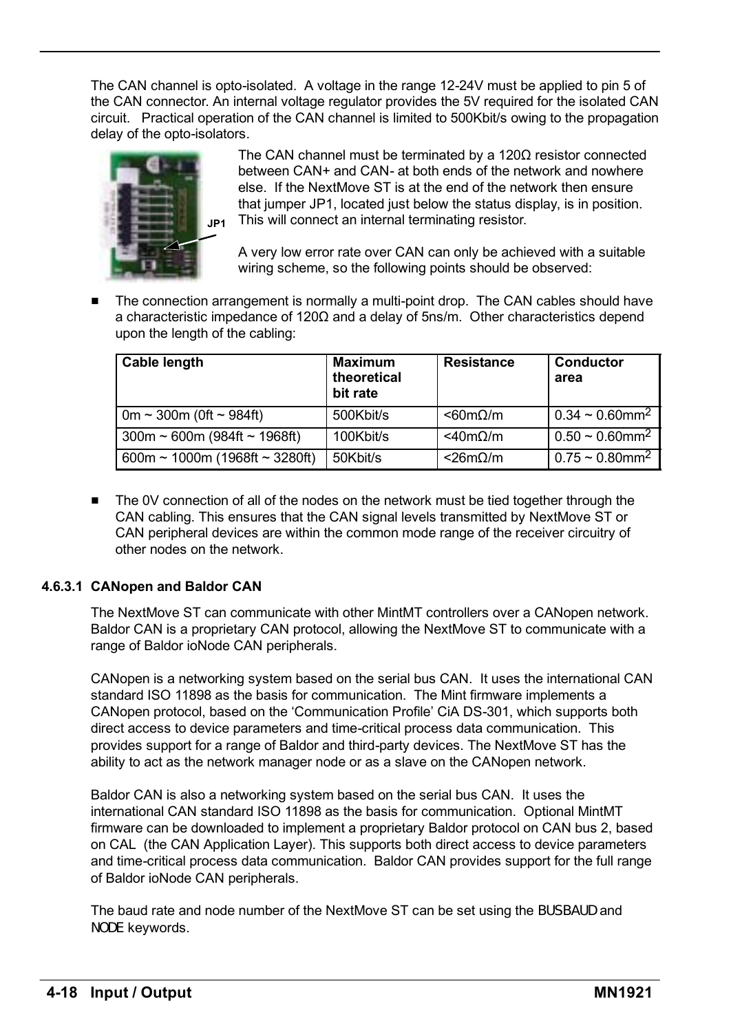The CAN channel is opto-isolated. A voltage in the range 12-24V must be applied to pin 5 of the CAN connector. An internal voltage regulator provides the 5V required for the isolated CAN circuit. Practical operation of the CAN channel is limited to 500Kbit/s owing to the propagation delay of the opto-isolators.

JP1

The CAN channel must be terminated by a 120Ω resistor connected between CAN+ and CAN- at both ends of the network and nowhere else. If the NextMove ST is at the end of the network then ensure that jumper JP1, located just below the status display, is in position. This will connect an internal terminating resistor.

A very low error rate over CAN can only be achieved with a suitable wiring scheme, so the following points should be observed:

- The connection arrangement is normally a multi-point drop. The CAN cables should have a characteristic impedance of 120Ω and a delay of 5ns/m. Other characteristics depend upon the length of the cabling:

| Cable length | Maximum theoretical bit rate | Resistance | Conductor area |
|---|---|---|---|
| 0m ~ 300m (0ft ~ 984ft) | 500Kbit/s | <60mΩ/m | 0.34 ~ 0.60mm$^2$ |
| 300m ~ 600m (984ft ~ 1968ft) | 100Kbit/s | <40mΩ/m | 0.50 ~ 0.60mm$^2$ |
| 600m ~ 1000m (1968ft ~ 3280ft) | 50Kbit/s | <26mΩ/m | 0.75 ~ 0.80mm$^2$ |

- The 0V connection of all of the nodes on the network must be tied together through the CAN cabling. This ensures that the CAN signal levels transmitted by NextMove ST or CAN peripheral devices are within the common mode range of the receiver circuitry of other nodes on the network.

#### 4.6.3.1 CANopen and Baldor CAN

The NextMove ST can communicate with other MintMT controllers over a CANopen network. Baldor CAN is a proprietary CAN protocol, allowing the NextMove ST to communicate with a range of Baldor ioNode CAN peripherals.

CANopen is a networking system based on the serial bus CAN. It uses the international CAN standard ISO 11898 as the basis for communication. The Mint firmware implements a CANopen protocol, based on the 'Communication Profile' CiA DS-301, which supports both direct access to device parameters and time-critical process data communication. This provides support for a range of Baldor and third-party devices. The NextMove ST has the ability to act as the network manager node or as a slave on the CANopen network.

Baldor CAN is also a networking system based on the serial bus CAN. It uses the international CAN standard ISO 11898 as the basis for communication. Optional MintMT firmware can be downloaded to implement a proprietary Baldor protocol on CAN bus 2, based on CAL (the CAN Application Layer). This supports both direct access to device parameters and time-critical process data communication. Baldor CAN provides support for the full range of Baldor ioNode CAN peripherals.

The baud rate and node number of the NextMove ST can be set using the BUSBAUD and NODE keywords.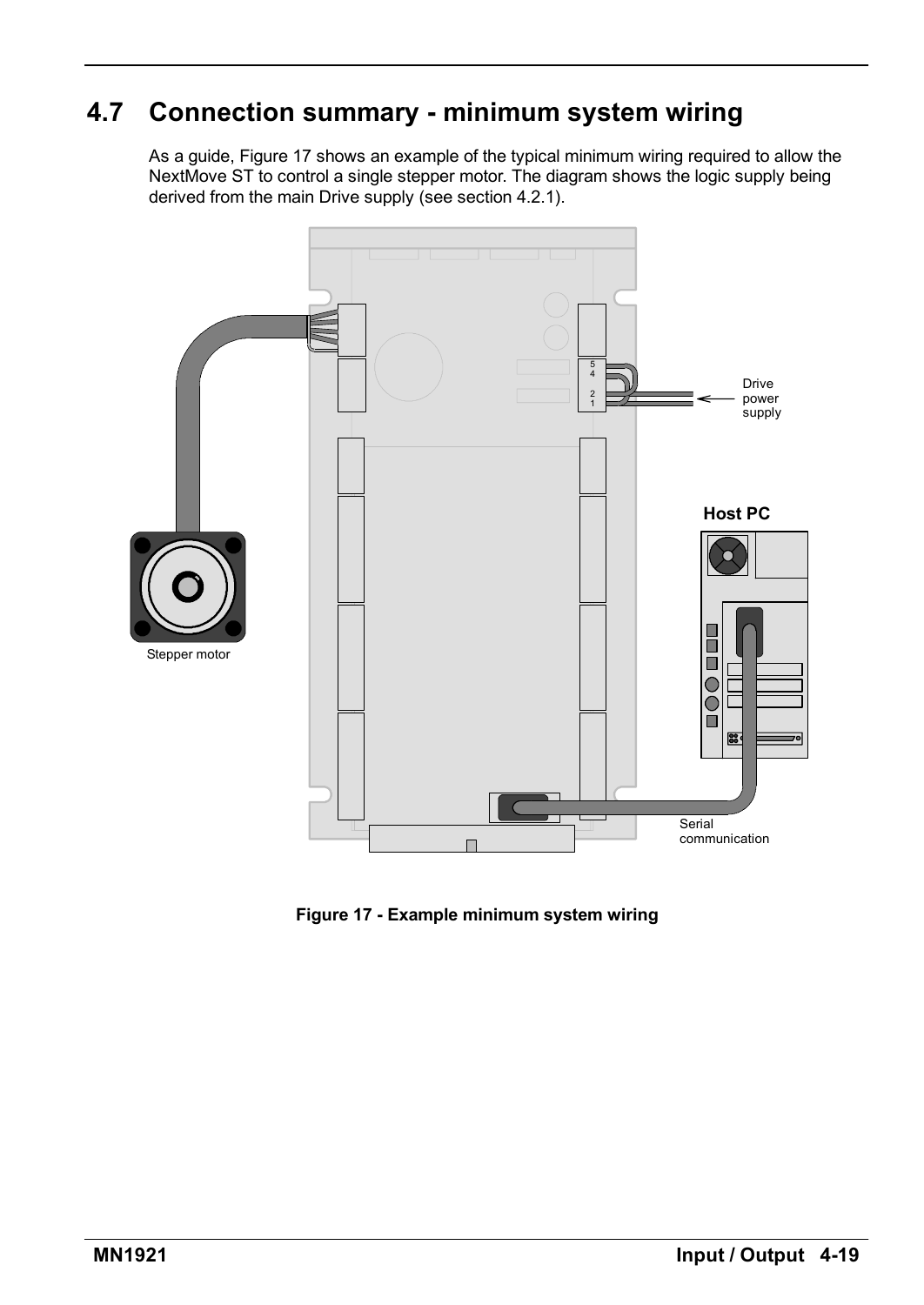## 4.7 Connection summary - minimum system wiring

As a guide, Figure 17 shows an example of the typical minimum wiring required to allow the NextMove ST to control a single stepper motor. The diagram shows the logic supply being derived from the main Drive supply (see section 4.2.1).

Figure 17 - Example minimum system wiring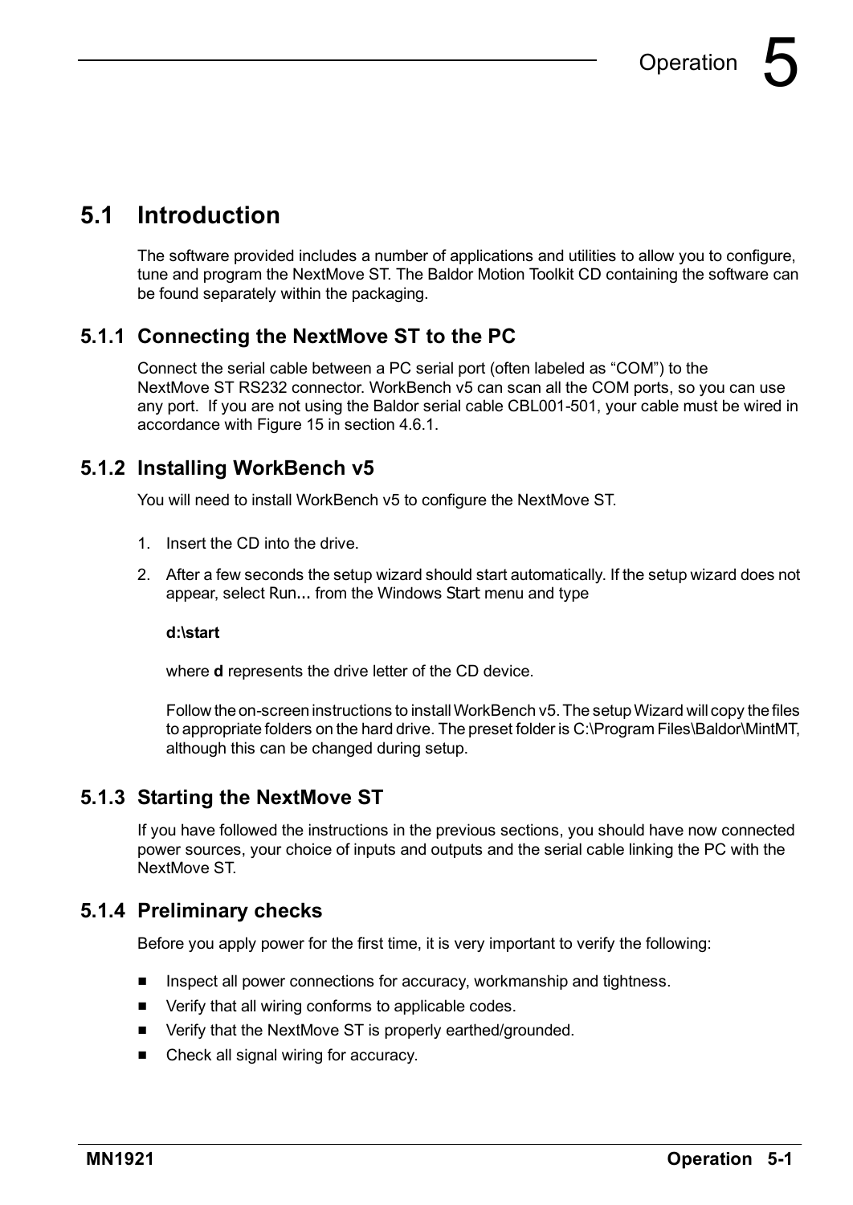# 5 Operation

## 5.1 Introduction

The software provided includes a number of applications and utilities to allow you to configure, tune and program the NextMove ST. The Baldor Motion Toolkit CD containing the software can be found separately within the packaging.

### 5.1.1 Connecting the NextMove ST to the PC

Connect the serial cable between a PC serial port (often labeled as "COM") to the NextMove ST RS232 connector. WorkBench v5 can scan all the COM ports, so you can use any port. If you are not using the Baldor serial cable CBL001-501, your cable must be wired in accordance with Figure 15 in section 4.6.1.

### 5.1.2 Installing WorkBench v5

You will need to install WorkBench v5 to configure the NextMove ST.

1. Insert the CD into the drive.
2. After a few seconds the setup wizard should start automatically. If the setup wizard does not appear, select Run... from the Windows Start menu and type

   **d:\start**

   where **d** represents the drive letter of the CD device.

   Follow the on-screen instructions to install WorkBench v5. The setup Wizard will copy the files to appropriate folders on the hard drive. The preset folder is C:\Program Files\Baldor\MintMT, although this can be changed during setup.

### 5.1.3 Starting the NextMove ST

If you have followed the instructions in the previous sections, you should have now connected power sources, your choice of inputs and outputs and the serial cable linking the PC with the NextMove ST.

### 5.1.4 Preliminary checks

Before you apply power for the first time, it is very important to verify the following:

- Inspect all power connections for accuracy, workmanship and tightness.
- Verify that all wiring conforms to applicable codes.
- Verify that the NextMove ST is properly earthed/grounded.
- Check all signal wiring for accuracy.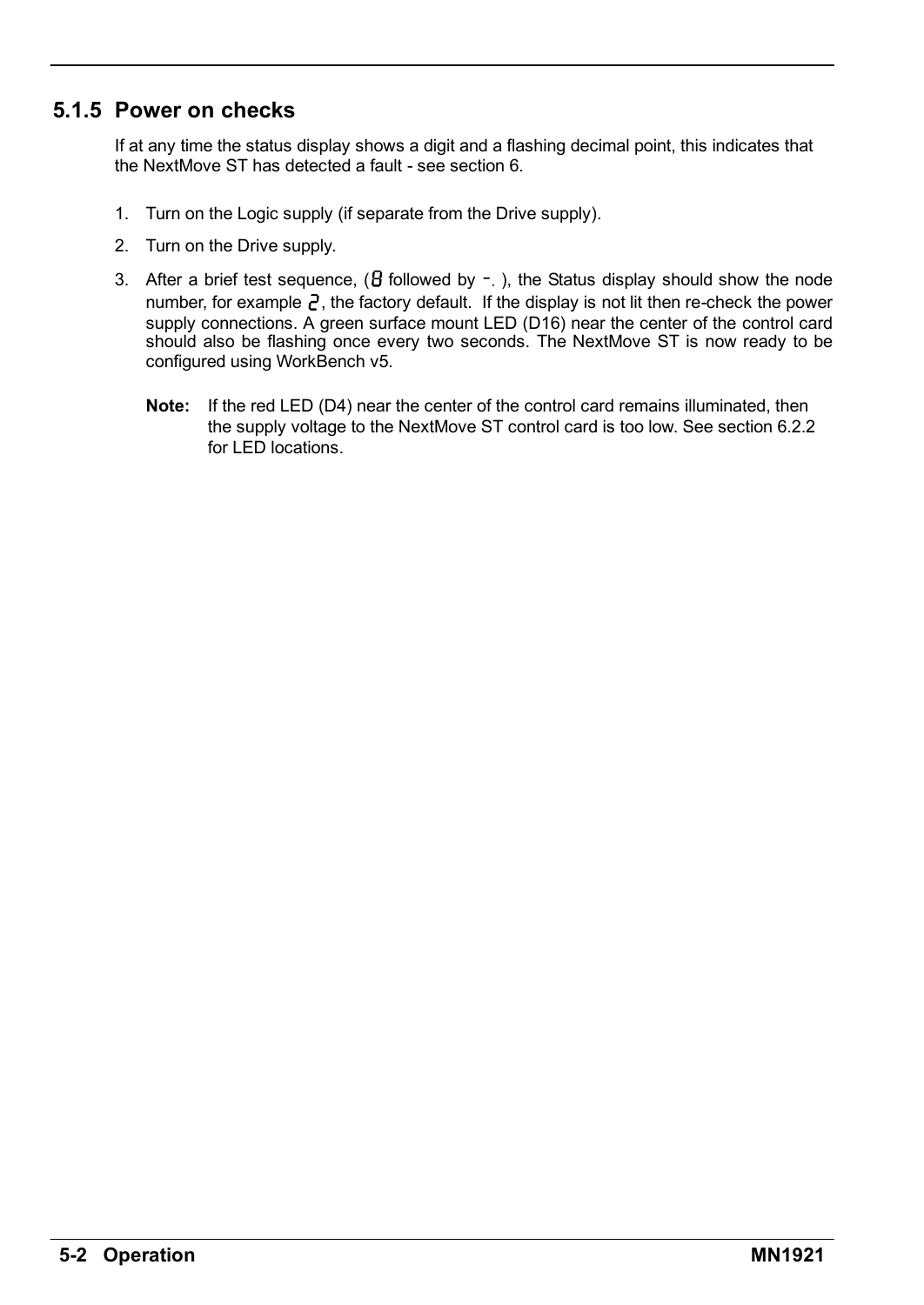### 5.1.5 Power on checks

If at any time the status display shows a digit and a flashing decimal point, this indicates that the NextMove ST has detected a fault - see section 6.

1. Turn on the Logic supply (if separate from the Drive supply).
2. Turn on the Drive supply.
3. After a brief test sequence, (8 followed by -. ), the Status display should show the node number, for example 2, the factory default. If the display is not lit then re-check the power supply connections. A green surface mount LED (D16) near the center of the control card should also be flashing once every two seconds. The NextMove ST is now ready to be configured using WorkBench v5.

   **Note:** If the red LED (D4) near the center of the control card remains illuminated, then the supply voltage to the NextMove ST control card is too low. See section 6.2.2 for LED locations.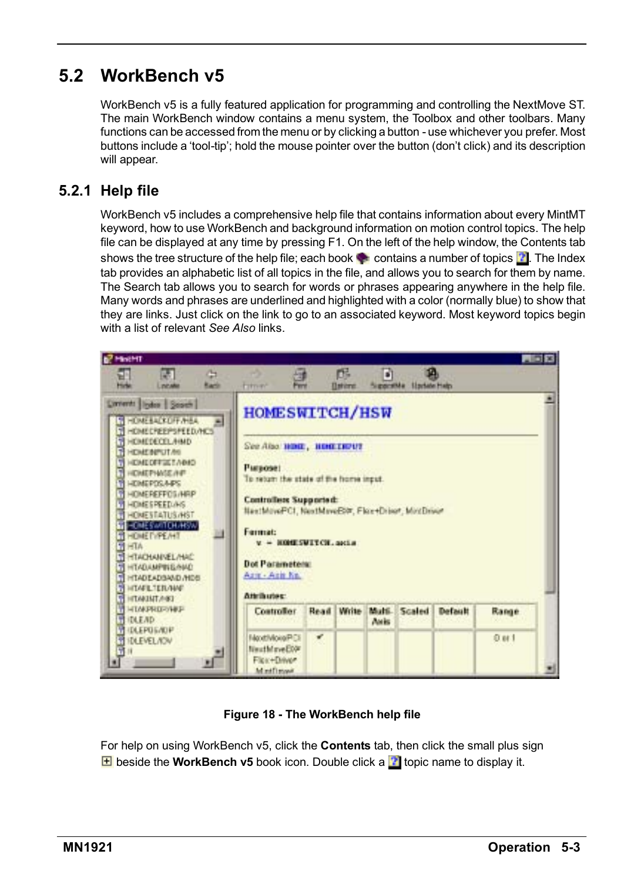## 5.2 WorkBench v5

WorkBench v5 is a fully featured application for programming and controlling the NextMove ST. The main WorkBench window contains a menu system, the Toolbox and other toolbars. Many functions can be accessed from the menu or by clicking a button - use whichever you prefer. Most buttons include a 'tool-tip'; hold the mouse pointer over the button (don't click) and its description will appear.

### 5.2.1 Help file

WorkBench v5 includes a comprehensive help file that contains information about every MintMT keyword, how to use WorkBench and background information on motion control topics. The help file can be displayed at any time by pressing F1. On the left of the help window, the Contents tab shows the tree structure of the help file; each book contains a number of topics. The Index tab provides an alphabetic list of all topics in the file, and allows you to search for them by name. The Search tab allows you to search for words or phrases appearing anywhere in the help file. Many words and phrases are underlined and highlighted with a color (normally blue) to show that they are links. Just click on the link to go to an associated keyword. Most keyword topics begin with a list of relevant *See Also* links.

**Figure 18 - The WorkBench help file**

For help on using WorkBench v5, click the **Contents** tab, then click the small plus sign beside the **WorkBench v5** book icon. Double click a topic name to display it.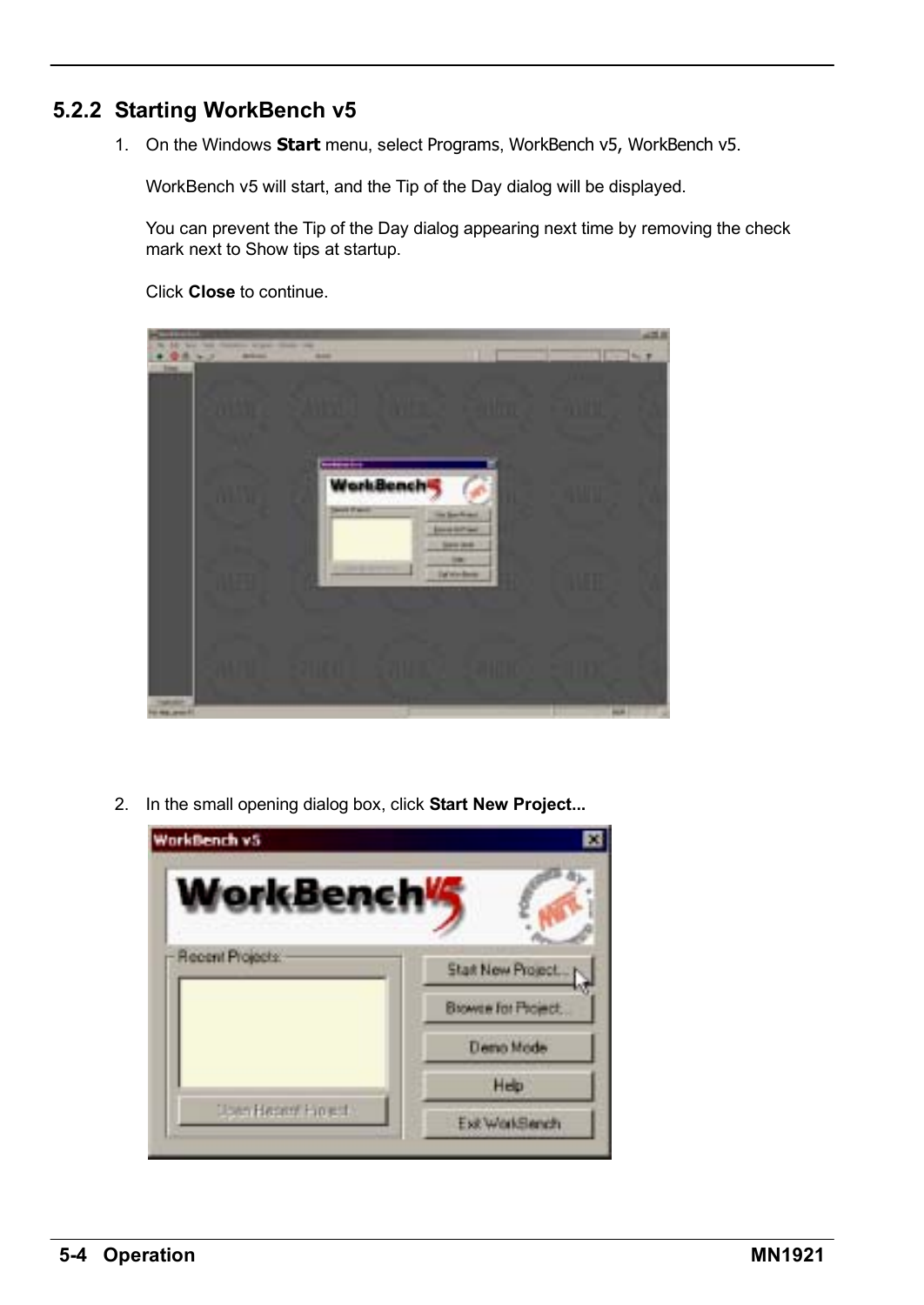### 5.2.2 Starting WorkBench v5

1. On the Windows **Start** menu, select Programs, WorkBench v5, WorkBench v5.

   WorkBench v5 will start, and the Tip of the Day dialog will be displayed.

   You can prevent the Tip of the Day dialog appearing next time by removing the check mark next to Show tips at startup.

   Click **Close** to continue.

2. In the small opening dialog box, click **Start New Project...**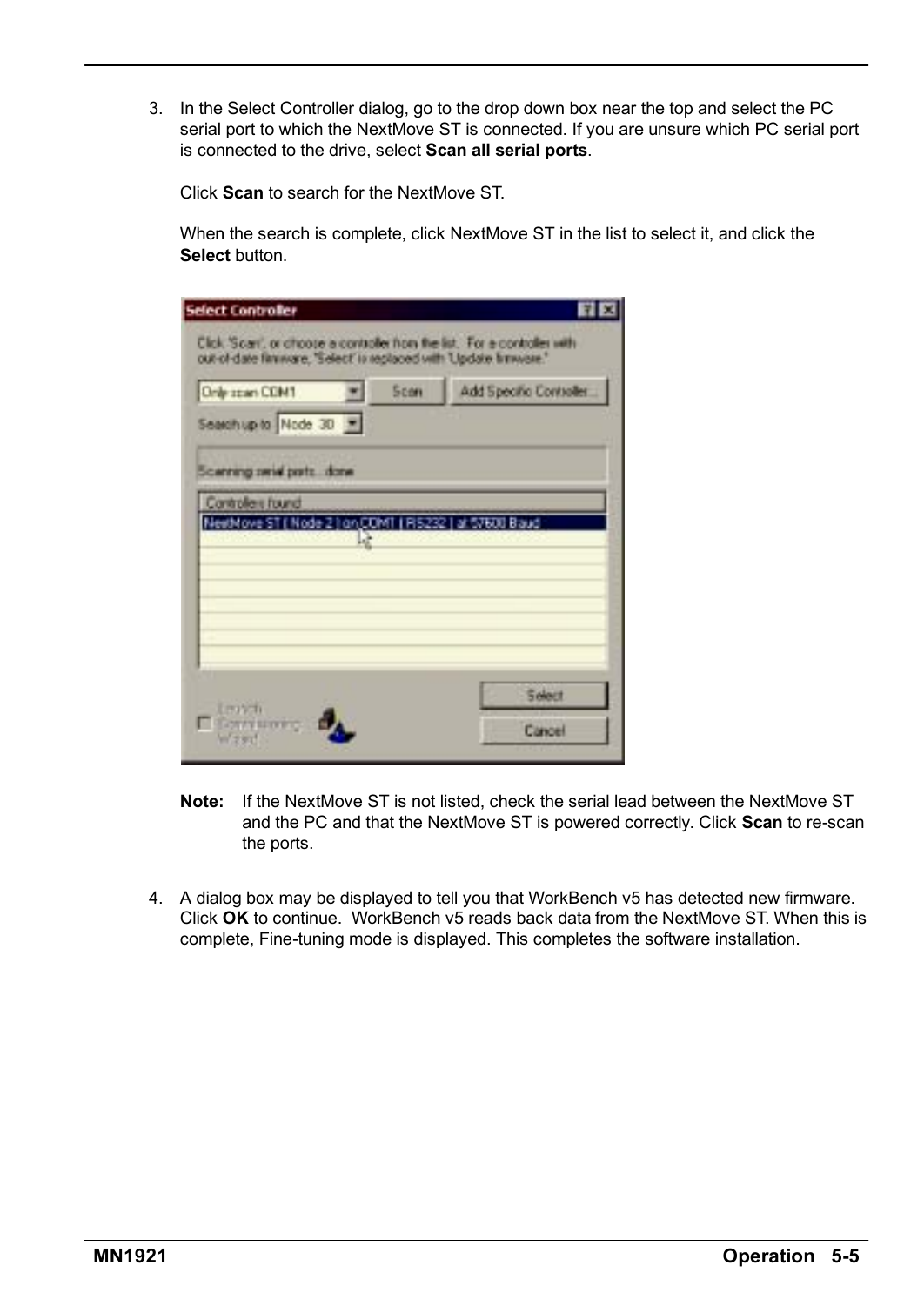3. In the Select Controller dialog, go to the drop down box near the top and select the PC serial port to which the NextMove ST is connected. If you are unsure which PC serial port is connected to the drive, select **Scan all serial ports**.

   Click **Scan** to search for the NextMove ST.

   When the search is complete, click NextMove ST in the list to select it, and click the **Select** button.

   **Note:** If the NextMove ST is not listed, check the serial lead between the NextMove ST and the PC and that the NextMove ST is powered correctly. Click **Scan** to re-scan the ports.

4. A dialog box may be displayed to tell you that WorkBench v5 has detected new firmware. Click **OK** to continue. WorkBench v5 reads back data from the NextMove ST. When this is complete, Fine-tuning mode is displayed. This completes the software installation.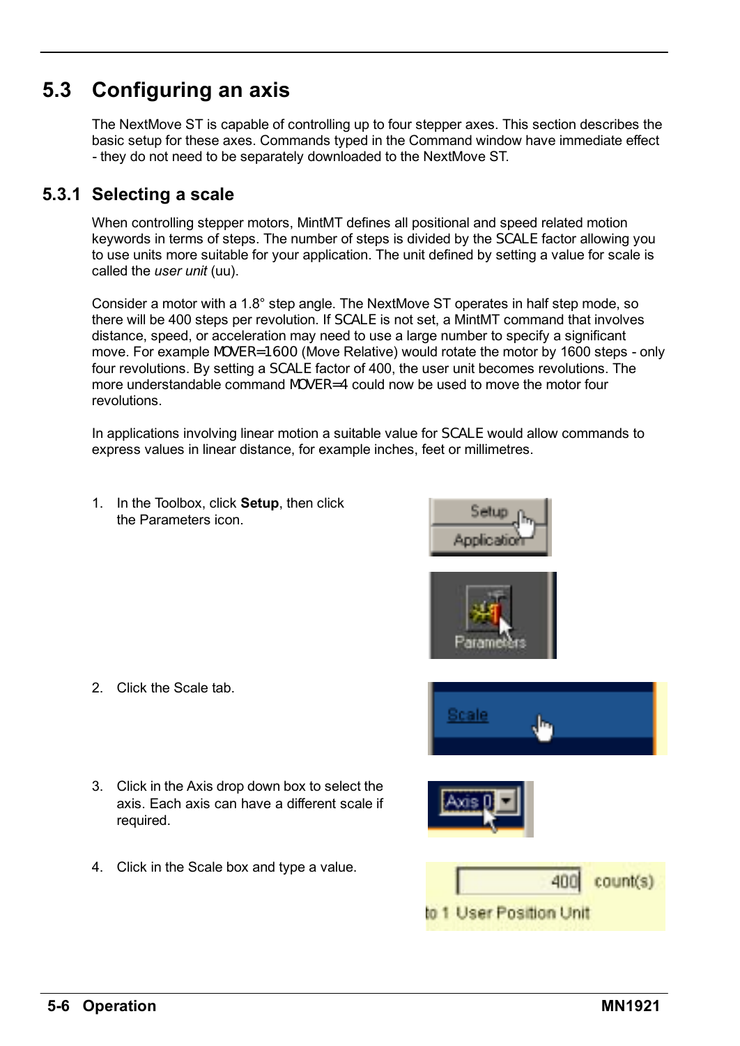## 5.3 Configuring an axis

The NextMove ST is capable of controlling up to four stepper axes. This section describes the basic setup for these axes. Commands typed in the Command window have immediate effect - they do not need to be separately downloaded to the NextMove ST.

### 5.3.1 Selecting a scale

When controlling stepper motors, MintMT defines all positional and speed related motion keywords in terms of steps. The number of steps is divided by the SCALE factor allowing you to use units more suitable for your application. The unit defined by setting a value for scale is called the *user unit* (uu).

Consider a motor with a 1.8° step angle. The NextMove ST operates in half step mode, so there will be 400 steps per revolution. If SCALE is not set, a MintMT command that involves distance, speed, or acceleration may need to use a large number to specify a significant move. For example MOVER=1600 (Move Relative) would rotate the motor by 1600 steps - only four revolutions. By setting a SCALE factor of 400, the user unit becomes revolutions. The more understandable command MOVER=4 could now be used to move the motor four revolutions.

In applications involving linear motion a suitable value for SCALE would allow commands to express values in linear distance, for example inches, feet or millimetres.

1. In the Toolbox, click **Setup**, then click the Parameters icon.
2. Click the Scale tab.
3. Click in the Axis drop down box to select the axis. Each axis can have a different scale if required.
4. Click in the Scale box and type a value.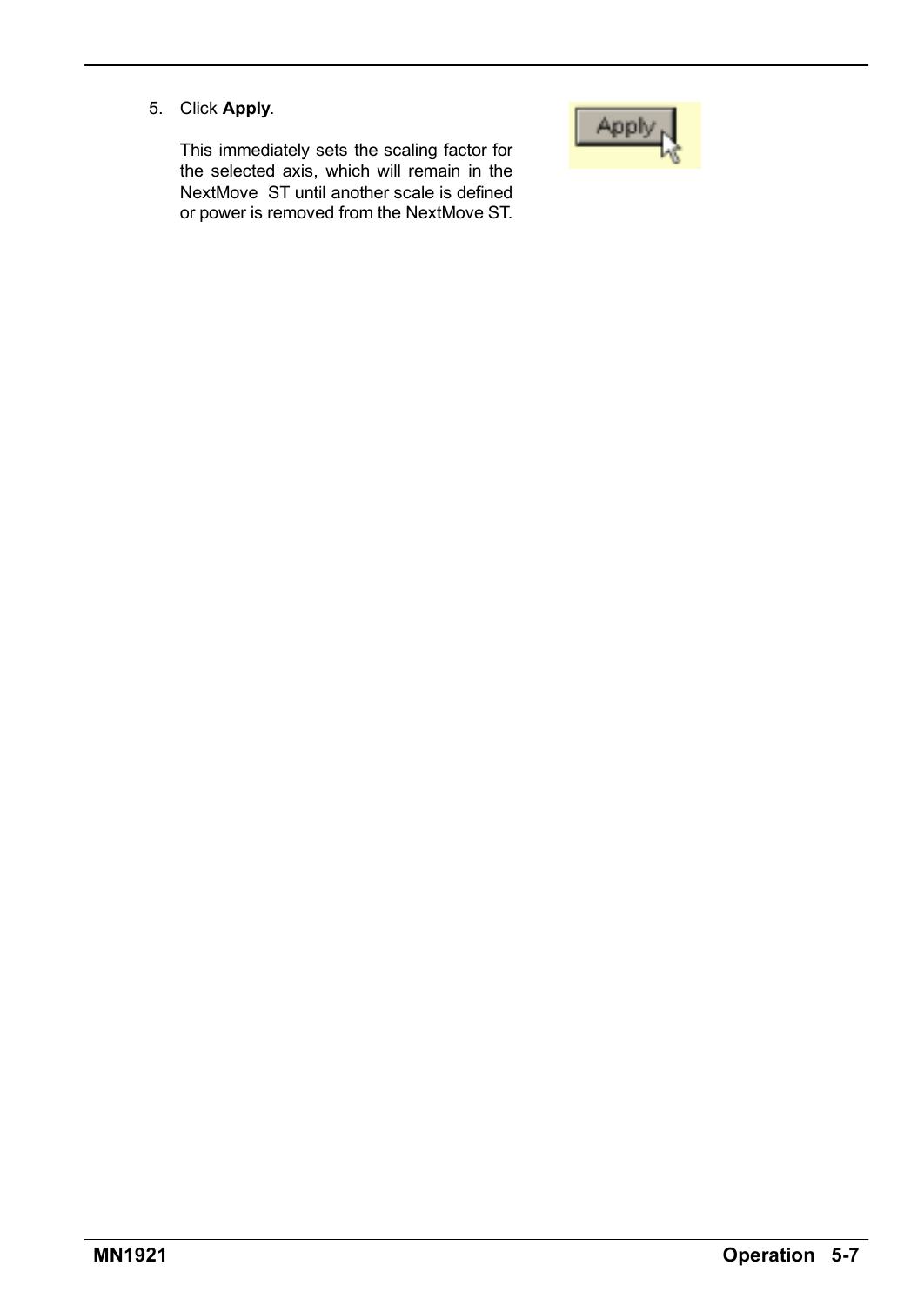5. Click **Apply**.

   This immediately sets the scaling factor for the selected axis, which will remain in the NextMove ST until another scale is defined or power is removed from the NextMove ST.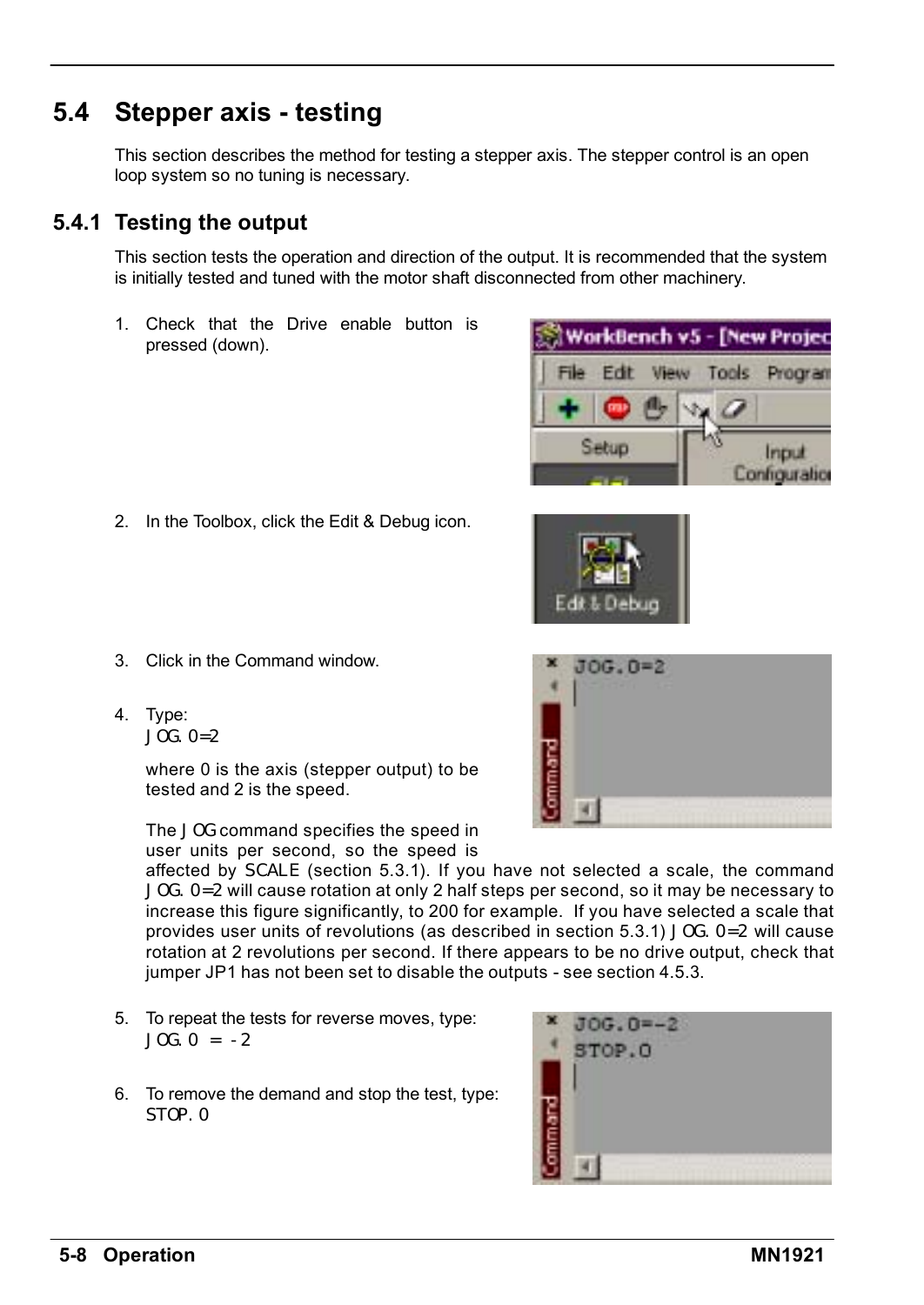## 5.4 Stepper axis - testing

This section describes the method for testing a stepper axis. The stepper control is an open loop system so no tuning is necessary.

### 5.4.1 Testing the output

This section tests the operation and direction of the output. It is recommended that the system is initially tested and tuned with the motor shaft disconnected from other machinery.

1. Check that the Drive enable button is pressed (down).

2. In the Toolbox, click the Edit & Debug icon.

3. Click in the Command window.

4. Type:
   `JOG.0=2`

   where 0 is the axis (stepper output) to be tested and 2 is the speed.

   The `JOG` command specifies the speed in user units per second, so the speed is affected by `SCALE` (section 5.3.1). If you have not selected a scale, the command `JOG.0=2` will cause rotation at only 2 half steps per second, so it may be necessary to increase this figure significantly, to 200 for example. If you have selected a scale that provides user units of revolutions (as described in section 5.3.1) `JOG.0=2` will cause rotation at 2 revolutions per second. If there appears to be no drive output, check that jumper JP1 has not been set to disable the outputs - see section 4.5.3.

5. To repeat the tests for reverse moves, type:
   `JOG.0 = -2`

6. To remove the demand and stop the test, type:
   `STOP.0`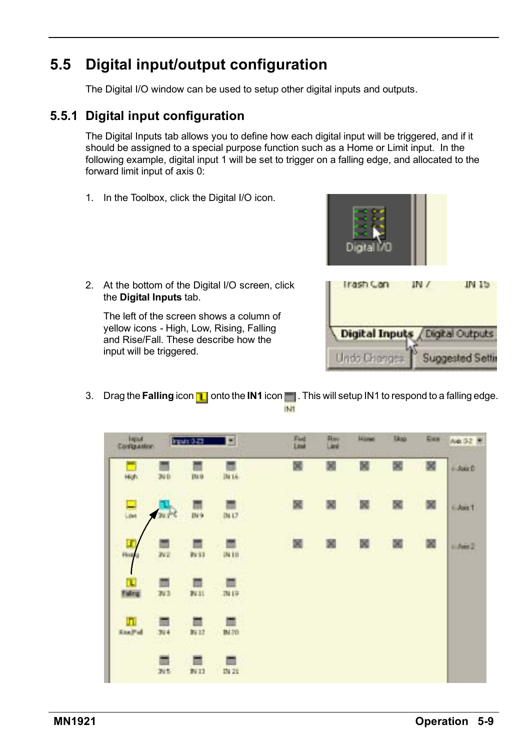## 5.5 Digital input/output configuration

The Digital I/O window can be used to setup other digital inputs and outputs.

### 5.5.1 Digital input configuration

The Digital Inputs tab allows you to define how each digital input will be triggered, and if it should be assigned to a special purpose function such as a Home or Limit input. In the following example, digital input 1 will be set to trigger on a falling edge, and allocated to the forward limit input of axis 0:

1. In the Toolbox, click the Digital I/O icon.

2. At the bottom of the Digital I/O screen, click the **Digital Inputs** tab.

   The left of the screen shows a column of yellow icons - High, Low, Rising, Falling and Rise/Fall. These describe how the input will be triggered.

3. Drag the **Falling** icon onto the **IN1** icon. This will setup IN1 to respond to a falling edge.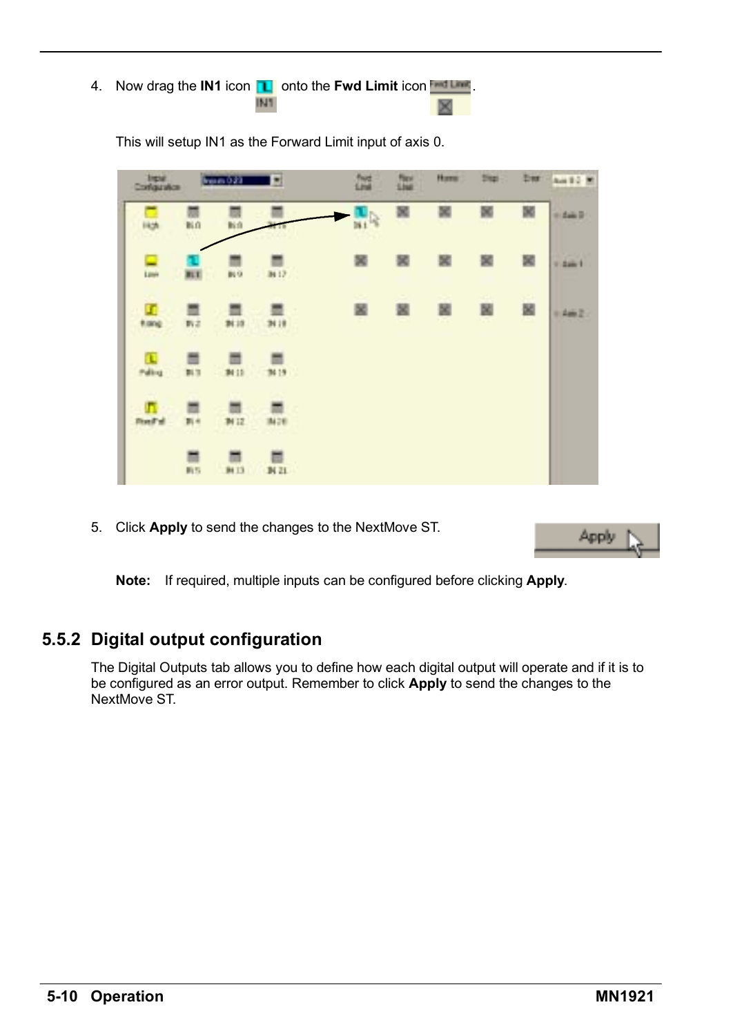4. Now drag the **IN1** icon onto the **Fwd Limit** icon.

   This will setup IN1 as the Forward Limit input of axis 0.

5. Click **Apply** to send the changes to the NextMove ST.

   **Note:** If required, multiple inputs can be configured before clicking **Apply**.

### 5.5.2 Digital output configuration

The Digital Outputs tab allows you to define how each digital output will operate and if it is to be configured as an error output. Remember to click **Apply** to send the changes to the NextMove ST.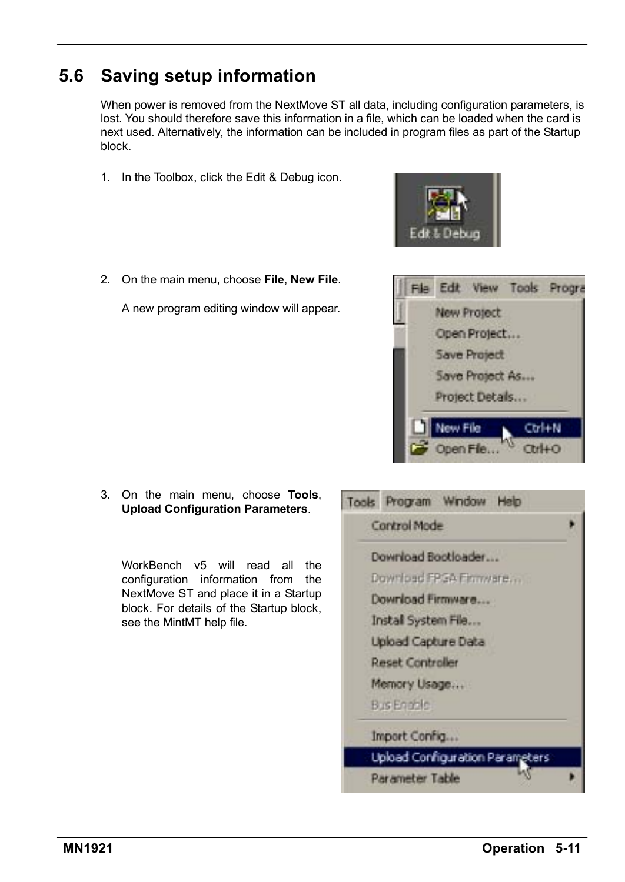## 5.6 Saving setup information

When power is removed from the NextMove ST all data, including configuration parameters, is lost. You should therefore save this information in a file, which can be loaded when the card is next used. Alternatively, the information can be included in program files as part of the Startup block.

1. In the Toolbox, click the Edit & Debug icon.

2. On the main menu, choose **File**, **New File**.

   A new program editing window will appear.

3. On the main menu, choose **Tools**, **Upload Configuration Parameters**.

   WorkBench v5 will read all the configuration information from the NextMove ST and place it in a Startup block. For details of the Startup block, see the MintMT help file.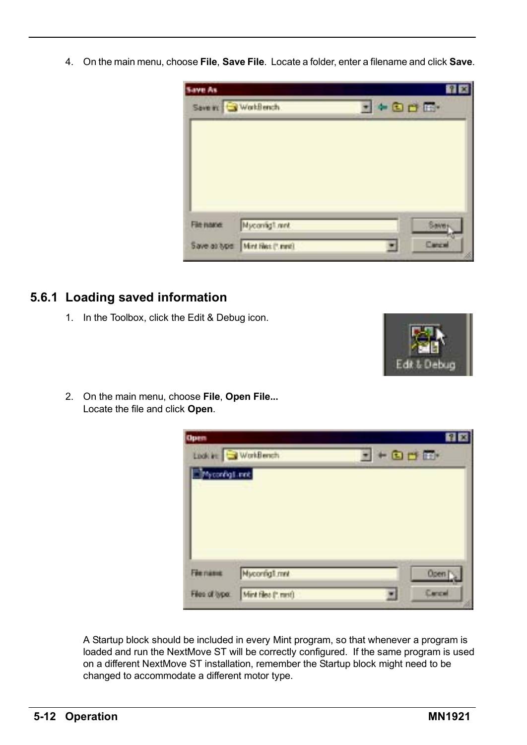4. On the main menu, choose **File**, **Save File**. Locate a folder, enter a filename and click **Save**.

### 5.6.1 Loading saved information

1. In the Toolbox, click the Edit & Debug icon.

2. On the main menu, choose **File**, **Open File...**
   Locate the file and click **Open**.

A Startup block should be included in every Mint program, so that whenever a program is loaded and run the NextMove ST will be correctly configured. If the same program is used on a different NextMove ST installation, remember the Startup block might need to be changed to accommodate a different motor type.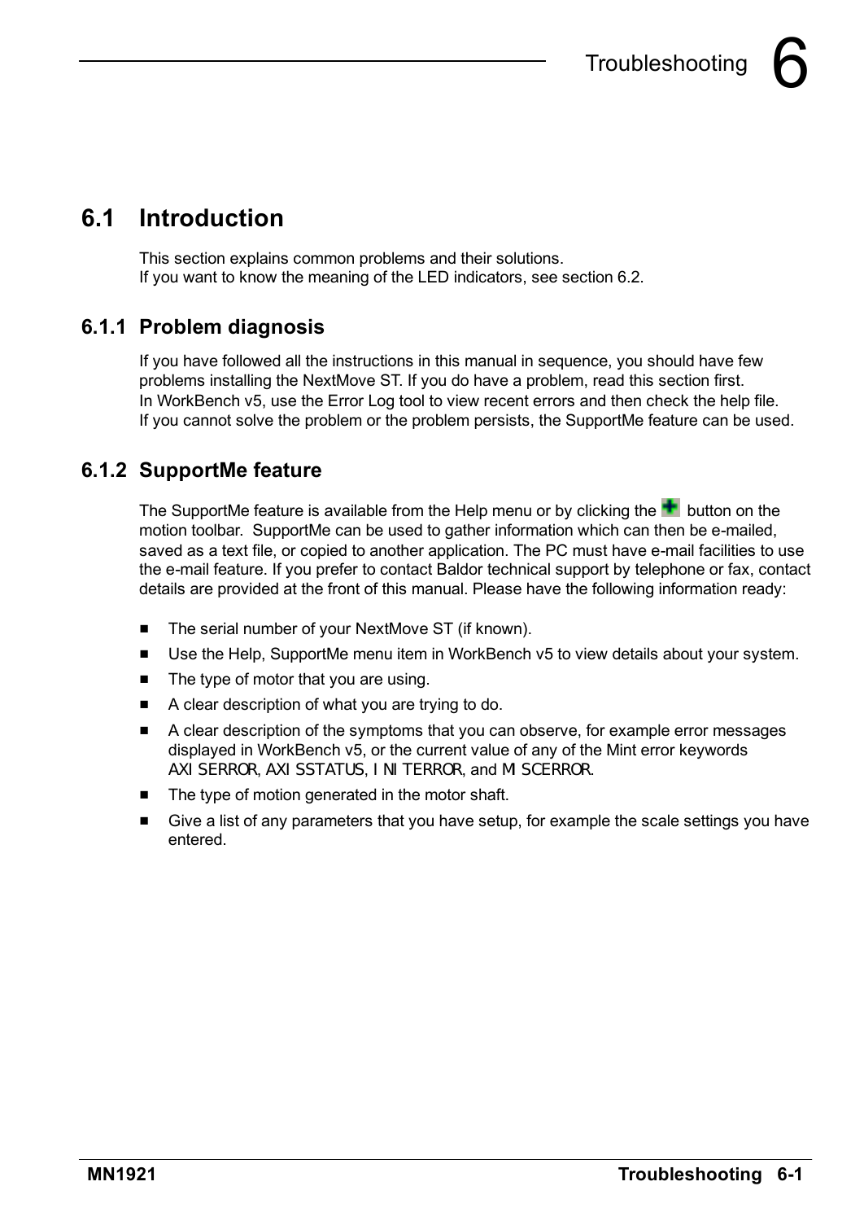# 6 Troubleshooting

## 6.1 Introduction

This section explains common problems and their solutions.
If you want to know the meaning of the LED indicators, see section 6.2.

### 6.1.1 Problem diagnosis

If you have followed all the instructions in this manual in sequence, you should have few problems installing the NextMove ST. If you do have a problem, read this section first.
In WorkBench v5, use the Error Log tool to view recent errors and then check the help file.
If you cannot solve the problem or the problem persists, the SupportMe feature can be used.

### 6.1.2 SupportMe feature

The SupportMe feature is available from the Help menu or by clicking the button on the motion toolbar. SupportMe can be used to gather information which can then be e-mailed, saved as a text file, or copied to another application. The PC must have e-mail facilities to use the e-mail feature. If you prefer to contact Baldor technical support by telephone or fax, contact details are provided at the front of this manual. Please have the following information ready:

- The serial number of your NextMove ST (if known).
- Use the Help, SupportMe menu item in WorkBench v5 to view details about your system.
- The type of motor that you are using.
- A clear description of what you are trying to do.
- A clear description of the symptoms that you can observe, for example error messages displayed in WorkBench v5, or the current value of any of the Mint error keywords AXISERROR, AXISSTATUS, INITERROR, and MISCERROR.
- The type of motion generated in the motor shaft.
- Give a list of any parameters that you have setup, for example the scale settings you have entered.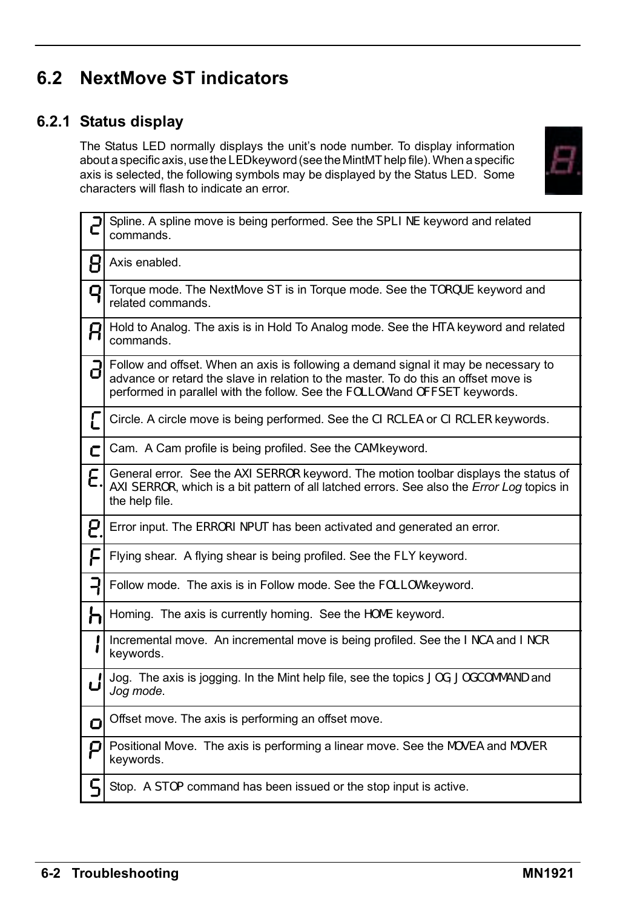## 6.2 NextMove ST indicators

### 6.2.1 Status display

The Status LED normally displays the unit's node number. To display information about a specific axis, use the LED keyword (see the MintMT help file). When a specific axis is selected, the following symbols may be displayed by the Status LED. Some characters will flash to indicate an error.

| Symbol | Description |
|---|---|
| 2 | Spline. A spline move is being performed. See the SPLINE keyword and related commands. |
| 8 | Axis enabled. |
| q | Torque mode. The NextMove ST is in Torque mode. See the TORQUE keyword and related commands. |
| A | Hold to Analog. The axis is in Hold To Analog mode. See the HTA keyword and related commands. |
| d | Follow and offset. When an axis is following a demand signal it may be necessary to advance or retard the slave in relation to the master. To do this an offset move is performed in parallel with the follow. See the FOLLOW and OFFSET keywords. |
| C | Circle. A circle move is being performed. See the CIRCLEA or CIRCLER keywords. |
| c | Cam. A Cam profile is being profiled. See the CAM keyword. |
| E. | General error. See the AXISERROR keyword. The motion toolbar displays the status of AXISERROR, which is a bit pattern of all latched errors. See also the *Error Log* topics in the help file. |
| e. | Error input. The ERRORINPUT has been activated and generated an error. |
| F | Flying shear. A flying shear is being profiled. See the FLY keyword. |
| ⊐ | Follow mode. The axis is in Follow mode. See the FOLLOW keyword. |
| h | Homing. The axis is currently homing. See the HOME keyword. |
| I | Incremental move. An incremental move is being profiled. See the INCA and INCR keywords. |
| J | Jog. The axis is jogging. In the Mint help file, see the topics JOG, JOGCOMMAND and *Jog mode*. |
| o | Offset move. The axis is performing an offset move. |
| P | Positional Move. The axis is performing a linear move. See the MOVEA and MOVER keywords. |
| S | Stop. A STOP command has been issued or the stop input is active. |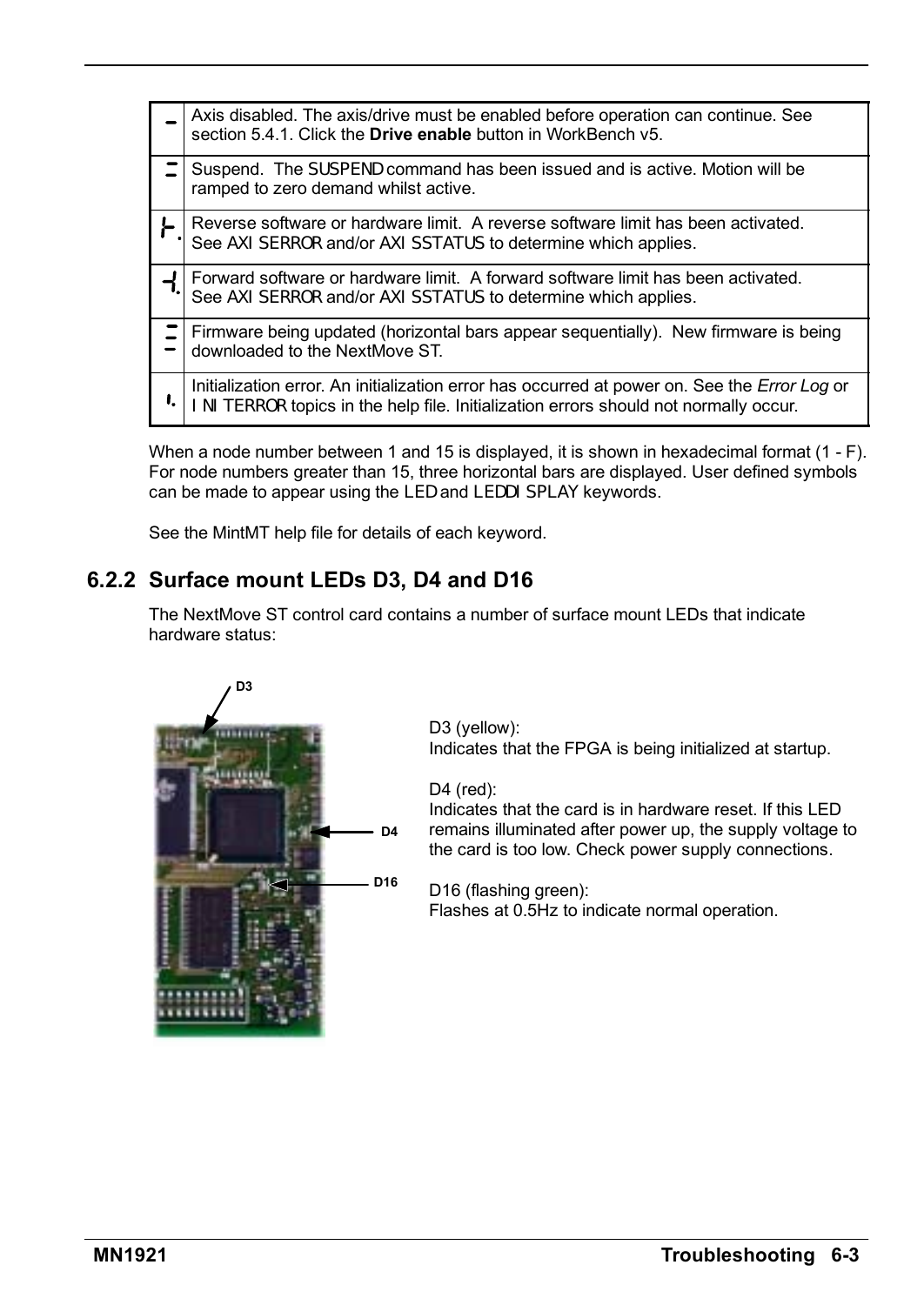| Symbol | Description |
|---|---|
| - | Axis disabled. The axis/drive must be enabled before operation can continue. See section 5.4.1. Click the **Drive enable** button in WorkBench v5. |
| = | Suspend. The SUSPEND command has been issued and is active. Motion will be ramped to zero demand whilst active. |
| ⊢. | Reverse software or hardware limit. A reverse software limit has been activated. See AXISERROR and/or AXISSTATUS to determine which applies. |
| ⊣. | Forward software or hardware limit. A forward software limit has been activated. See AXISERROR and/or AXISSTATUS to determine which applies. |
| ≡ | Firmware being updated (horizontal bars appear sequentially). New firmware is being downloaded to the NextMove ST. |
| I. | Initialization error. An initialization error has occurred at power on. See the *Error Log* or INITERROR topics in the help file. Initialization errors should not normally occur. |

When a node number between 1 and 15 is displayed, it is shown in hexadecimal format (1 - F). For node numbers greater than 15, three horizontal bars are displayed. User defined symbols can be made to appear using the LED and LEDDISPLAY keywords.

See the MintMT help file for details of each keyword.

## 6.2.2 Surface mount LEDs D3, D4 and D16

The NextMove ST control card contains a number of surface mount LEDs that indicate hardware status:

D3

D4

D16

D3 (yellow):
Indicates that the FPGA is being initialized at startup.

D4 (red):
Indicates that the card is in hardware reset. If this LED remains illuminated after power up, the supply voltage to the card is too low. Check power supply connections.

D16 (flashing green):
Flashes at 0.5Hz to indicate normal operation.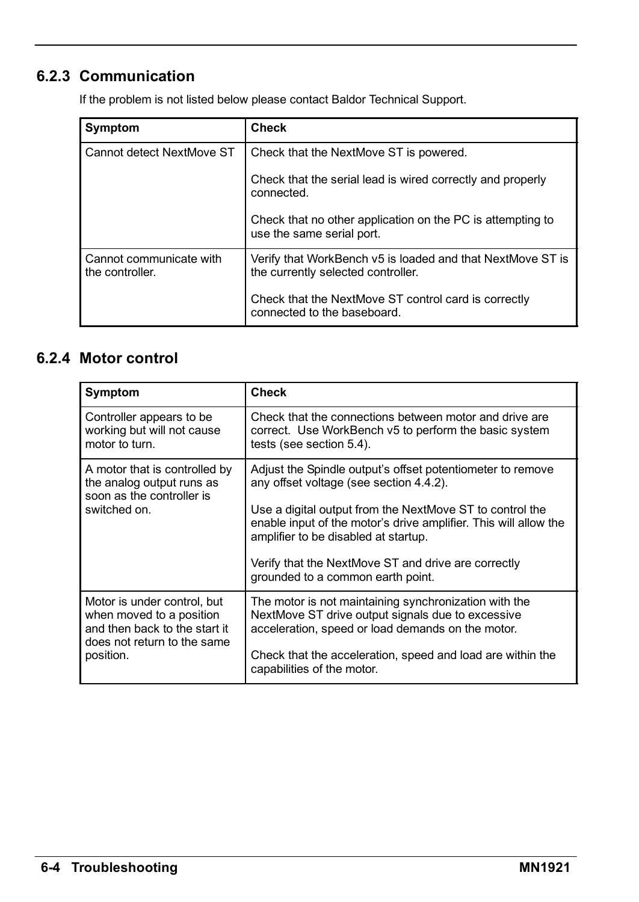### 6.2.3 Communication

If the problem is not listed below please contact Baldor Technical Support.

| Symptom | Check |
|---|---|
| Cannot detect NextMove ST | Check that the NextMove ST is powered.<br><br>Check that the serial lead is wired correctly and properly connected.<br><br>Check that no other application on the PC is attempting to use the same serial port. |
| Cannot communicate with the controller. | Verify that WorkBench v5 is loaded and that NextMove ST is the currently selected controller.<br><br>Check that the NextMove ST control card is correctly connected to the baseboard. |

### 6.2.4 Motor control

| Symptom | Check |
|---|---|
| Controller appears to be working but will not cause motor to turn. | Check that the connections between motor and drive are correct. Use WorkBench v5 to perform the basic system tests (see section 5.4). |
| A motor that is controlled by the analog output runs as soon as the controller is switched on. | Adjust the Spindle output's offset potentiometer to remove any offset voltage (see section 4.4.2).<br><br>Use a digital output from the NextMove ST to control the enable input of the motor's drive amplifier. This will allow the amplifier to be disabled at startup.<br><br>Verify that the NextMove ST and drive are correctly grounded to a common earth point. |
| Motor is under control, but when moved to a position and then back to the start it does not return to the same position. | The motor is not maintaining synchronization with the NextMove ST drive output signals due to excessive acceleration, speed or load demands on the motor.<br><br>Check that the acceleration, speed and load are within the capabilities of the motor. |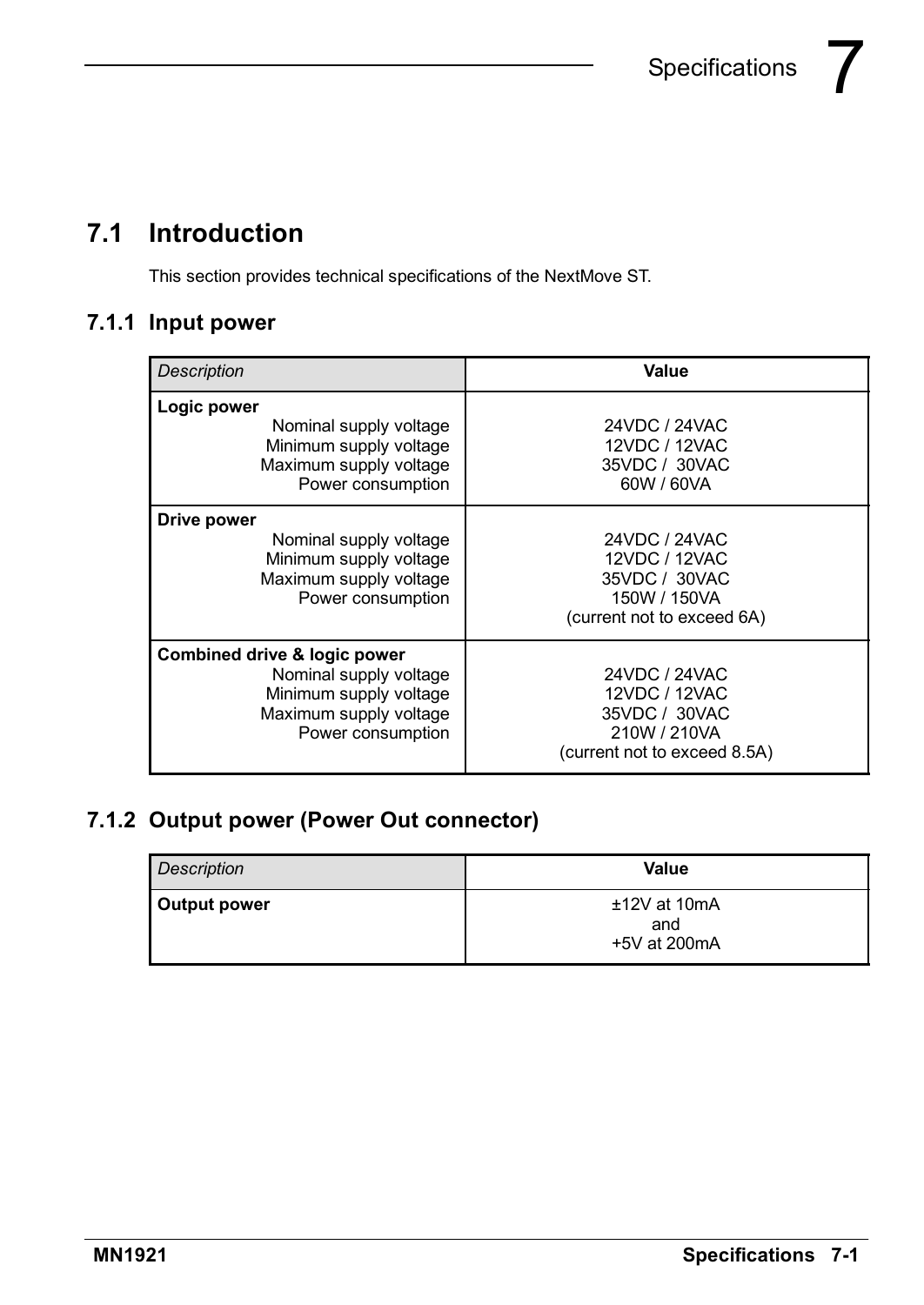# 7 Specifications

## 7.1 Introduction

This section provides technical specifications of the NextMove ST.

### 7.1.1 Input power

| *Description* | **Value** |
|---|---|
| **Logic power** | |
| Nominal supply voltage | 24VDC / 24VAC |
| Minimum supply voltage | 12VDC / 12VAC |
| Maximum supply voltage | 35VDC / 30VAC |
| Power consumption | 60W / 60VA |
| **Drive power** | |
| Nominal supply voltage | 24VDC / 24VAC |
| Minimum supply voltage | 12VDC / 12VAC |
| Maximum supply voltage | 35VDC / 30VAC |
| Power consumption | 150W / 150VA (current not to exceed 6A) |
| **Combined drive & logic power** | |
| Nominal supply voltage | 24VDC / 24VAC |
| Minimum supply voltage | 12VDC / 12VAC |
| Maximum supply voltage | 35VDC / 30VAC |
| Power consumption | 210W / 210VA (current not to exceed 8.5A) |

### 7.1.2 Output power (Power Out connector)

| *Description* | **Value** |
|---|---|
| **Output power** | ±12V at 10mA and +5V at 200mA |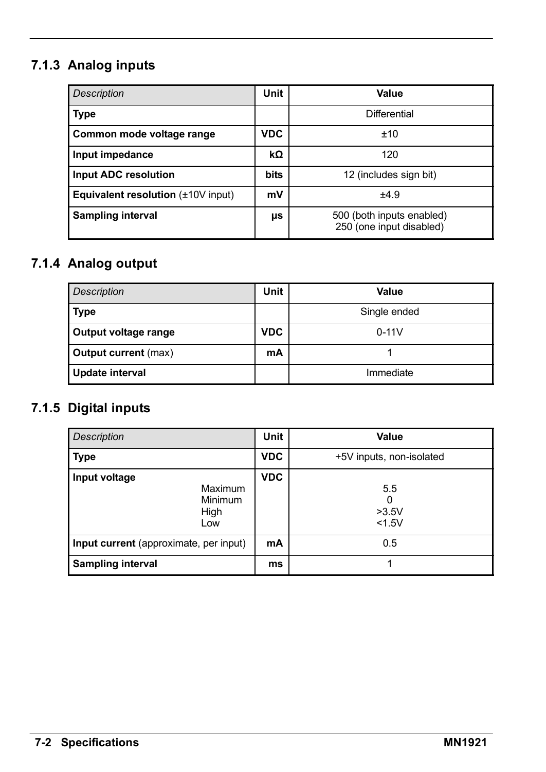### 7.1.3 Analog inputs

| *Description* | Unit | Value |
|---|---|---|
| **Type** | | Differential |
| **Common mode voltage range** | **VDC** | ±10 |
| **Input impedance** | **kΩ** | 120 |
| **Input ADC resolution** | **bits** | 12 (includes sign bit) |
| **Equivalent resolution** (±10V input) | **mV** | ±4.9 |
| **Sampling interval** | **μs** | 500 (both inputs enabled)<br>250 (one input disabled) |

### 7.1.4 Analog output

| *Description* | Unit | Value |
|---|---|---|
| **Type** | | Single ended |
| **Output voltage range** | **VDC** | 0-11V |
| **Output current** (max) | **mA** | 1 |
| **Update interval** | | Immediate |

### 7.1.5 Digital inputs

| *Description* | Unit | Value |
|---|---|---|
| **Type** | **VDC** | +5V inputs, non-isolated |
| **Input voltage**<br>Maximum<br>Minimum<br>High<br>Low | **VDC** | <br>5.5<br>0<br>>3.5V<br><1.5V |
| **Input current** (approximate, per input) | **mA** | 0.5 |
| **Sampling interval** | **ms** | 1 |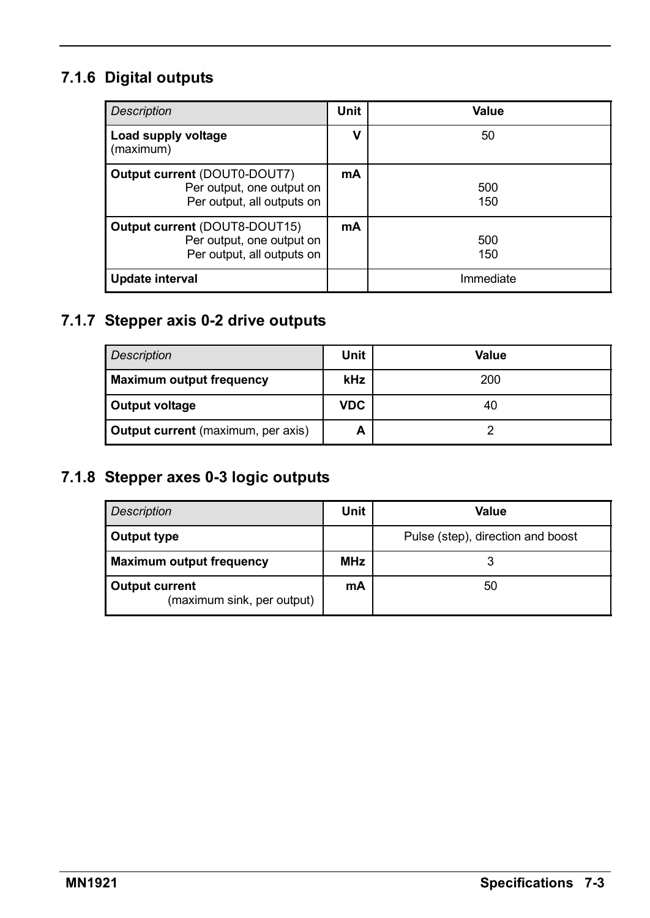### 7.1.6 Digital outputs

| *Description* | Unit | Value |
|---|---|---|
| **Load supply voltage** (maximum) | **V** | 50 |
| **Output current** (DOUT0-DOUT7)<br>Per output, one output on<br>Per output, all outputs on | **mA** | <br>500<br>150 |
| **Output current** (DOUT8-DOUT15)<br>Per output, one output on<br>Per output, all outputs on | **mA** | <br>500<br>150 |
| **Update interval** | | Immediate |

### 7.1.7 Stepper axis 0-2 drive outputs

| *Description* | Unit | Value |
|---|---|---|
| **Maximum output frequency** | **kHz** | 200 |
| **Output voltage** | **VDC** | 40 |
| **Output current** (maximum, per axis) | **A** | 2 |

### 7.1.8 Stepper axes 0-3 logic outputs

| *Description* | Unit | Value |
|---|---|---|
| **Output type** | | Pulse (step), direction and boost |
| **Maximum output frequency** | **MHz** | 3 |
| **Output current** (maximum sink, per output) | **mA** | 50 |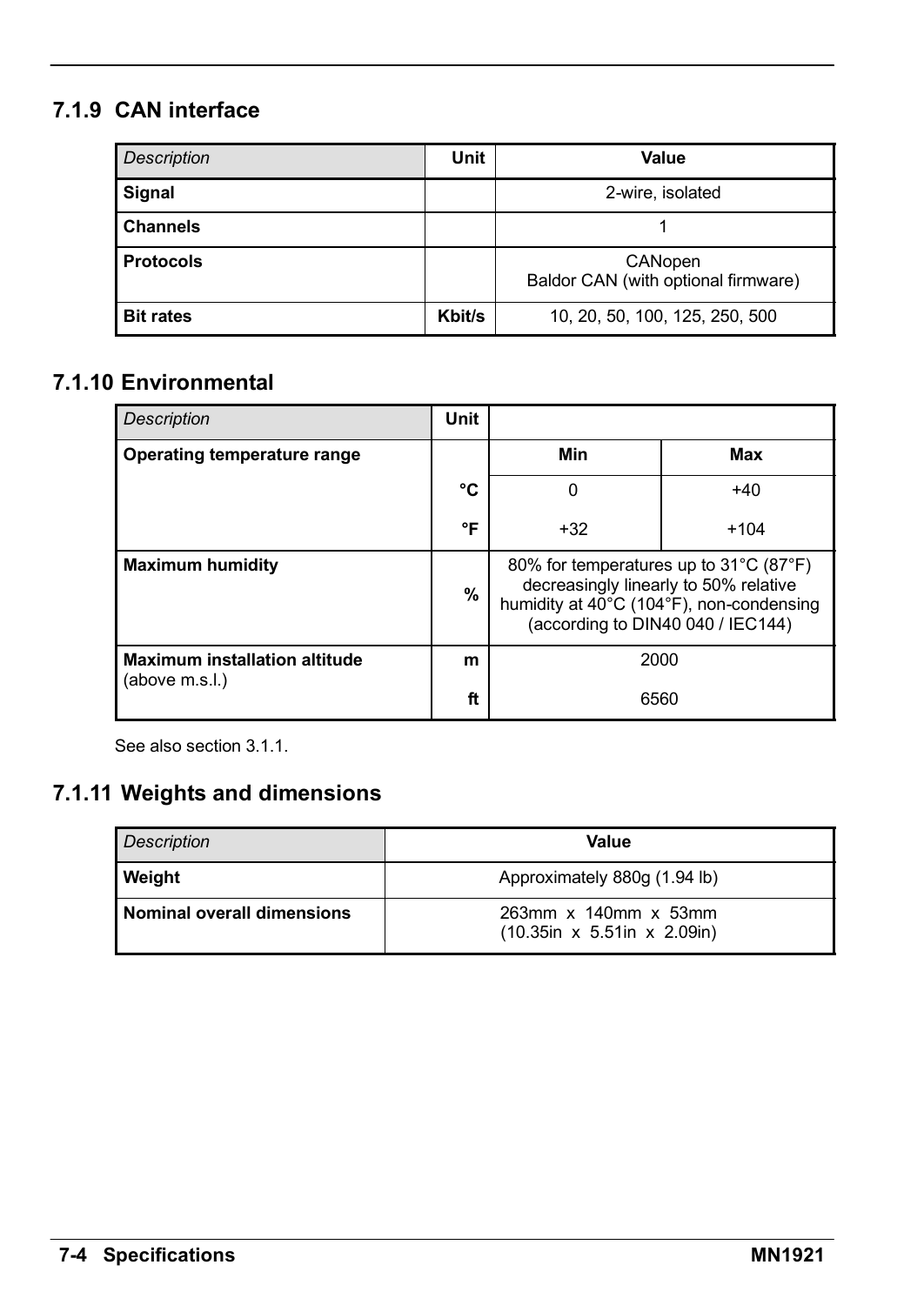### 7.1.9 CAN interface

| *Description* | Unit | Value |
|---|---|---|
| **Signal** | | 2-wire, isolated |
| **Channels** | | 1 |
| **Protocols** | | CANopen<br>Baldor CAN (with optional firmware) |
| **Bit rates** | **Kbit/s** | 10, 20, 50, 100, 125, 250, 500 |

### 7.1.10 Environmental

| *Description* | Unit | | |
|---|---|---|---|
| **Operating temperature range** | | **Min** | **Max** |
| | **°C** | 0 | +40 |
| | **°F** | +32 | +104 |
| **Maximum humidity** | **%** | 80% for temperatures up to 31°C (87°F) decreasingly linearly to 50% relative humidity at 40°C (104°F), non-condensing (according to DIN40 040 / IEC144) | |
| **Maximum installation altitude** (above m.s.l.) | **m** | 2000 | |
| | **ft** | 6560 | |

See also section 3.1.1.

### 7.1.11 Weights and dimensions

| *Description* | Value |
|---|---|
| **Weight** | Approximately 880g (1.94 lb) |
| **Nominal overall dimensions** | 263mm x 140mm x 53mm<br>(10.35in x 5.51in x 2.09in) |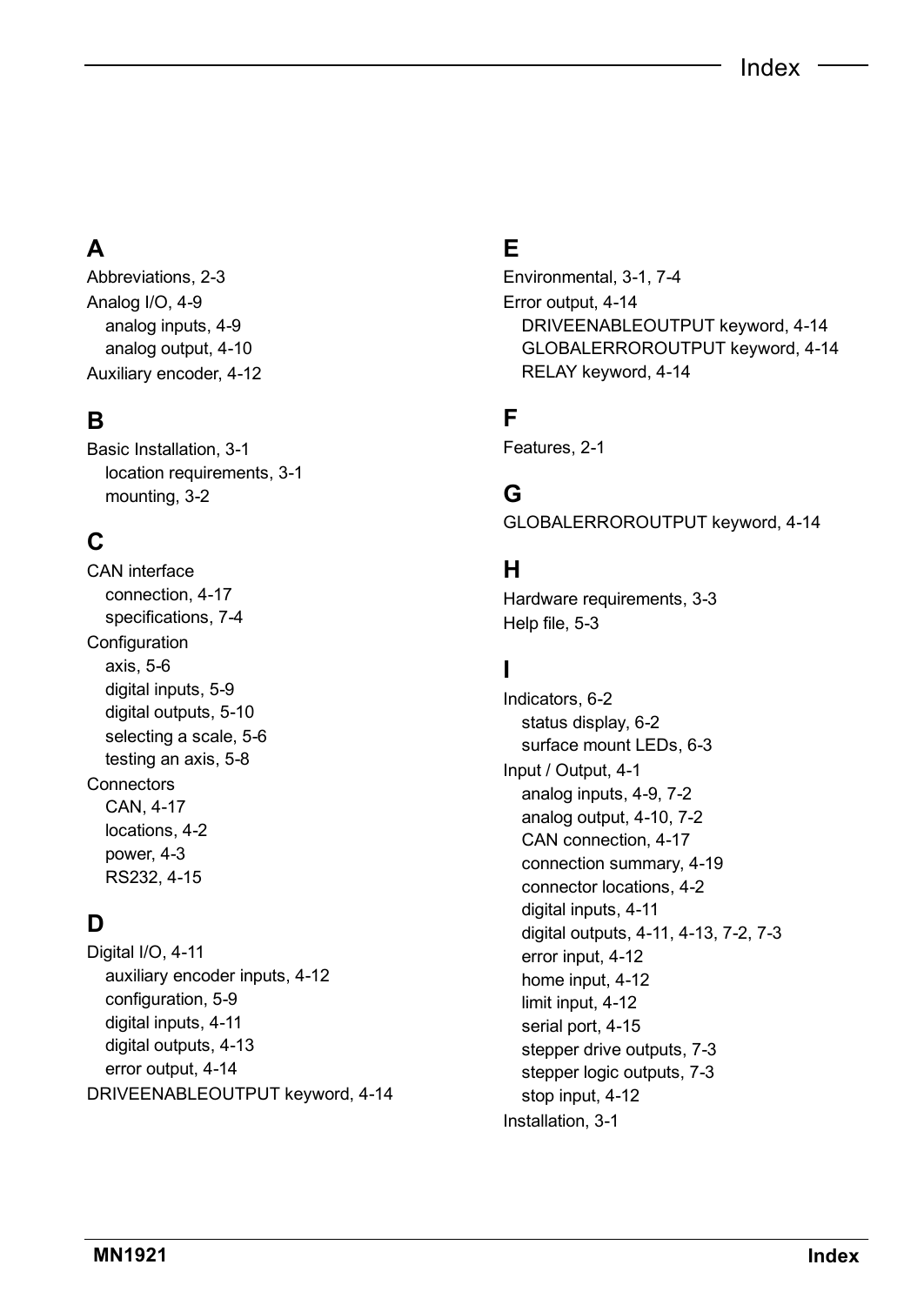## A

Abbreviations, 2-3

Analog I/O, 4-9

- analog inputs, 4-9
- analog output, 4-10

Auxiliary encoder, 4-12

## B

Basic Installation, 3-1

- location requirements, 3-1
- mounting, 3-2

## C

CAN interface

- connection, 4-17
- specifications, 7-4

Configuration

- axis, 5-6
- digital inputs, 5-9
- digital outputs, 5-10
- selecting a scale, 5-6
- testing an axis, 5-8

Connectors

- CAN, 4-17
- locations, 4-2
- power, 4-3
- RS232, 4-15

## D

Digital I/O, 4-11

- auxiliary encoder inputs, 4-12
- configuration, 5-9
- digital inputs, 4-11
- digital outputs, 4-13
- error output, 4-14

DRIVEENABLEOUTPUT keyword, 4-14

## E

Environmental, 3-1, 7-4

Error output, 4-14

- DRIVEENABLEOUTPUT keyword, 4-14
- GLOBALERROROUTPUT keyword, 4-14
- RELAY keyword, 4-14

## F

Features, 2-1

## G

GLOBALERROROUTPUT keyword, 4-14

## H

Hardware requirements, 3-3

Help file, 5-3

## I

Indicators, 6-2

- status display, 6-2
- surface mount LEDs, 6-3

Input / Output, 4-1

- analog inputs, 4-9, 7-2
- analog output, 4-10, 7-2
- CAN connection, 4-17
- connection summary, 4-19
- connector locations, 4-2
- digital inputs, 4-11
- digital outputs, 4-11, 4-13, 7-2, 7-3
- error input, 4-12
- home input, 4-12
- limit input, 4-12
- serial port, 4-15
- stepper drive outputs, 7-3
- stepper logic outputs, 7-3
- stop input, 4-12

Installation, 3-1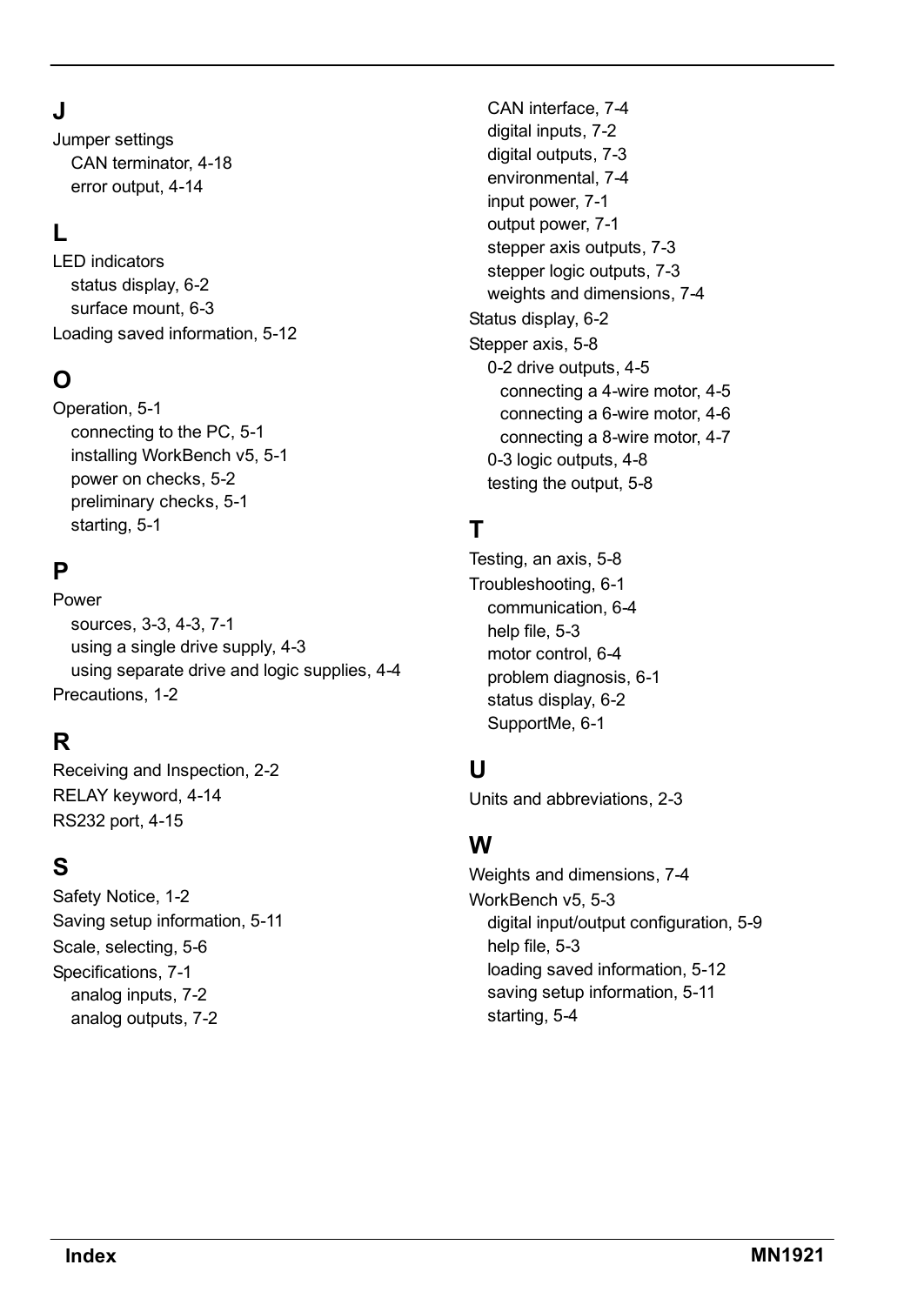## J

Jumper settings
- CAN terminator, 4-18
- error output, 4-14

## L

LED indicators
- status display, 6-2
- surface mount, 6-3

Loading saved information, 5-12

## O

Operation, 5-1
- connecting to the PC, 5-1
- installing WorkBench v5, 5-1
- power on checks, 5-2
- preliminary checks, 5-1
- starting, 5-1

## P

Power
- sources, 3-3, 4-3, 7-1
- using a single drive supply, 4-3
- using separate drive and logic supplies, 4-4

Precautions, 1-2

## R

Receiving and Inspection, 2-2

RELAY keyword, 4-14

RS232 port, 4-15

## S

Safety Notice, 1-2

Saving setup information, 5-11

Scale, selecting, 5-6

Specifications, 7-1
- analog inputs, 7-2
- analog outputs, 7-2
- CAN interface, 7-4
- digital inputs, 7-2
- digital outputs, 7-3
- environmental, 7-4
- input power, 7-1
- output power, 7-1
- stepper axis outputs, 7-3
- stepper logic outputs, 7-3
- weights and dimensions, 7-4

Status display, 6-2

Stepper axis, 5-8
- 0-2 drive outputs, 4-5
  - connecting a 4-wire motor, 4-5
  - connecting a 6-wire motor, 4-6
  - connecting a 8-wire motor, 4-7
- 0-3 logic outputs, 4-8
- testing the output, 5-8

## T

Testing, an axis, 5-8

Troubleshooting, 6-1
- communication, 6-4
- help file, 5-3
- motor control, 6-4
- problem diagnosis, 6-1
- status display, 6-2
- SupportMe, 6-1

## U

Units and abbreviations, 2-3

## W

Weights and dimensions, 7-4

WorkBench v5, 5-3
- digital input/output configuration, 5-9
- help file, 5-3
- loading saved information, 5-12
- saving setup information, 5-11
- starting, 5-4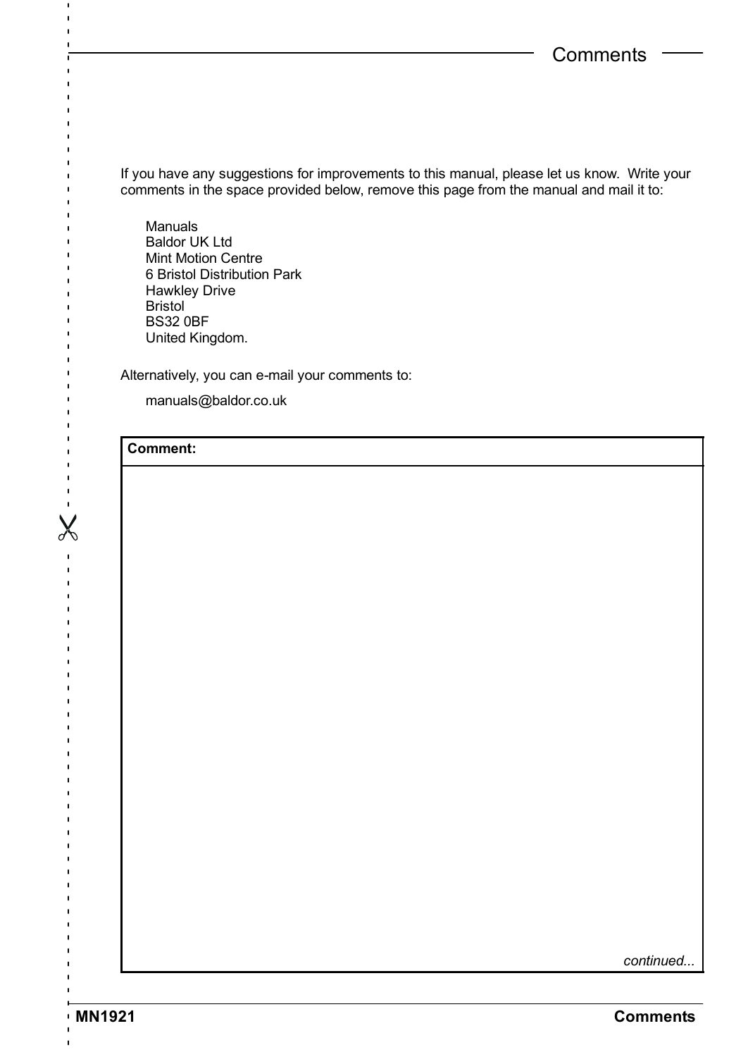# Comments

If you have any suggestions for improvements to this manual, please let us know. Write your comments in the space provided below, remove this page from the manual and mail it to:

Manuals
Baldor UK Ltd
Mint Motion Centre
6 Bristol Distribution Park
Hawkley Drive
Bristol
BS32 0BF
United Kingdom.

Alternatively, you can e-mail your comments to:

manuals@baldor.co.uk

| **Comment:** |
|---|
| *continued...* |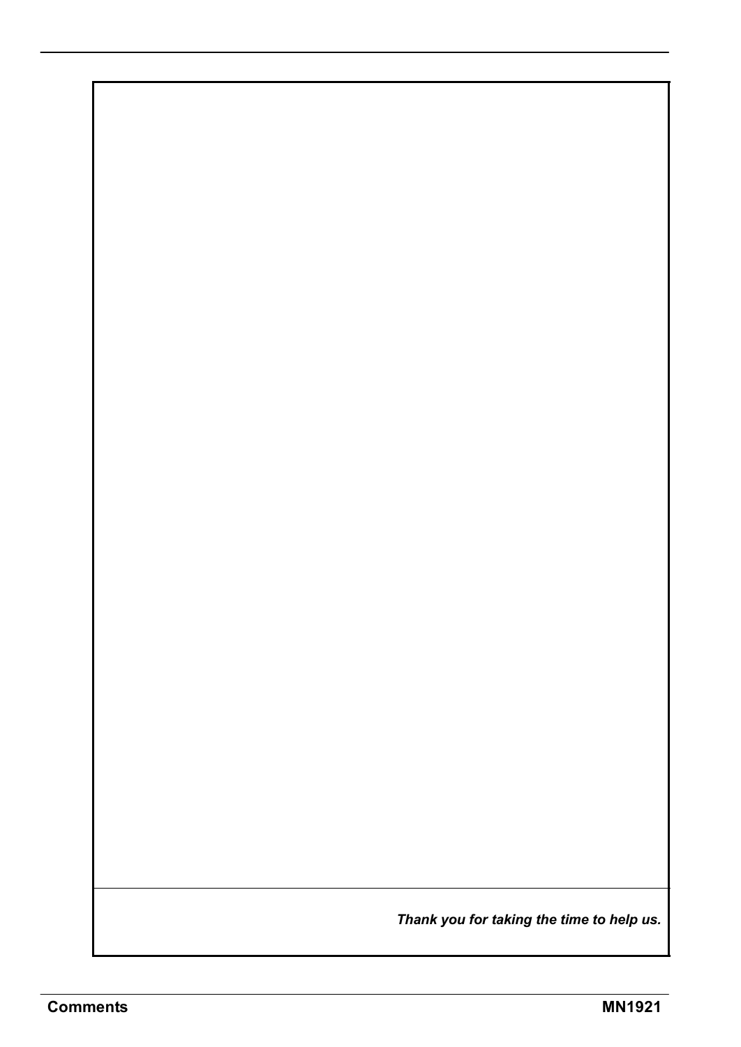*Thank you for taking the time to help us.*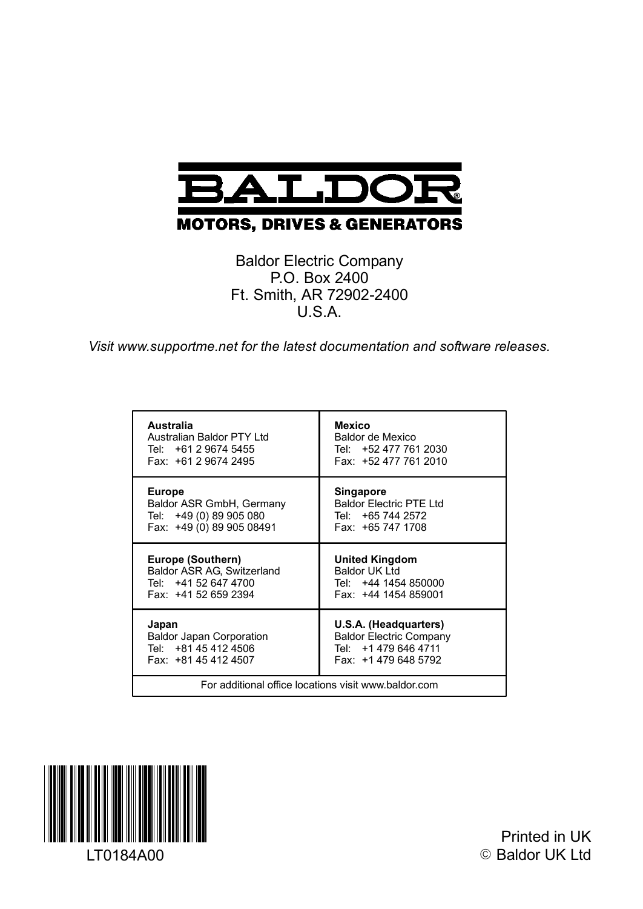# BALDOR®

**MOTORS, DRIVES & GENERATORS**

Baldor Electric Company
P.O. Box 2400
Ft. Smith, AR 72902-2400
U.S.A.

*Visit www.supportme.net for the latest documentation and software releases.*

| | |
|---|---|
| **Australia**<br>Australian Baldor PTY Ltd<br>Tel: +61 2 9674 5455<br>Fax: +61 2 9674 2495 | **Mexico**<br>Baldor de Mexico<br>Tel: +52 477 761 2030<br>Fax: +52 477 761 2010 |
| **Europe**<br>Baldor ASR GmbH, Germany<br>Tel: +49 (0) 89 905 080<br>Fax: +49 (0) 89 905 08491 | **Singapore**<br>Baldor Electric PTE Ltd<br>Tel: +65 744 2572<br>Fax: +65 747 1708 |
| **Europe (Southern)**<br>Baldor ASR AG, Switzerland<br>Tel: +41 52 647 4700<br>Fax: +41 52 659 2394 | **United Kingdom**<br>Baldor UK Ltd<br>Tel: +44 1454 850000<br>Fax: +44 1454 859001 |
| **Japan**<br>Baldor Japan Corporation<br>Tel: +81 45 412 4506<br>Fax: +81 45 412 4507 | **U.S.A. (Headquarters)**<br>Baldor Electric Company<br>Tel: +1 479 646 4711<br>Fax: +1 479 648 5792 |
| For additional office locations visit www.baldor.com | |

LT0184A00

Printed in UK
© Baldor UK Ltd